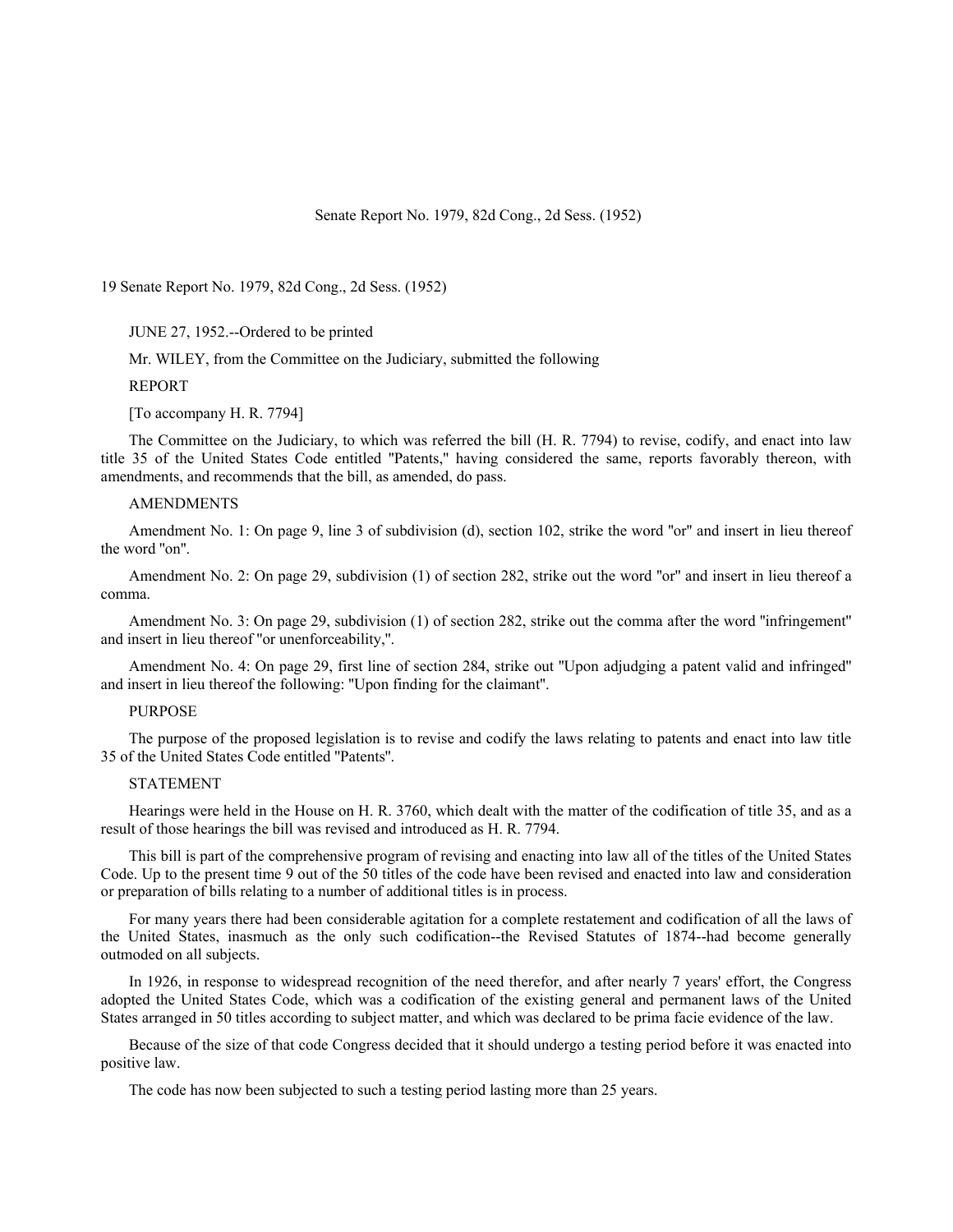Senate Report No. 1979, 82d Cong., 2d Sess. (1952)

19 Senate Report No. 1979, 82d Cong., 2d Sess. (1952)

JUNE 27, 1952.--Ordered to be printed

Mr. WILEY, from the Committee on the Judiciary, submitted the following

REPORT

[To accompany H. R. 7794]

The Committee on the Judiciary, to which was referred the bill (H. R. 7794) to revise, codify, and enact into law title 35 of the United States Code entitled "Patents," having considered the same, reports favorably thereon, with amendments, and recommends that the bill, as amended, do pass.

AMENDMENTS

Amendment No. 1: On page 9, line 3 of subdivision (d), section 102, strike the word "or" and insert in lieu thereof the word "on".

Amendment No. 2: On page 29, subdivision (1) of section 282, strike out the word "or" and insert in lieu thereof a comma.

Amendment No. 3: On page 29, subdivision (1) of section 282, strike out the comma after the word "infringement" and insert in lieu thereof "or unenforceability,".

Amendment No. 4: On page 29, first line of section 284, strike out "Upon adjudging a patent valid and infringed" and insert in lieu thereof the following: "Upon finding for the claimant".

PURPOSE

The purpose of the proposed legislation is to revise and codify the laws relating to patents and enact into law title 35 of the United States Code entitled "Patents".

STATEMENT

Hearings were held in the House on H. R. 3760, which dealt with the matter of the codification of title 35, and as a result of those hearings the bill was revised and introduced as H. R. 7794.

This bill is part of the comprehensive program of revising and enacting into law all of the titles of the United States Code. Up to the present time 9 out of the 50 titles of the code have been revised and enacted into law and consideration or preparation of bills relating to a number of additional titles is in process.

For many years there had been considerable agitation for a complete restatement and codification of all the laws of the United States, inasmuch as the only such codification--the Revised Statutes of 1874--had become generally outmoded on all subjects.

In 1926, in response to widespread recognition of the need therefor, and after nearly 7 years' effort, the Congress adopted the United States Code, which was a codification of the existing general and permanent laws of the United States arranged in 50 titles according to subject matter, and which was declared to be prima facie evidence of the law.

Because of the size of that code Congress decided that it should undergo a testing period before it was enacted into positive law.

The code has now been subjected to such a testing period lasting more than 25 years.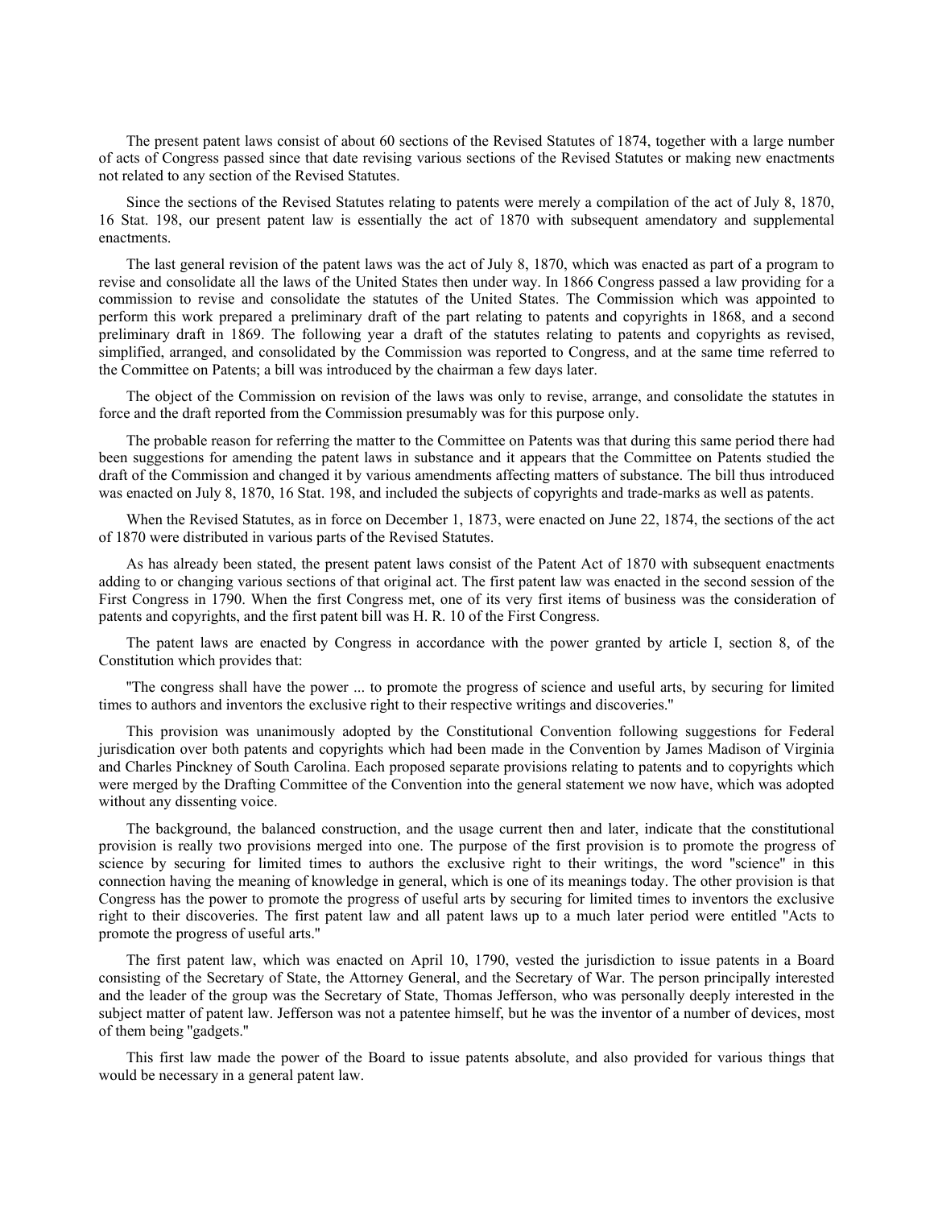The present patent laws consist of about 60 sections of the Revised Statutes of 1874, together with a large number of acts of Congress passed since that date revising various sections of the Revised Statutes or making new enactments not related to any section of the Revised Statutes.

Since the sections of the Revised Statutes relating to patents were merely a compilation of the act of July 8, 1870, 16 Stat. 198, our present patent law is essentially the act of 1870 with subsequent amendatory and supplemental enactments.

The last general revision of the patent laws was the act of July 8, 1870, which was enacted as part of a program to revise and consolidate all the laws of the United States then under way. In 1866 Congress passed a law providing for a commission to revise and consolidate the statutes of the United States. The Commission which was appointed to perform this work prepared a preliminary draft of the part relating to patents and copyrights in 1868, and a second preliminary draft in 1869. The following year a draft of the statutes relating to patents and copyrights as revised, simplified, arranged, and consolidated by the Commission was reported to Congress, and at the same time referred to the Committee on Patents; a bill was introduced by the chairman a few days later.

The object of the Commission on revision of the laws was only to revise, arrange, and consolidate the statutes in force and the draft reported from the Commission presumably was for this purpose only.

The probable reason for referring the matter to the Committee on Patents was that during this same period there had been suggestions for amending the patent laws in substance and it appears that the Committee on Patents studied the draft of the Commission and changed it by various amendments affecting matters of substance. The bill thus introduced was enacted on July 8, 1870, 16 Stat. 198, and included the subjects of copyrights and trade-marks as well as patents.

When the Revised Statutes, as in force on December 1, 1873, were enacted on June 22, 1874, the sections of the act of 1870 were distributed in various parts of the Revised Statutes.

As has already been stated, the present patent laws consist of the Patent Act of 1870 with subsequent enactments adding to or changing various sections of that original act. The first patent law was enacted in the second session of the First Congress in 1790. When the first Congress met, one of its very first items of business was the consideration of patents and copyrights, and the first patent bill was H. R. 10 of the First Congress.

The patent laws are enacted by Congress in accordance with the power granted by article I, section 8, of the Constitution which provides that:

"The congress shall have the power ... to promote the progress of science and useful arts, by securing for limited times to authors and inventors the exclusive right to their respective writings and discoveries."

This provision was unanimously adopted by the Constitutional Convention following suggestions for Federal jurisdiction over both patents and copyrights which had been made in the Convention by James Madison of Virginia and Charles Pinckney of South Carolina. Each proposed separate provisions relating to patents and to copyrights which were merged by the Drafting Committee of the Convention into the general statement we now have, which was adopted without any dissenting voice.

The background, the balanced construction, and the usage current then and later, indicate that the constitutional provision is really two provisions merged into one. The purpose of the first provision is to promote the progress of science by securing for limited times to authors the exclusive right to their writings, the word "science" in this connection having the meaning of knowledge in general, which is one of its meanings today. The other provision is that Congress has the power to promote the progress of useful arts by securing for limited times to inventors the exclusive right to their discoveries. The first patent law and all patent laws up to a much later period were entitled "Acts to promote the progress of useful arts."

The first patent law, which was enacted on April 10, 1790, vested the jurisdiction to issue patents in a Board consisting of the Secretary of State, the Attorney General, and the Secretary of War. The person principally interested and the leader of the group was the Secretary of State, Thomas Jefferson, who was personally deeply interested in the subject matter of patent law. Jefferson was not a patentee himself, but he was the inventor of a number of devices, most of them being "gadgets."

This first law made the power of the Board to issue patents absolute, and also provided for various things that would be necessary in a general patent law.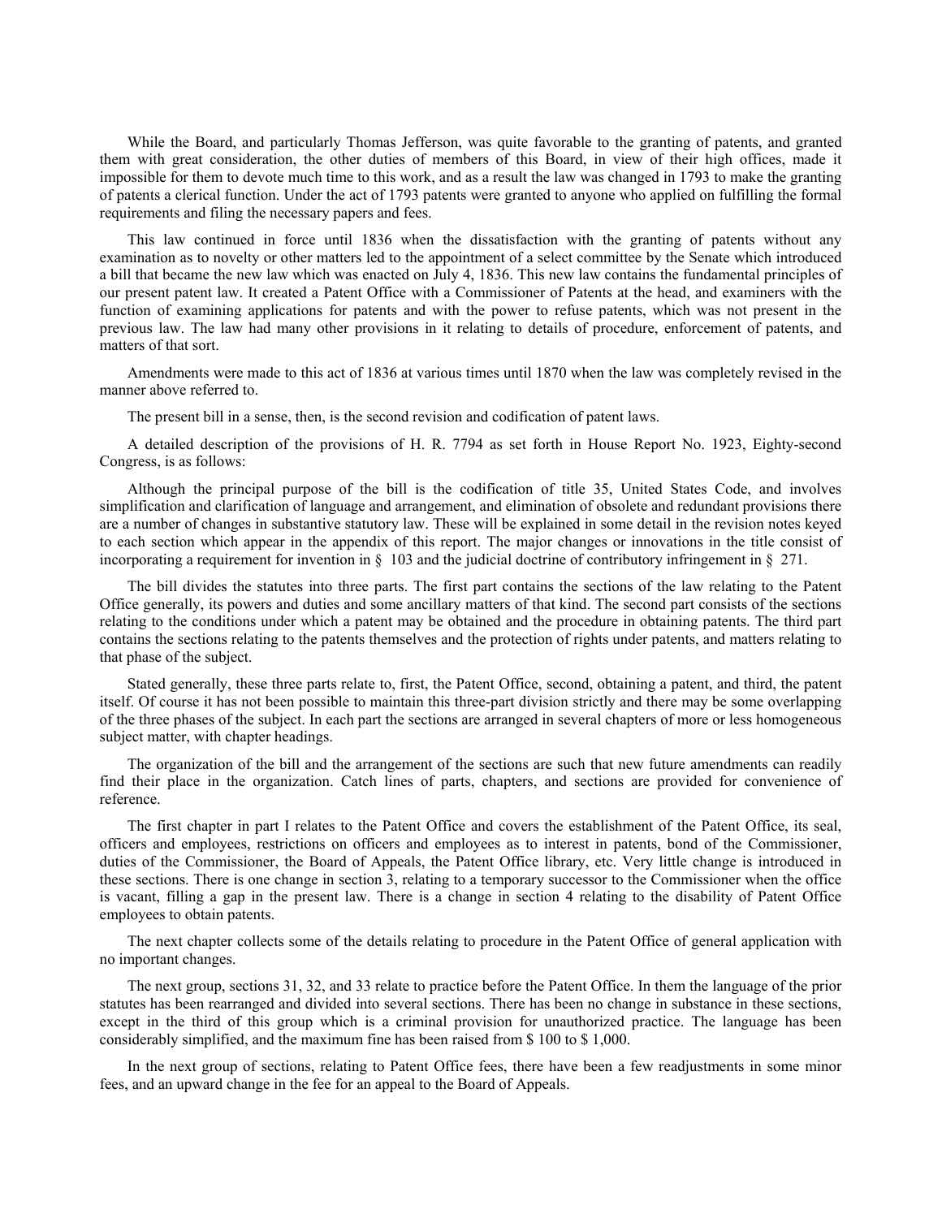While the Board, and particularly Thomas Jefferson, was quite favorable to the granting of patents, and granted them with great consideration, the other duties of members of this Board, in view of their high offices, made it impossible for them to devote much time to this work, and as a result the law was changed in 1793 to make the granting of patents a clerical function. Under the act of 1793 patents were granted to anyone who applied on fulfilling the formal requirements and filing the necessary papers and fees.

This law continued in force until 1836 when the dissatisfaction with the granting of patents without any examination as to novelty or other matters led to the appointment of a select committee by the Senate which introduced a bill that became the new law which was enacted on July 4, 1836. This new law contains the fundamental principles of our present patent law. It created a Patent Office with a Commissioner of Patents at the head, and examiners with the function of examining applications for patents and with the power to refuse patents, which was not present in the previous law. The law had many other provisions in it relating to details of procedure, enforcement of patents, and matters of that sort.

Amendments were made to this act of 1836 at various times until 1870 when the law was completely revised in the manner above referred to.

The present bill in a sense, then, is the second revision and codification of patent laws.

A detailed description of the provisions of H. R. 7794 as set forth in House Report No. 1923, Eighty-second Congress, is as follows:

Although the principal purpose of the bill is the codification of title 35, United States Code, and involves simplification and clarification of language and arrangement, and elimination of obsolete and redundant provisions there are a number of changes in substantive statutory law. These will be explained in some detail in the revision notes keyed to each section which appear in the appendix of this report. The major changes or innovations in the title consist of incorporating a requirement for invention in § 103 and the judicial doctrine of contributory infringement in § 271.

The bill divides the statutes into three parts. The first part contains the sections of the law relating to the Patent Office generally, its powers and duties and some ancillary matters of that kind. The second part consists of the sections relating to the conditions under which a patent may be obtained and the procedure in obtaining patents. The third part contains the sections relating to the patents themselves and the protection of rights under patents, and matters relating to that phase of the subject.

Stated generally, these three parts relate to, first, the Patent Office, second, obtaining a patent, and third, the patent itself. Of course it has not been possible to maintain this three-part division strictly and there may be some overlapping of the three phases of the subject. In each part the sections are arranged in several chapters of more or less homogeneous subject matter, with chapter headings.

The organization of the bill and the arrangement of the sections are such that new future amendments can readily find their place in the organization. Catch lines of parts, chapters, and sections are provided for convenience of reference.

The first chapter in part I relates to the Patent Office and covers the establishment of the Patent Office, its seal, officers and employees, restrictions on officers and employees as to interest in patents, bond of the Commissioner, duties of the Commissioner, the Board of Appeals, the Patent Office library, etc. Very little change is introduced in these sections. There is one change in section 3, relating to a temporary successor to the Commissioner when the office is vacant, filling a gap in the present law. There is a change in section 4 relating to the disability of Patent Office employees to obtain patents.

The next chapter collects some of the details relating to procedure in the Patent Office of general application with no important changes.

The next group, sections 31, 32, and 33 relate to practice before the Patent Office. In them the language of the prior statutes has been rearranged and divided into several sections. There has been no change in substance in these sections, except in the third of this group which is a criminal provision for unauthorized practice. The language has been considerably simplified, and the maximum fine has been raised from $ 100 to $ 1,000.

In the next group of sections, relating to Patent Office fees, there have been a few readjustments in some minor fees, and an upward change in the fee for an appeal to the Board of Appeals.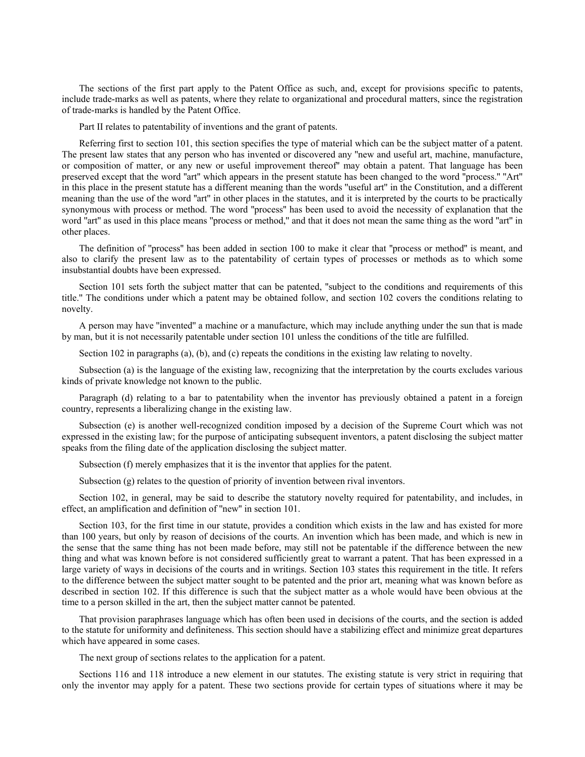The sections of the first part apply to the Patent Office as such, and, except for provisions specific to patents, include trade-marks as well as patents, where they relate to organizational and procedural matters, since the registration of trade-marks is handled by the Patent Office.

Part II relates to patentability of inventions and the grant of patents.

Referring first to section 101, this section specifies the type of material which can be the subject matter of a patent. The present law states that any person who has invented or discovered any "new and useful art, machine, manufacture, or composition of matter, or any new or useful improvement thereof" may obtain a patent. That language has been preserved except that the word "art" which appears in the present statute has been changed to the word "process." "Art" in this place in the present statute has a different meaning than the words "useful art" in the Constitution, and a different meaning than the use of the word "art" in other places in the statutes, and it is interpreted by the courts to be practically synonymous with process or method. The word "process" has been used to avoid the necessity of explanation that the word "art" as used in this place means "process or method," and that it does not mean the same thing as the word "art" in other places.

The definition of "process" has been added in section 100 to make it clear that "process or method" is meant, and also to clarify the present law as to the patentability of certain types of processes or methods as to which some insubstantial doubts have been expressed.

Section 101 sets forth the subject matter that can be patented, "subject to the conditions and requirements of this title." The conditions under which a patent may be obtained follow, and section 102 covers the conditions relating to novelty.

A person may have "invented" a machine or a manufacture, which may include anything under the sun that is made by man, but it is not necessarily patentable under section 101 unless the conditions of the title are fulfilled.

Section 102 in paragraphs (a), (b), and (c) repeats the conditions in the existing law relating to novelty.

Subsection (a) is the language of the existing law, recognizing that the interpretation by the courts excludes various kinds of private knowledge not known to the public.

Paragraph (d) relating to a bar to patentability when the inventor has previously obtained a patent in a foreign country, represents a liberalizing change in the existing law.

Subsection (e) is another well-recognized condition imposed by a decision of the Supreme Court which was not expressed in the existing law; for the purpose of anticipating subsequent inventors, a patent disclosing the subject matter speaks from the filing date of the application disclosing the subject matter.

Subsection (f) merely emphasizes that it is the inventor that applies for the patent.

Subsection (g) relates to the question of priority of invention between rival inventors.

Section 102, in general, may be said to describe the statutory novelty required for patentability, and includes, in effect, an amplification and definition of "new" in section 101.

Section 103, for the first time in our statute, provides a condition which exists in the law and has existed for more than 100 years, but only by reason of decisions of the courts. An invention which has been made, and which is new in the sense that the same thing has not been made before, may still not be patentable if the difference between the new thing and what was known before is not considered sufficiently great to warrant a patent. That has been expressed in a large variety of ways in decisions of the courts and in writings. Section 103 states this requirement in the title. It refers to the difference between the subject matter sought to be patented and the prior art, meaning what was known before as described in section 102. If this difference is such that the subject matter as a whole would have been obvious at the time to a person skilled in the art, then the subject matter cannot be patented.

That provision paraphrases language which has often been used in decisions of the courts, and the section is added to the statute for uniformity and definiteness. This section should have a stabilizing effect and minimize great departures which have appeared in some cases.

The next group of sections relates to the application for a patent.

Sections 116 and 118 introduce a new element in our statutes. The existing statute is very strict in requiring that only the inventor may apply for a patent. These two sections provide for certain types of situations where it may be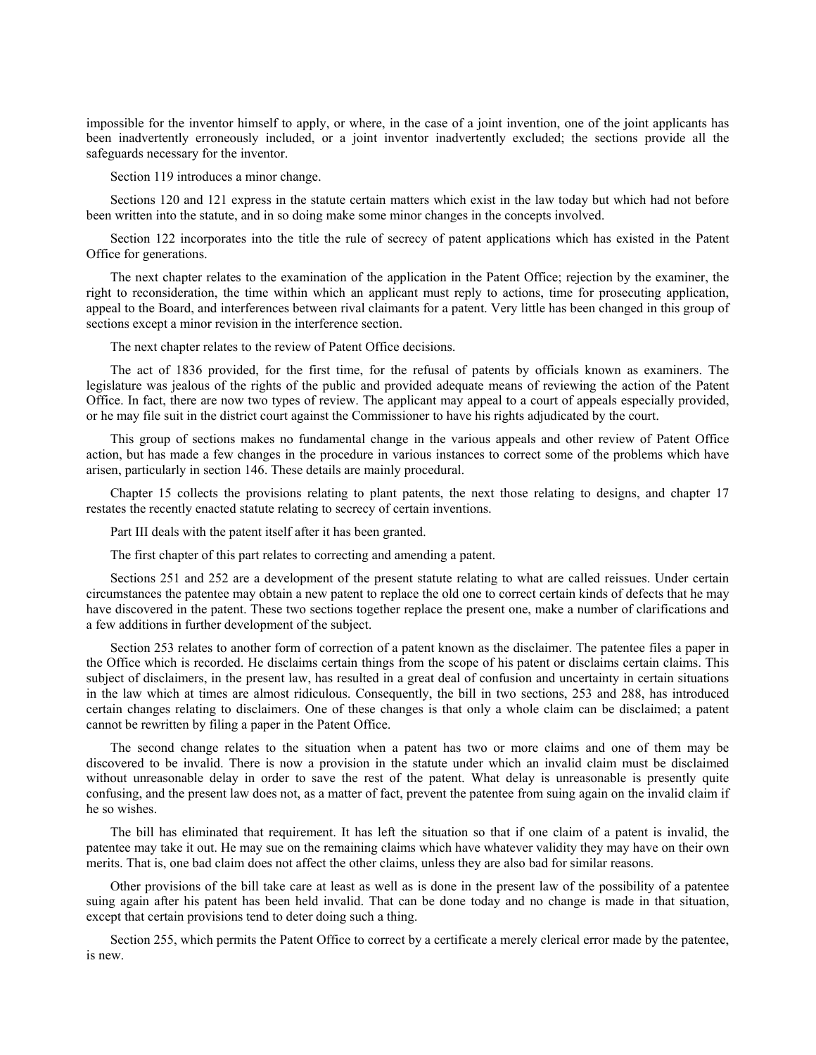impossible for the inventor himself to apply, or where, in the case of a joint invention, one of the joint applicants has been inadvertently erroneously included, or a joint inventor inadvertently excluded; the sections provide all the safeguards necessary for the inventor.

Section 119 introduces a minor change.

Sections 120 and 121 express in the statute certain matters which exist in the law today but which had not before been written into the statute, and in so doing make some minor changes in the concepts involved.

Section 122 incorporates into the title the rule of secrecy of patent applications which has existed in the Patent Office for generations.

The next chapter relates to the examination of the application in the Patent Office; rejection by the examiner, the right to reconsideration, the time within which an applicant must reply to actions, time for prosecuting application, appeal to the Board, and interferences between rival claimants for a patent. Very little has been changed in this group of sections except a minor revision in the interference section.

The next chapter relates to the review of Patent Office decisions.

The act of 1836 provided, for the first time, for the refusal of patents by officials known as examiners. The legislature was jealous of the rights of the public and provided adequate means of reviewing the action of the Patent Office. In fact, there are now two types of review. The applicant may appeal to a court of appeals especially provided, or he may file suit in the district court against the Commissioner to have his rights adjudicated by the court.

This group of sections makes no fundamental change in the various appeals and other review of Patent Office action, but has made a few changes in the procedure in various instances to correct some of the problems which have arisen, particularly in section 146. These details are mainly procedural.

Chapter 15 collects the provisions relating to plant patents, the next those relating to designs, and chapter 17 restates the recently enacted statute relating to secrecy of certain inventions.

Part III deals with the patent itself after it has been granted.

The first chapter of this part relates to correcting and amending a patent.

Sections 251 and 252 are a development of the present statute relating to what are called reissues. Under certain circumstances the patentee may obtain a new patent to replace the old one to correct certain kinds of defects that he may have discovered in the patent. These two sections together replace the present one, make a number of clarifications and a few additions in further development of the subject.

Section 253 relates to another form of correction of a patent known as the disclaimer. The patentee files a paper in the Office which is recorded. He disclaims certain things from the scope of his patent or disclaims certain claims. This subject of disclaimers, in the present law, has resulted in a great deal of confusion and uncertainty in certain situations in the law which at times are almost ridiculous. Consequently, the bill in two sections, 253 and 288, has introduced certain changes relating to disclaimers. One of these changes is that only a whole claim can be disclaimed; a patent cannot be rewritten by filing a paper in the Patent Office.

The second change relates to the situation when a patent has two or more claims and one of them may be discovered to be invalid. There is now a provision in the statute under which an invalid claim must be disclaimed without unreasonable delay in order to save the rest of the patent. What delay is unreasonable is presently quite confusing, and the present law does not, as a matter of fact, prevent the patentee from suing again on the invalid claim if he so wishes.

The bill has eliminated that requirement. It has left the situation so that if one claim of a patent is invalid, the patentee may take it out. He may sue on the remaining claims which have whatever validity they may have on their own merits. That is, one bad claim does not affect the other claims, unless they are also bad for similar reasons.

Other provisions of the bill take care at least as well as is done in the present law of the possibility of a patentee suing again after his patent has been held invalid. That can be done today and no change is made in that situation, except that certain provisions tend to deter doing such a thing.

Section 255, which permits the Patent Office to correct by a certificate a merely clerical error made by the patentee, is new.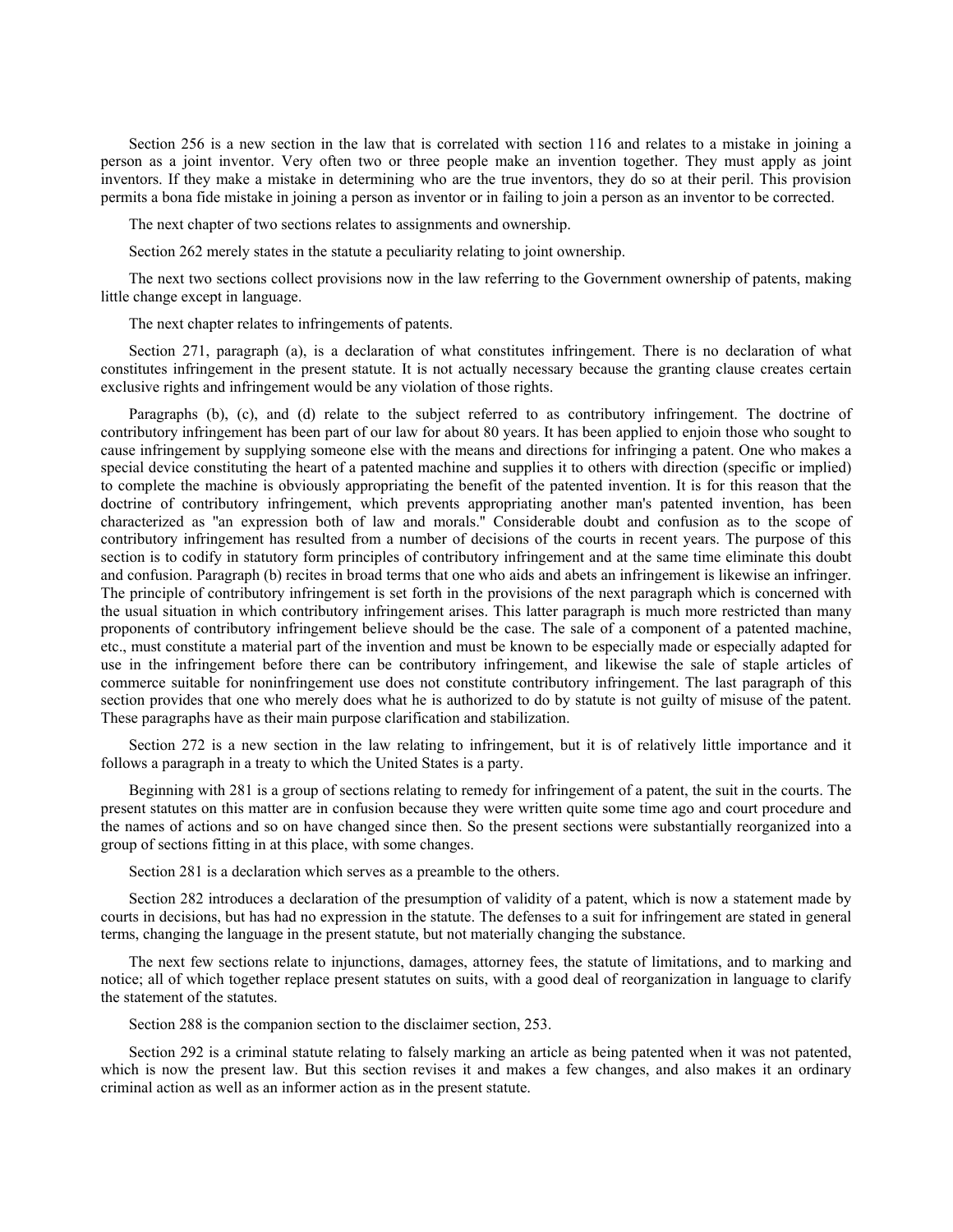Section 256 is a new section in the law that is correlated with section 116 and relates to a mistake in joining a person as a joint inventor. Very often two or three people make an invention together. They must apply as joint inventors. If they make a mistake in determining who are the true inventors, they do so at their peril. This provision permits a bona fide mistake in joining a person as inventor or in failing to join a person as an inventor to be corrected.

The next chapter of two sections relates to assignments and ownership.

Section 262 merely states in the statute a peculiarity relating to joint ownership.

The next two sections collect provisions now in the law referring to the Government ownership of patents, making little change except in language.

The next chapter relates to infringements of patents.

Section 271, paragraph (a), is a declaration of what constitutes infringement. There is no declaration of what constitutes infringement in the present statute. It is not actually necessary because the granting clause creates certain exclusive rights and infringement would be any violation of those rights.

Paragraphs (b), (c), and (d) relate to the subject referred to as contributory infringement. The doctrine of contributory infringement has been part of our law for about 80 years. It has been applied to enjoin those who sought to cause infringement by supplying someone else with the means and directions for infringing a patent. One who makes a special device constituting the heart of a patented machine and supplies it to others with direction (specific or implied) to complete the machine is obviously appropriating the benefit of the patented invention. It is for this reason that the doctrine of contributory infringement, which prevents appropriating another man's patented invention, has been characterized as "an expression both of law and morals." Considerable doubt and confusion as to the scope of contributory infringement has resulted from a number of decisions of the courts in recent years. The purpose of this section is to codify in statutory form principles of contributory infringement and at the same time eliminate this doubt and confusion. Paragraph (b) recites in broad terms that one who aids and abets an infringement is likewise an infringer. The principle of contributory infringement is set forth in the provisions of the next paragraph which is concerned with the usual situation in which contributory infringement arises. This latter paragraph is much more restricted than many proponents of contributory infringement believe should be the case. The sale of a component of a patented machine, etc., must constitute a material part of the invention and must be known to be especially made or especially adapted for use in the infringement before there can be contributory infringement, and likewise the sale of staple articles of commerce suitable for noninfringement use does not constitute contributory infringement. The last paragraph of this section provides that one who merely does what he is authorized to do by statute is not guilty of misuse of the patent. These paragraphs have as their main purpose clarification and stabilization.

Section 272 is a new section in the law relating to infringement, but it is of relatively little importance and it follows a paragraph in a treaty to which the United States is a party.

Beginning with 281 is a group of sections relating to remedy for infringement of a patent, the suit in the courts. The present statutes on this matter are in confusion because they were written quite some time ago and court procedure and the names of actions and so on have changed since then. So the present sections were substantially reorganized into a group of sections fitting in at this place, with some changes.

Section 281 is a declaration which serves as a preamble to the others.

Section 282 introduces a declaration of the presumption of validity of a patent, which is now a statement made by courts in decisions, but has had no expression in the statute. The defenses to a suit for infringement are stated in general terms, changing the language in the present statute, but not materially changing the substance.

The next few sections relate to injunctions, damages, attorney fees, the statute of limitations, and to marking and notice; all of which together replace present statutes on suits, with a good deal of reorganization in language to clarify the statement of the statutes.

Section 288 is the companion section to the disclaimer section, 253.

Section 292 is a criminal statute relating to falsely marking an article as being patented when it was not patented, which is now the present law. But this section revises it and makes a few changes, and also makes it an ordinary criminal action as well as an informer action as in the present statute.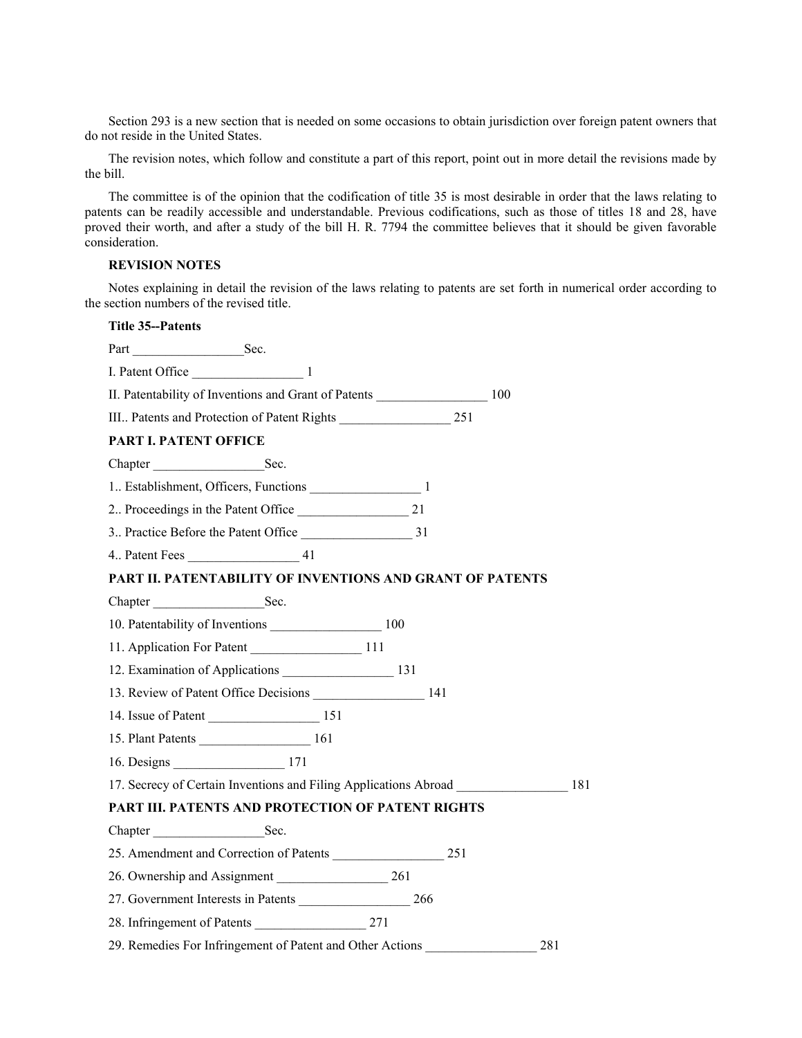Section 293 is a new section that is needed on some occasions to obtain jurisdiction over foreign patent owners that do not reside in the United States.

The revision notes, which follow and constitute a part of this report, point out in more detail the revisions made by the bill.

The committee is of the opinion that the codification of title 35 is most desirable in order that the laws relating to patents can be readily accessible and understandable. Previous codifications, such as those of titles 18 and 28, have proved their worth, and after a study of the bill H. R. 7794 the committee believes that it should be given favorable consideration.

**REVISION NOTES**

Notes explaining in detail the revision of the laws relating to patents are set forth in numerical order according to the section numbers of the revised title.

**Title 35--Patents**

Part _________________Sec.

I. Patent Office _________________ 1

II. Patentability of Inventions and Grant of Patents _________________ 100

III.. Patents and Protection of Patent Rights _________________ 251

**PART I. PATENT OFFICE**

Chapter _________________Sec.

1.. Establishment, Officers, Functions _________________ 1

2.. Proceedings in the Patent Office _________________ 21

3.. Practice Before the Patent Office _________________ 31

4.. Patent Fees _________________ 41

**PART II. PATENTABILITY OF INVENTIONS AND GRANT OF PATENTS**

Chapter _________________Sec.

10. Patentability of Inventions _________________ 100

11. Application For Patent _________________ 111

12. Examination of Applications _________________ 131

13. Review of Patent Office Decisions _________________ 141

14. Issue of Patent _________________ 151

15. Plant Patents _________________ 161

16. Designs _________________ 171

17. Secrecy of Certain Inventions and Filing Applications Abroad _________________ 181

**PART III. PATENTS AND PROTECTION OF PATENT RIGHTS**

Chapter _________________Sec.

25. Amendment and Correction of Patents _________________ 251

26. Ownership and Assignment _________________ 261

27. Government Interests in Patents _________________ 266

28. Infringement of Patents _________________ 271

29. Remedies For Infringement of Patent and Other Actions _________________ 281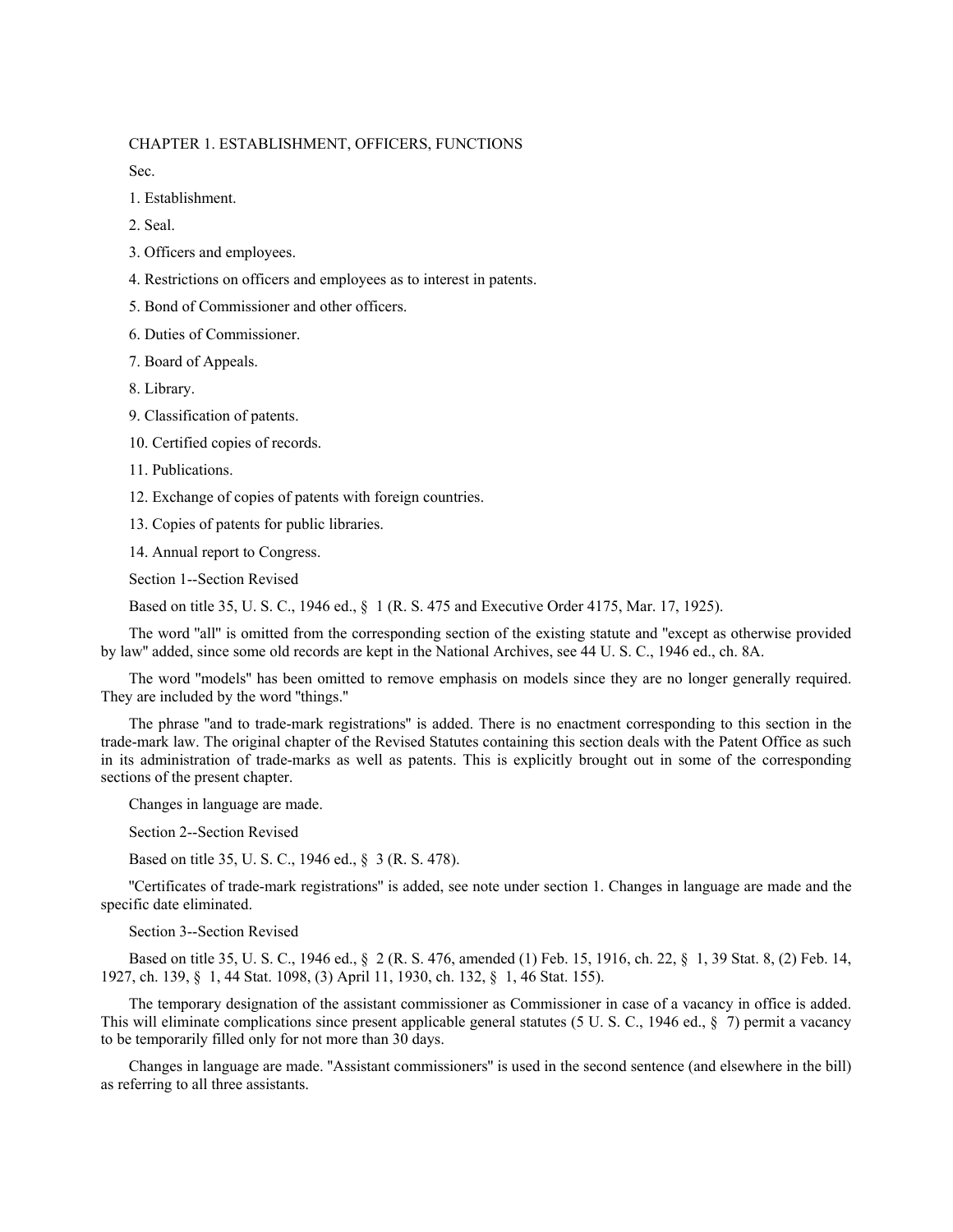CHAPTER 1. ESTABLISHMENT, OFFICERS, FUNCTIONS

Sec.

1. Establishment.

2. Seal.

3. Officers and employees.

4. Restrictions on officers and employees as to interest in patents.

5. Bond of Commissioner and other officers.

6. Duties of Commissioner.

7. Board of Appeals.

8. Library.

9. Classification of patents.

10. Certified copies of records.

11. Publications.

12. Exchange of copies of patents with foreign countries.

13. Copies of patents for public libraries.

14. Annual report to Congress.

Section 1--Section Revised

Based on title 35, U. S. C., 1946 ed., § 1 (R. S. 475 and Executive Order 4175, Mar. 17, 1925).

The word "all" is omitted from the corresponding section of the existing statute and "except as otherwise provided by law" added, since some old records are kept in the National Archives, see 44 U. S. C., 1946 ed., ch. 8A.

The word "models" has been omitted to remove emphasis on models since they are no longer generally required. They are included by the word "things."

The phrase "and to trade-mark registrations" is added. There is no enactment corresponding to this section in the trade-mark law. The original chapter of the Revised Statutes containing this section deals with the Patent Office as such in its administration of trade-marks as well as patents. This is explicitly brought out in some of the corresponding sections of the present chapter.

Changes in language are made.

Section 2--Section Revised

Based on title 35, U. S. C., 1946 ed., § 3 (R. S. 478).

"Certificates of trade-mark registrations" is added, see note under section 1. Changes in language are made and the specific date eliminated.

Section 3--Section Revised

Based on title 35, U. S. C., 1946 ed., § 2 (R. S. 476, amended (1) Feb. 15, 1916, ch. 22, § 1, 39 Stat. 8, (2) Feb. 14, 1927, ch. 139, § 1, 44 Stat. 1098, (3) April 11, 1930, ch. 132, § 1, 46 Stat. 155).

The temporary designation of the assistant commissioner as Commissioner in case of a vacancy in office is added. This will eliminate complications since present applicable general statutes (5 U. S. C., 1946 ed., § 7) permit a vacancy to be temporarily filled only for not more than 30 days.

Changes in language are made. "Assistant commissioners" is used in the second sentence (and elsewhere in the bill) as referring to all three assistants.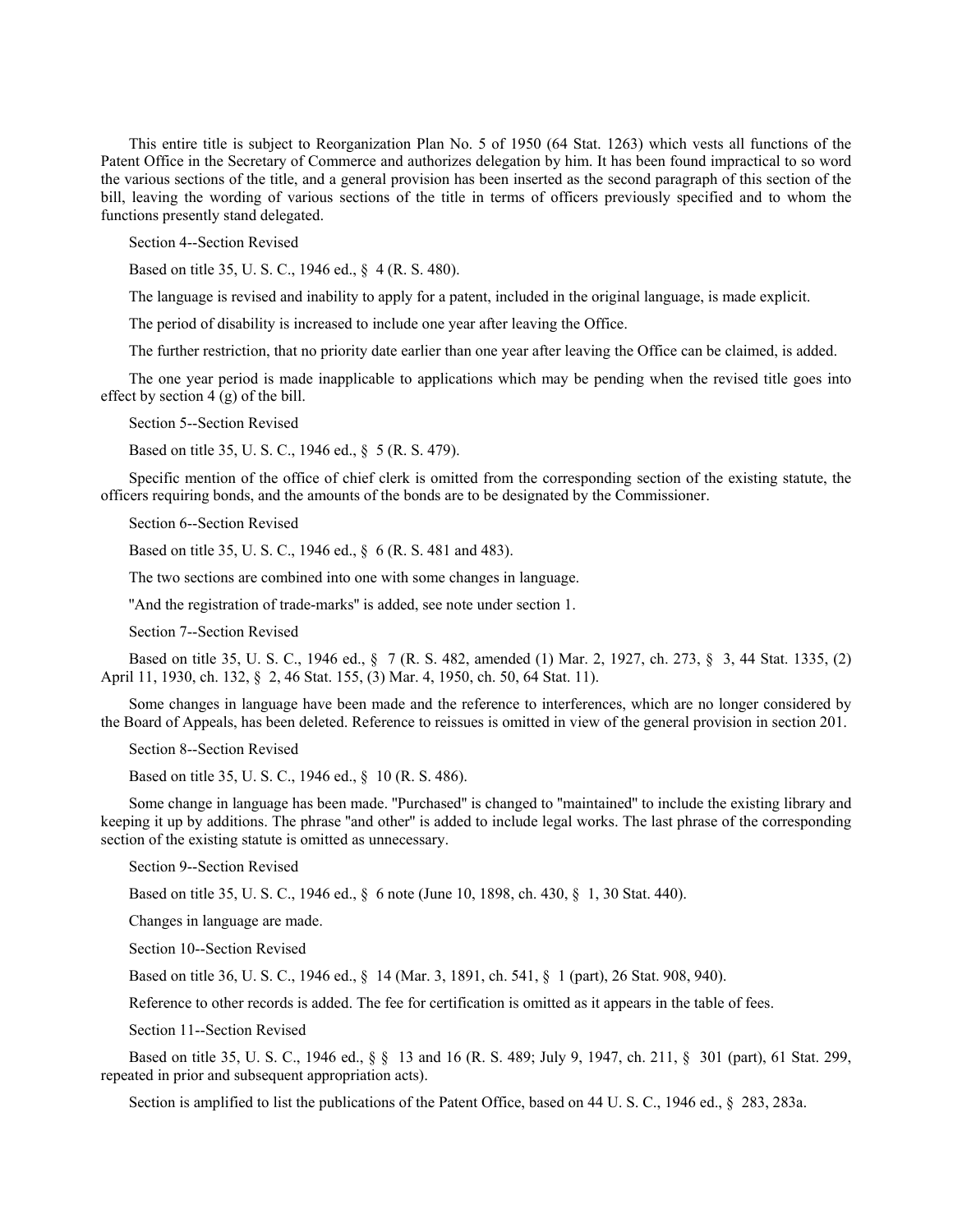This entire title is subject to Reorganization Plan No. 5 of 1950 (64 Stat. 1263) which vests all functions of the Patent Office in the Secretary of Commerce and authorizes delegation by him. It has been found impractical to so word the various sections of the title, and a general provision has been inserted as the second paragraph of this section of the bill, leaving the wording of various sections of the title in terms of officers previously specified and to whom the functions presently stand delegated.

Section 4--Section Revised

Based on title 35, U. S. C., 1946 ed., § 4 (R. S. 480).

The language is revised and inability to apply for a patent, included in the original language, is made explicit.

The period of disability is increased to include one year after leaving the Office.

The further restriction, that no priority date earlier than one year after leaving the Office can be claimed, is added.

The one year period is made inapplicable to applications which may be pending when the revised title goes into effect by section 4 (g) of the bill.

Section 5--Section Revised

Based on title 35, U. S. C., 1946 ed., § 5 (R. S. 479).

Specific mention of the office of chief clerk is omitted from the corresponding section of the existing statute, the officers requiring bonds, and the amounts of the bonds are to be designated by the Commissioner.

Section 6--Section Revised

Based on title 35, U. S. C., 1946 ed., § 6 (R. S. 481 and 483).

The two sections are combined into one with some changes in language.

"And the registration of trade-marks" is added, see note under section 1.

Section 7--Section Revised

Based on title 35, U. S. C., 1946 ed., § 7 (R. S. 482, amended (1) Mar. 2, 1927, ch. 273, § 3, 44 Stat. 1335, (2) April 11, 1930, ch. 132, § 2, 46 Stat. 155, (3) Mar. 4, 1950, ch. 50, 64 Stat. 11).

Some changes in language have been made and the reference to interferences, which are no longer considered by the Board of Appeals, has been deleted. Reference to reissues is omitted in view of the general provision in section 201.

Section 8--Section Revised

Based on title 35, U. S. C., 1946 ed., § 10 (R. S. 486).

Some change in language has been made. "Purchased" is changed to "maintained" to include the existing library and keeping it up by additions. The phrase "and other" is added to include legal works. The last phrase of the corresponding section of the existing statute is omitted as unnecessary.

Section 9--Section Revised

Based on title 35, U. S. C., 1946 ed., § 6 note (June 10, 1898, ch. 430, § 1, 30 Stat. 440).

Changes in language are made.

Section 10--Section Revised

Based on title 36, U. S. C., 1946 ed., § 14 (Mar. 3, 1891, ch. 541, § 1 (part), 26 Stat. 908, 940).

Reference to other records is added. The fee for certification is omitted as it appears in the table of fees.

Section 11--Section Revised

Based on title 35, U. S. C., 1946 ed., § § 13 and 16 (R. S. 489; July 9, 1947, ch. 211, § 301 (part), 61 Stat. 299, repeated in prior and subsequent appropriation acts).

Section is amplified to list the publications of the Patent Office, based on 44 U. S. C., 1946 ed., § 283, 283a.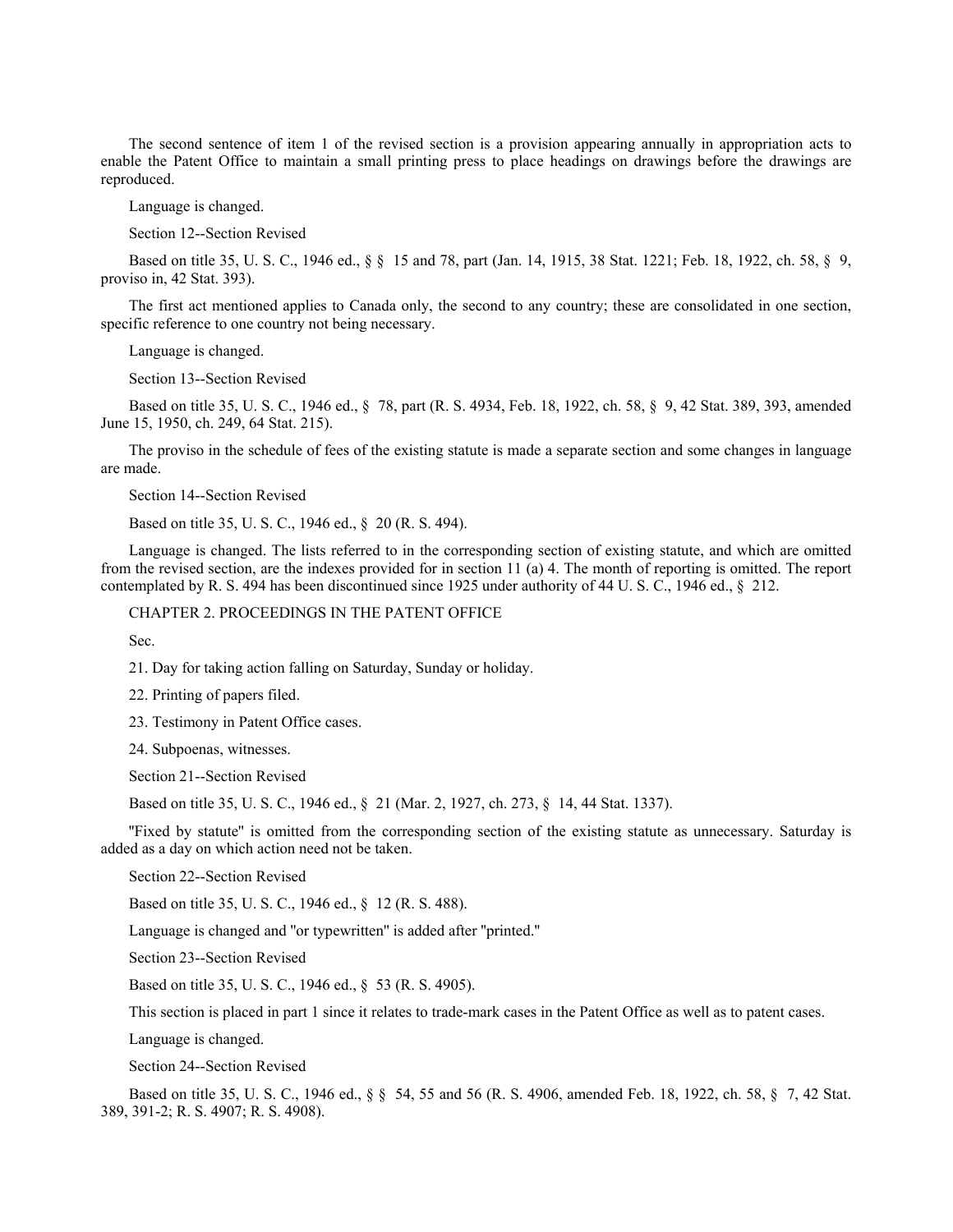The second sentence of item 1 of the revised section is a provision appearing annually in appropriation acts to enable the Patent Office to maintain a small printing press to place headings on drawings before the drawings are reproduced.

Language is changed.

Section 12--Section Revised

Based on title 35, U. S. C., 1946 ed., § § 15 and 78, part (Jan. 14, 1915, 38 Stat. 1221; Feb. 18, 1922, ch. 58, § 9, proviso in, 42 Stat. 393).

The first act mentioned applies to Canada only, the second to any country; these are consolidated in one section, specific reference to one country not being necessary.

Language is changed.

Section 13--Section Revised

Based on title 35, U. S. C., 1946 ed., § 78, part (R. S. 4934, Feb. 18, 1922, ch. 58, § 9, 42 Stat. 389, 393, amended June 15, 1950, ch. 249, 64 Stat. 215).

The proviso in the schedule of fees of the existing statute is made a separate section and some changes in language are made.

Section 14--Section Revised

Based on title 35, U. S. C., 1946 ed., § 20 (R. S. 494).

Language is changed. The lists referred to in the corresponding section of existing statute, and which are omitted from the revised section, are the indexes provided for in section 11 (a) 4. The month of reporting is omitted. The report contemplated by R. S. 494 has been discontinued since 1925 under authority of 44 U. S. C., 1946 ed., § 212.

CHAPTER 2. PROCEEDINGS IN THE PATENT OFFICE

Sec.

21. Day for taking action falling on Saturday, Sunday or holiday.

22. Printing of papers filed.

23. Testimony in Patent Office cases.

24. Subpoenas, witnesses.

Section 21--Section Revised

Based on title 35, U. S. C., 1946 ed., § 21 (Mar. 2, 1927, ch. 273, § 14, 44 Stat. 1337).

"Fixed by statute" is omitted from the corresponding section of the existing statute as unnecessary. Saturday is added as a day on which action need not be taken.

Section 22--Section Revised

Based on title 35, U. S. C., 1946 ed., § 12 (R. S. 488).

Language is changed and "or typewritten" is added after "printed."

Section 23--Section Revised

Based on title 35, U. S. C., 1946 ed., § 53 (R. S. 4905).

This section is placed in part 1 since it relates to trade-mark cases in the Patent Office as well as to patent cases.

Language is changed.

Section 24--Section Revised

Based on title 35, U. S. C., 1946 ed., § § 54, 55 and 56 (R. S. 4906, amended Feb. 18, 1922, ch. 58, § 7, 42 Stat. 389, 391-2; R. S. 4907; R. S. 4908).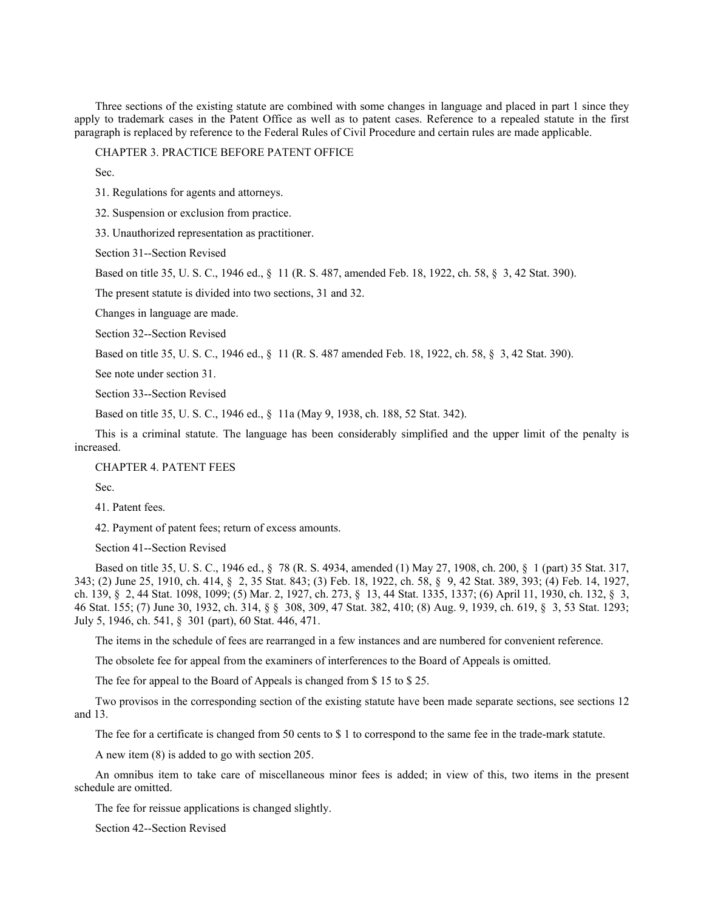Three sections of the existing statute are combined with some changes in language and placed in part 1 since they apply to trademark cases in the Patent Office as well as to patent cases. Reference to a repealed statute in the first paragraph is replaced by reference to the Federal Rules of Civil Procedure and certain rules are made applicable.

## CHAPTER 3. PRACTICE BEFORE PATENT OFFICE

Sec.

31. Regulations for agents and attorneys.

32. Suspension or exclusion from practice.

33. Unauthorized representation as practitioner.

Section 31--Section Revised

Based on title 35, U. S. C., 1946 ed., § 11 (R. S. 487, amended Feb. 18, 1922, ch. 58, § 3, 42 Stat. 390).

The present statute is divided into two sections, 31 and 32.

Changes in language are made.

Section 32--Section Revised

Based on title 35, U. S. C., 1946 ed., § 11 (R. S. 487 amended Feb. 18, 1922, ch. 58, § 3, 42 Stat. 390).

See note under section 31.

Section 33--Section Revised

Based on title 35, U. S. C., 1946 ed., § 11a (May 9, 1938, ch. 188, 52 Stat. 342).

This is a criminal statute. The language has been considerably simplified and the upper limit of the penalty is increased.

## CHAPTER 4. PATENT FEES

Sec.

41. Patent fees.

42. Payment of patent fees; return of excess amounts.

Section 41--Section Revised

Based on title 35, U. S. C., 1946 ed., § 78 (R. S. 4934, amended (1) May 27, 1908, ch. 200, § 1 (part) 35 Stat. 317, 343; (2) June 25, 1910, ch. 414, § 2, 35 Stat. 843; (3) Feb. 18, 1922, ch. 58, § 9, 42 Stat. 389, 393; (4) Feb. 14, 1927, ch. 139, § 2, 44 Stat. 1098, 1099; (5) Mar. 2, 1927, ch. 273, § 13, 44 Stat. 1335, 1337; (6) April 11, 1930, ch. 132, § 3, 46 Stat. 155; (7) June 30, 1932, ch. 314, § § 308, 309, 47 Stat. 382, 410; (8) Aug. 9, 1939, ch. 619, § 3, 53 Stat. 1293; July 5, 1946, ch. 541, § 301 (part), 60 Stat. 446, 471.

The items in the schedule of fees are rearranged in a few instances and are numbered for convenient reference.

The obsolete fee for appeal from the examiners of interferences to the Board of Appeals is omitted.

The fee for appeal to the Board of Appeals is changed from $ 15 to $ 25.

Two provisos in the corresponding section of the existing statute have been made separate sections, see sections 12 and 13.

The fee for a certificate is changed from 50 cents to $ 1 to correspond to the same fee in the trade-mark statute.

A new item (8) is added to go with section 205.

An omnibus item to take care of miscellaneous minor fees is added; in view of this, two items in the present schedule are omitted.

The fee for reissue applications is changed slightly.

Section 42--Section Revised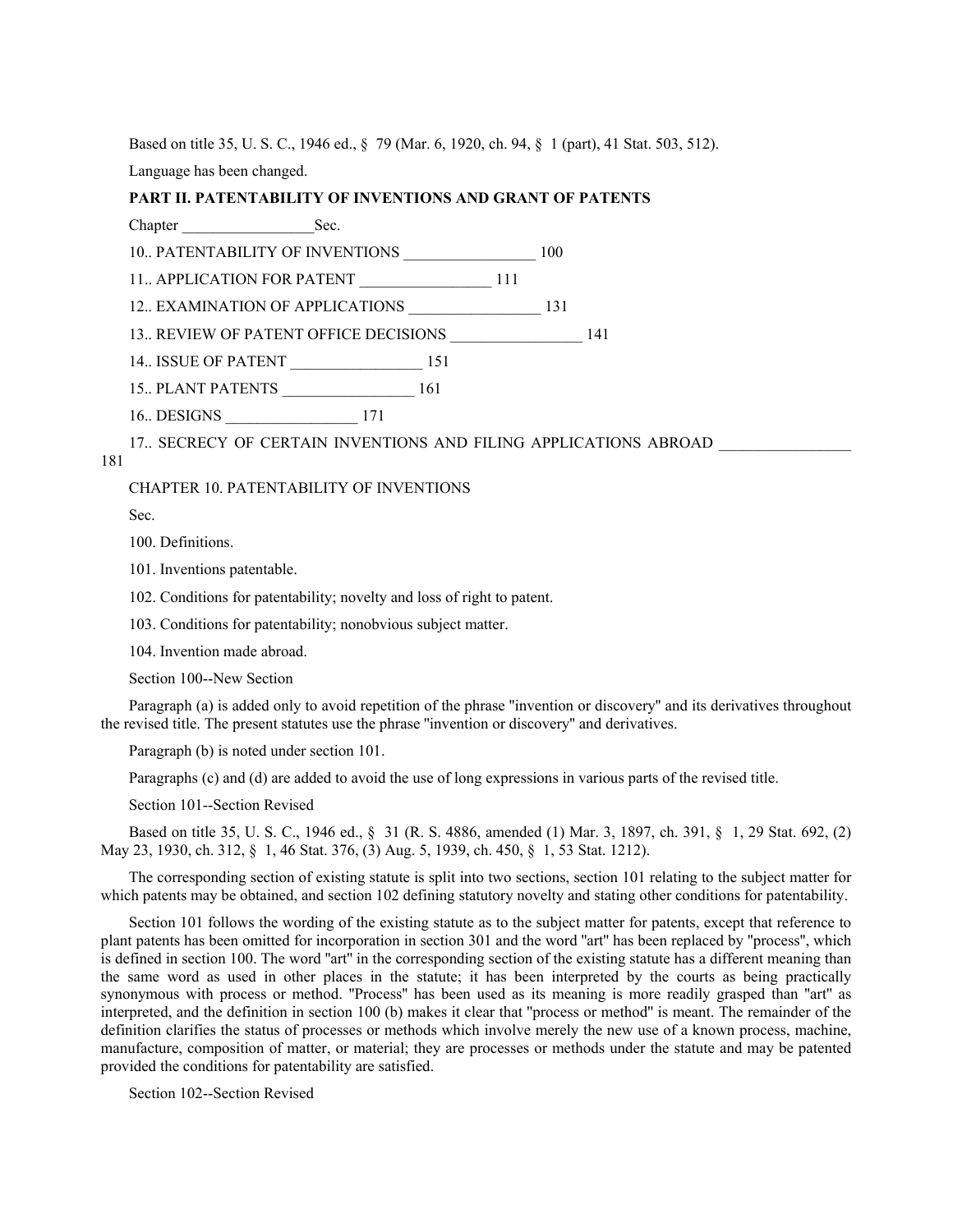Based on title 35, U. S. C., 1946 ed., § 79 (Mar. 6, 1920, ch. 94, § 1 (part), 41 Stat. 503, 512).

Language has been changed.

**PART II. PATENTABILITY OF INVENTIONS AND GRANT OF PATENTS**

Chapter _________________Sec.

10.. PATENTABILITY OF INVENTIONS _________________ 100

11.. APPLICATION FOR PATENT _________________ 111

12.. EXAMINATION OF APPLICATIONS _________________ 131

13.. REVIEW OF PATENT OFFICE DECISIONS _________________ 141

14.. ISSUE OF PATENT _________________ 151

15.. PLANT PATENTS _________________ 161

16.. DESIGNS _________________ 171

17.. SECRECY OF CERTAIN INVENTIONS AND FILING APPLICATIONS ABROAD _________________ 181

CHAPTER 10. PATENTABILITY OF INVENTIONS

Sec.

100. Definitions.

101. Inventions patentable.

102. Conditions for patentability; novelty and loss of right to patent.

103. Conditions for patentability; nonobvious subject matter.

104. Invention made abroad.

Section 100--New Section

Paragraph (a) is added only to avoid repetition of the phrase "invention or discovery" and its derivatives throughout the revised title. The present statutes use the phrase "invention or discovery" and derivatives.

Paragraph (b) is noted under section 101.

Paragraphs (c) and (d) are added to avoid the use of long expressions in various parts of the revised title.

Section 101--Section Revised

Based on title 35, U. S. C., 1946 ed., § 31 (R. S. 4886, amended (1) Mar. 3, 1897, ch. 391, § 1, 29 Stat. 692, (2) May 23, 1930, ch. 312, § 1, 46 Stat. 376, (3) Aug. 5, 1939, ch. 450, § 1, 53 Stat. 1212).

The corresponding section of existing statute is split into two sections, section 101 relating to the subject matter for which patents may be obtained, and section 102 defining statutory novelty and stating other conditions for patentability.

Section 101 follows the wording of the existing statute as to the subject matter for patents, except that reference to plant patents has been omitted for incorporation in section 301 and the word "art" has been replaced by "process", which is defined in section 100. The word "art" in the corresponding section of the existing statute has a different meaning than the same word as used in other places in the statute; it has been interpreted by the courts as being practically synonymous with process or method. "Process" has been used as its meaning is more readily grasped than "art" as interpreted, and the definition in section 100 (b) makes it clear that "process or method" is meant. The remainder of the definition clarifies the status of processes or methods which involve merely the new use of a known process, machine, manufacture, composition of matter, or material; they are processes or methods under the statute and may be patented provided the conditions for patentability are satisfied.

Section 102--Section Revised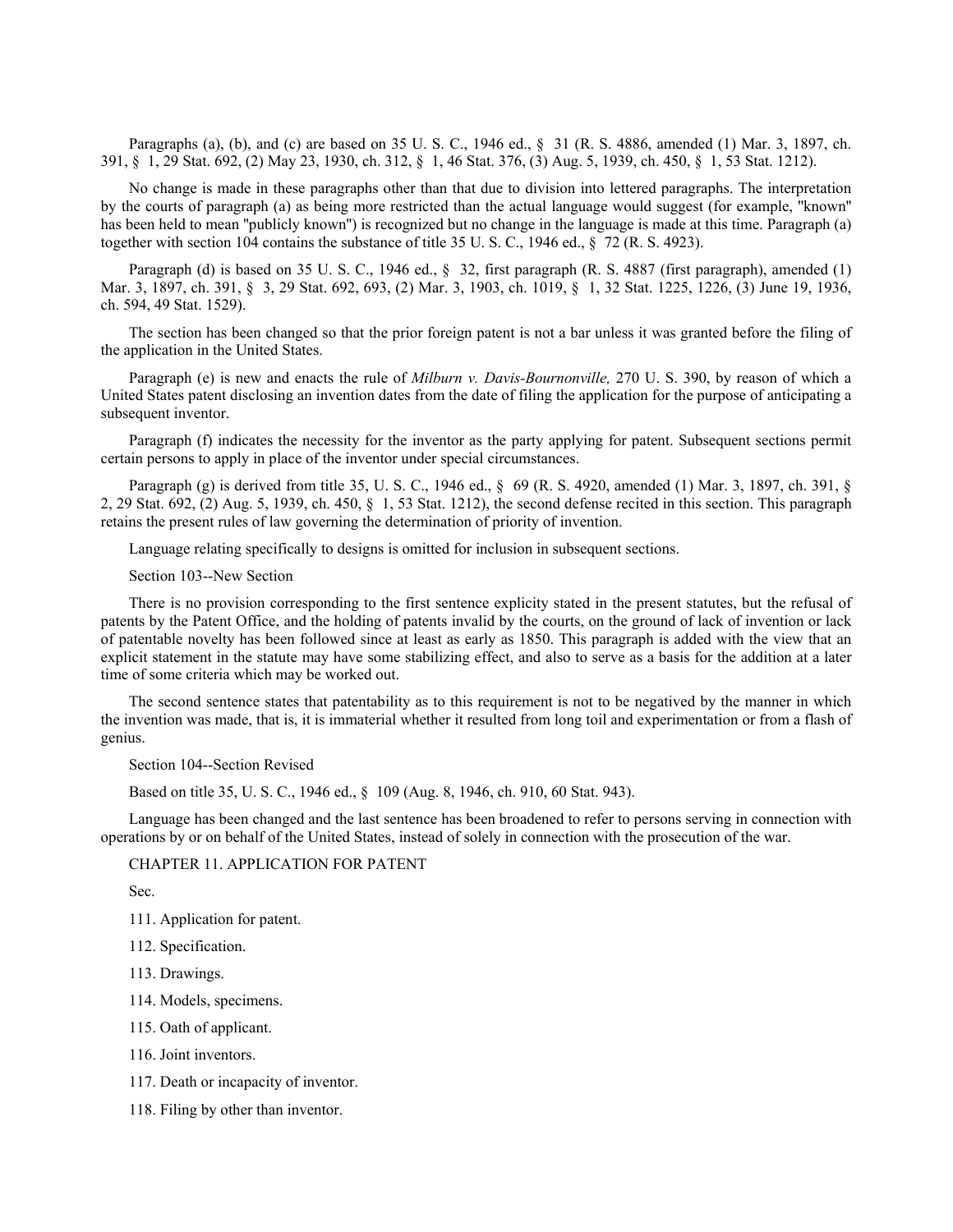Paragraphs (a), (b), and (c) are based on 35 U. S. C., 1946 ed., § 31 (R. S. 4886, amended (1) Mar. 3, 1897, ch. 391, § 1, 29 Stat. 692, (2) May 23, 1930, ch. 312, § 1, 46 Stat. 376, (3) Aug. 5, 1939, ch. 450, § 1, 53 Stat. 1212).

No change is made in these paragraphs other than that due to division into lettered paragraphs. The interpretation by the courts of paragraph (a) as being more restricted than the actual language would suggest (for example, "known" has been held to mean "publicly known") is recognized but no change in the language is made at this time. Paragraph (a) together with section 104 contains the substance of title 35 U. S. C., 1946 ed., § 72 (R. S. 4923).

Paragraph (d) is based on 35 U. S. C., 1946 ed., § 32, first paragraph (R. S. 4887 (first paragraph), amended (1) Mar. 3, 1897, ch. 391, § 3, 29 Stat. 692, 693, (2) Mar. 3, 1903, ch. 1019, § 1, 32 Stat. 1225, 1226, (3) June 19, 1936, ch. 594, 49 Stat. 1529).

The section has been changed so that the prior foreign patent is not a bar unless it was granted before the filing of the application in the United States.

Paragraph (e) is new and enacts the rule of *Milburn v. Davis-Bournonville,* 270 U. S. 390, by reason of which a United States patent disclosing an invention dates from the date of filing the application for the purpose of anticipating a subsequent inventor.

Paragraph (f) indicates the necessity for the inventor as the party applying for patent. Subsequent sections permit certain persons to apply in place of the inventor under special circumstances.

Paragraph (g) is derived from title 35, U. S. C., 1946 ed., § 69 (R. S. 4920, amended (1) Mar. 3, 1897, ch. 391, § 2, 29 Stat. 692, (2) Aug. 5, 1939, ch. 450, § 1, 53 Stat. 1212), the second defense recited in this section. This paragraph retains the present rules of law governing the determination of priority of invention.

Language relating specifically to designs is omitted for inclusion in subsequent sections.

Section 103--New Section

There is no provision corresponding to the first sentence explicity stated in the present statutes, but the refusal of patents by the Patent Office, and the holding of patents invalid by the courts, on the ground of lack of invention or lack of patentable novelty has been followed since at least as early as 1850. This paragraph is added with the view that an explicit statement in the statute may have some stabilizing effect, and also to serve as a basis for the addition at a later time of some criteria which may be worked out.

The second sentence states that patentability as to this requirement is not to be negatived by the manner in which the invention was made, that is, it is immaterial whether it resulted from long toil and experimentation or from a flash of genius.

Section 104--Section Revised

Based on title 35, U. S. C., 1946 ed., § 109 (Aug. 8, 1946, ch. 910, 60 Stat. 943).

Language has been changed and the last sentence has been broadened to refer to persons serving in connection with operations by or on behalf of the United States, instead of solely in connection with the prosecution of the war.

CHAPTER 11. APPLICATION FOR PATENT

Sec.

111. Application for patent.

112. Specification.

113. Drawings.

114. Models, specimens.

115. Oath of applicant.

116. Joint inventors.

117. Death or incapacity of inventor.

118. Filing by other than inventor.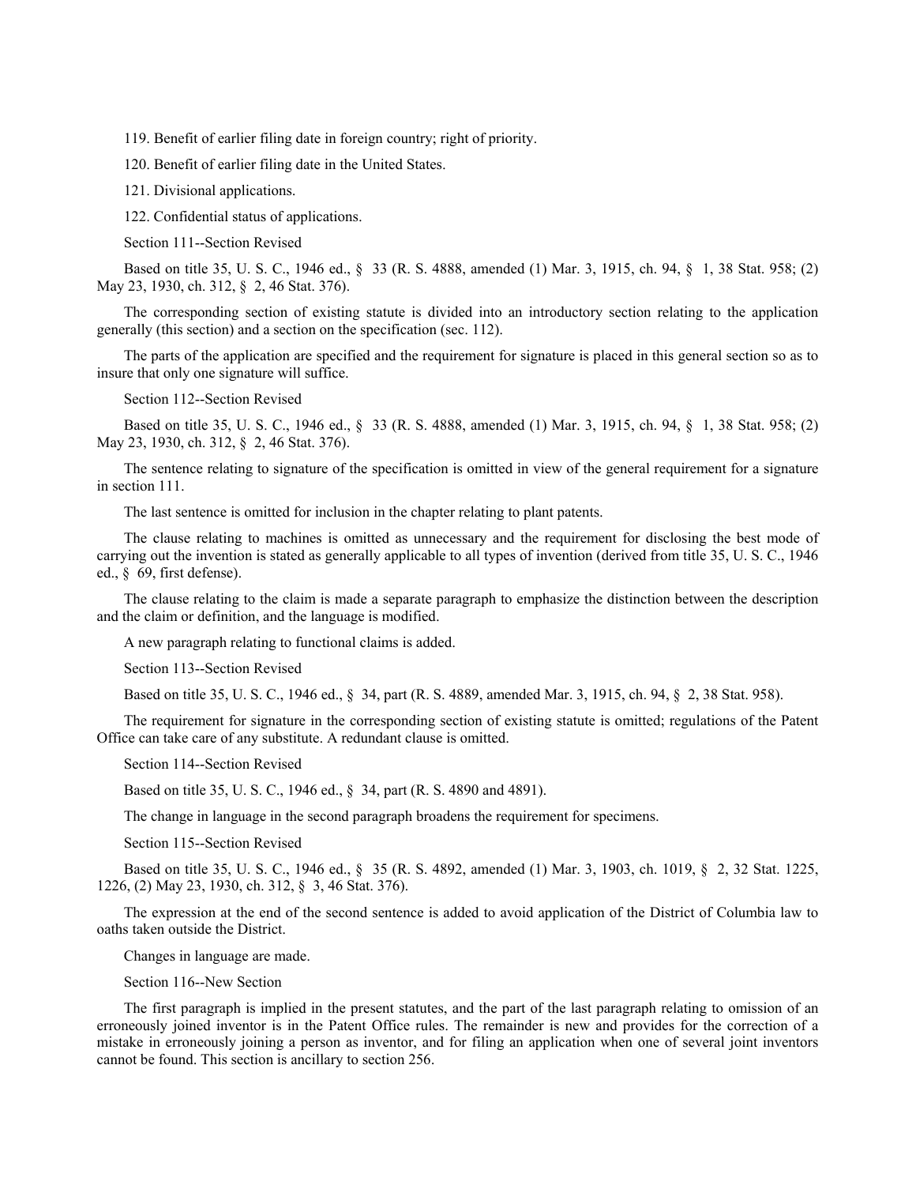119. Benefit of earlier filing date in foreign country; right of priority.

120. Benefit of earlier filing date in the United States.

121. Divisional applications.

122. Confidential status of applications.

Section 111--Section Revised

Based on title 35, U. S. C., 1946 ed., § 33 (R. S. 4888, amended (1) Mar. 3, 1915, ch. 94, § 1, 38 Stat. 958; (2) May 23, 1930, ch. 312, § 2, 46 Stat. 376).

The corresponding section of existing statute is divided into an introductory section relating to the application generally (this section) and a section on the specification (sec. 112).

The parts of the application are specified and the requirement for signature is placed in this general section so as to insure that only one signature will suffice.

Section 112--Section Revised

Based on title 35, U. S. C., 1946 ed., § 33 (R. S. 4888, amended (1) Mar. 3, 1915, ch. 94, § 1, 38 Stat. 958; (2) May 23, 1930, ch. 312, § 2, 46 Stat. 376).

The sentence relating to signature of the specification is omitted in view of the general requirement for a signature in section 111.

The last sentence is omitted for inclusion in the chapter relating to plant patents.

The clause relating to machines is omitted as unnecessary and the requirement for disclosing the best mode of carrying out the invention is stated as generally applicable to all types of invention (derived from title 35, U. S. C., 1946 ed., § 69, first defense).

The clause relating to the claim is made a separate paragraph to emphasize the distinction between the description and the claim or definition, and the language is modified.

A new paragraph relating to functional claims is added.

Section 113--Section Revised

Based on title 35, U. S. C., 1946 ed., § 34, part (R. S. 4889, amended Mar. 3, 1915, ch. 94, § 2, 38 Stat. 958).

The requirement for signature in the corresponding section of existing statute is omitted; regulations of the Patent Office can take care of any substitute. A redundant clause is omitted.

Section 114--Section Revised

Based on title 35, U. S. C., 1946 ed., § 34, part (R. S. 4890 and 4891).

The change in language in the second paragraph broadens the requirement for specimens.

Section 115--Section Revised

Based on title 35, U. S. C., 1946 ed., § 35 (R. S. 4892, amended (1) Mar. 3, 1903, ch. 1019, § 2, 32 Stat. 1225, 1226, (2) May 23, 1930, ch. 312, § 3, 46 Stat. 376).

The expression at the end of the second sentence is added to avoid application of the District of Columbia law to oaths taken outside the District.

Changes in language are made.

Section 116--New Section

The first paragraph is implied in the present statutes, and the part of the last paragraph relating to omission of an erroneously joined inventor is in the Patent Office rules. The remainder is new and provides for the correction of a mistake in erroneously joining a person as inventor, and for filing an application when one of several joint inventors cannot be found. This section is ancillary to section 256.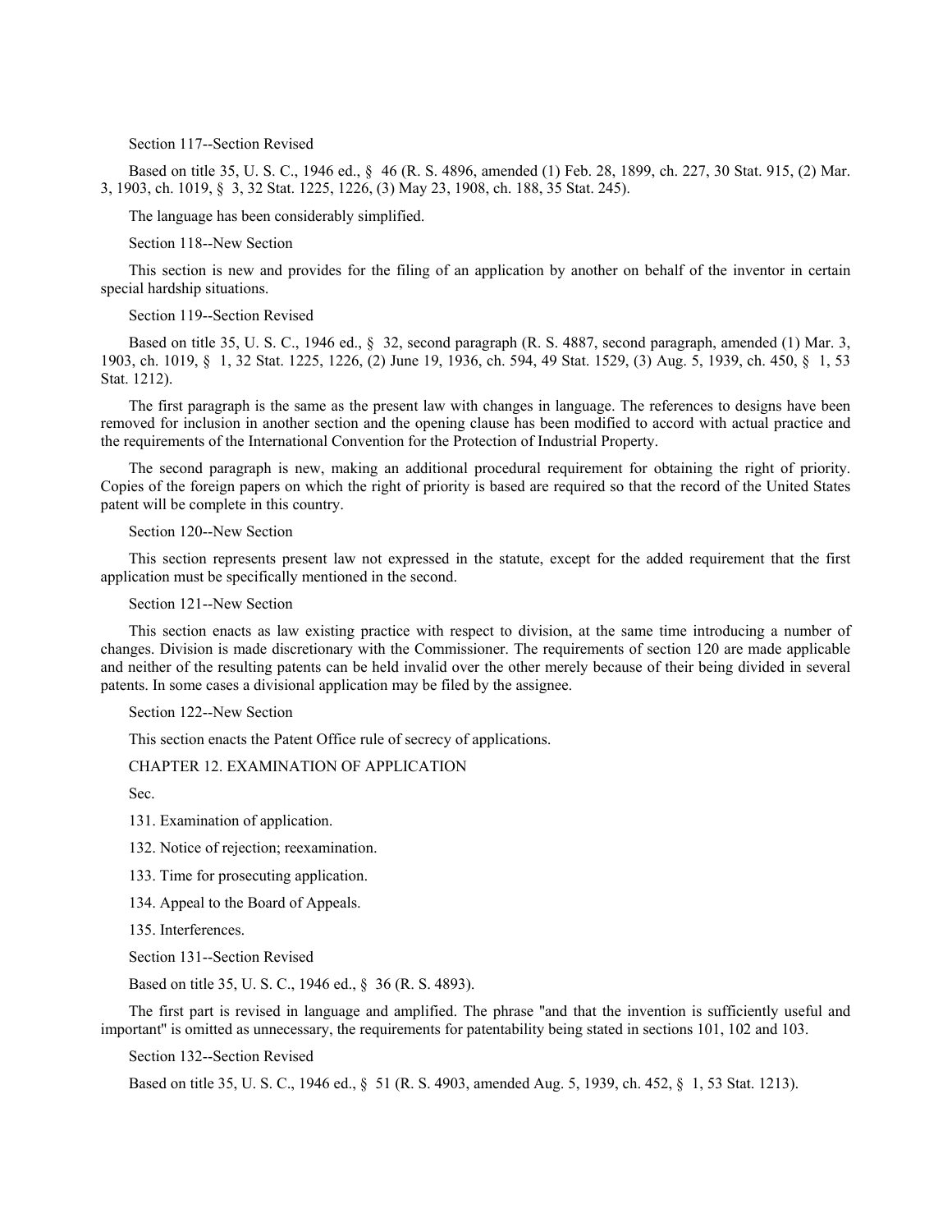Section 117--Section Revised

Based on title 35, U. S. C., 1946 ed., § 46 (R. S. 4896, amended (1) Feb. 28, 1899, ch. 227, 30 Stat. 915, (2) Mar. 3, 1903, ch. 1019, § 3, 32 Stat. 1225, 1226, (3) May 23, 1908, ch. 188, 35 Stat. 245).

The language has been considerably simplified.

Section 118--New Section

This section is new and provides for the filing of an application by another on behalf of the inventor in certain special hardship situations.

Section 119--Section Revised

Based on title 35, U. S. C., 1946 ed., § 32, second paragraph (R. S. 4887, second paragraph, amended (1) Mar. 3, 1903, ch. 1019, § 1, 32 Stat. 1225, 1226, (2) June 19, 1936, ch. 594, 49 Stat. 1529, (3) Aug. 5, 1939, ch. 450, § 1, 53 Stat. 1212).

The first paragraph is the same as the present law with changes in language. The references to designs have been removed for inclusion in another section and the opening clause has been modified to accord with actual practice and the requirements of the International Convention for the Protection of Industrial Property.

The second paragraph is new, making an additional procedural requirement for obtaining the right of priority. Copies of the foreign papers on which the right of priority is based are required so that the record of the United States patent will be complete in this country.

Section 120--New Section

This section represents present law not expressed in the statute, except for the added requirement that the first application must be specifically mentioned in the second.

Section 121--New Section

This section enacts as law existing practice with respect to division, at the same time introducing a number of changes. Division is made discretionary with the Commissioner. The requirements of section 120 are made applicable and neither of the resulting patents can be held invalid over the other merely because of their being divided in several patents. In some cases a divisional application may be filed by the assignee.

Section 122--New Section

This section enacts the Patent Office rule of secrecy of applications.

## CHAPTER 12. EXAMINATION OF APPLICATION

Sec.

131. Examination of application.

132. Notice of rejection; reexamination.

133. Time for prosecuting application.

134. Appeal to the Board of Appeals.

135. Interferences.

Section 131--Section Revised

Based on title 35, U. S. C., 1946 ed., § 36 (R. S. 4893).

The first part is revised in language and amplified. The phrase "and that the invention is sufficiently useful and important" is omitted as unnecessary, the requirements for patentability being stated in sections 101, 102 and 103.

Section 132--Section Revised

Based on title 35, U. S. C., 1946 ed., § 51 (R. S. 4903, amended Aug. 5, 1939, ch. 452, § 1, 53 Stat. 1213).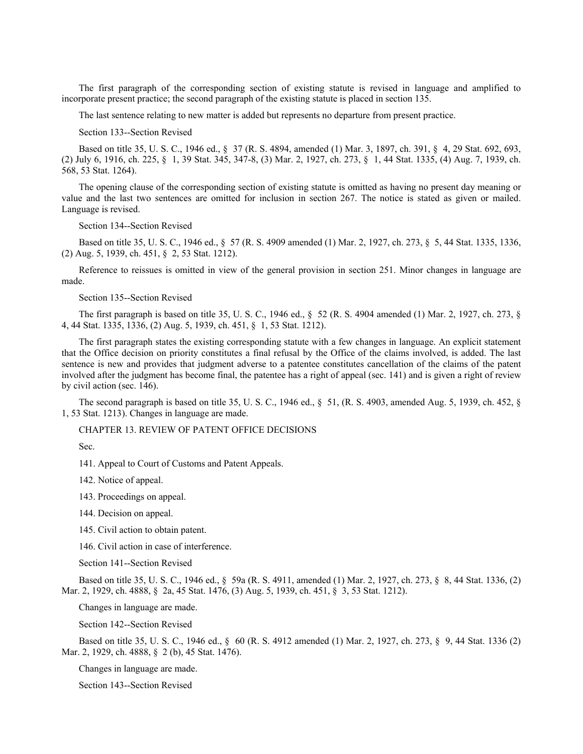The first paragraph of the corresponding section of existing statute is revised in language and amplified to incorporate present practice; the second paragraph of the existing statute is placed in section 135.

The last sentence relating to new matter is added but represents no departure from present practice.

Section 133--Section Revised

Based on title 35, U. S. C., 1946 ed., § 37 (R. S. 4894, amended (1) Mar. 3, 1897, ch. 391, § 4, 29 Stat. 692, 693, (2) July 6, 1916, ch. 225, § 1, 39 Stat. 345, 347-8, (3) Mar. 2, 1927, ch. 273, § 1, 44 Stat. 1335, (4) Aug. 7, 1939, ch. 568, 53 Stat. 1264).

The opening clause of the corresponding section of existing statute is omitted as having no present day meaning or value and the last two sentences are omitted for inclusion in section 267. The notice is stated as given or mailed. Language is revised.

Section 134--Section Revised

Based on title 35, U. S. C., 1946 ed., § 57 (R. S. 4909 amended (1) Mar. 2, 1927, ch. 273, § 5, 44 Stat. 1335, 1336, (2) Aug. 5, 1939, ch. 451, § 2, 53 Stat. 1212).

Reference to reissues is omitted in view of the general provision in section 251. Minor changes in language are made.

Section 135--Section Revised

The first paragraph is based on title 35, U. S. C., 1946 ed., § 52 (R. S. 4904 amended (1) Mar. 2, 1927, ch. 273, § 4, 44 Stat. 1335, 1336, (2) Aug. 5, 1939, ch. 451, § 1, 53 Stat. 1212).

The first paragraph states the existing corresponding statute with a few changes in language. An explicit statement that the Office decision on priority constitutes a final refusal by the Office of the claims involved, is added. The last sentence is new and provides that judgment adverse to a patentee constitutes cancellation of the claims of the patent involved after the judgment has become final, the patentee has a right of appeal (sec. 141) and is given a right of review by civil action (sec. 146).

The second paragraph is based on title 35, U. S. C., 1946 ed., § 51, (R. S. 4903, amended Aug. 5, 1939, ch. 452, § 1, 53 Stat. 1213). Changes in language are made.

CHAPTER 13. REVIEW OF PATENT OFFICE DECISIONS

Sec.

141. Appeal to Court of Customs and Patent Appeals.

142. Notice of appeal.

143. Proceedings on appeal.

144. Decision on appeal.

145. Civil action to obtain patent.

146. Civil action in case of interference.

Section 141--Section Revised

Based on title 35, U. S. C., 1946 ed., § 59a (R. S. 4911, amended (1) Mar. 2, 1927, ch. 273, § 8, 44 Stat. 1336, (2) Mar. 2, 1929, ch. 4888, § 2a, 45 Stat. 1476, (3) Aug. 5, 1939, ch. 451, § 3, 53 Stat. 1212).

Changes in language are made.

Section 142--Section Revised

Based on title 35, U. S. C., 1946 ed., § 60 (R. S. 4912 amended (1) Mar. 2, 1927, ch. 273, § 9, 44 Stat. 1336 (2) Mar. 2, 1929, ch. 4888, § 2 (b), 45 Stat. 1476).

Changes in language are made.

Section 143--Section Revised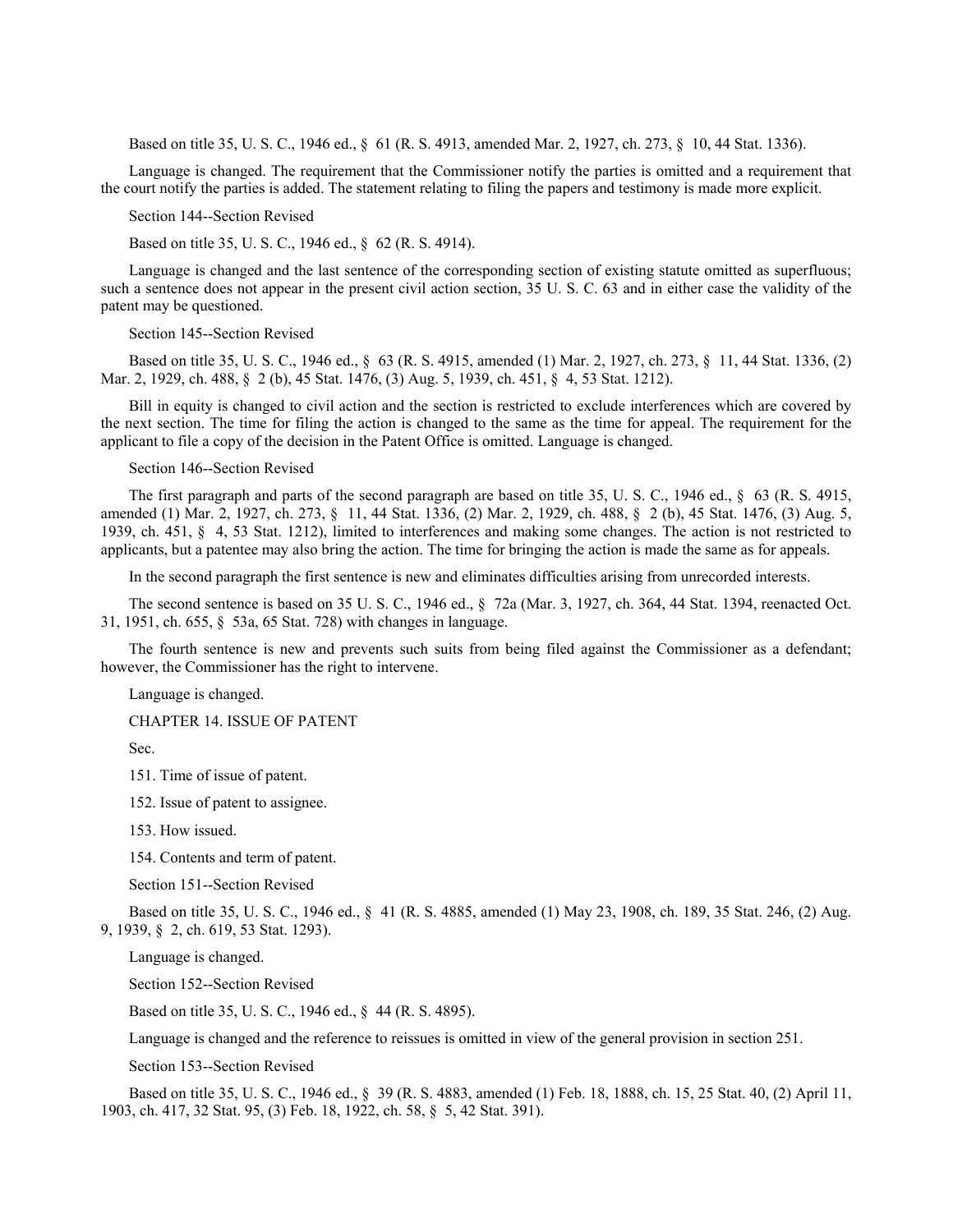Based on title 35, U. S. C., 1946 ed., § 61 (R. S. 4913, amended Mar. 2, 1927, ch. 273, § 10, 44 Stat. 1336).

Language is changed. The requirement that the Commissioner notify the parties is omitted and a requirement that the court notify the parties is added. The statement relating to filing the papers and testimony is made more explicit.

Section 144--Section Revised

Based on title 35, U. S. C., 1946 ed., § 62 (R. S. 4914).

Language is changed and the last sentence of the corresponding section of existing statute omitted as superfluous; such a sentence does not appear in the present civil action section, 35 U. S. C. 63 and in either case the validity of the patent may be questioned.

Section 145--Section Revised

Based on title 35, U. S. C., 1946 ed., § 63 (R. S. 4915, amended (1) Mar. 2, 1927, ch. 273, § 11, 44 Stat. 1336, (2) Mar. 2, 1929, ch. 488, § 2 (b), 45 Stat. 1476, (3) Aug. 5, 1939, ch. 451, § 4, 53 Stat. 1212).

Bill in equity is changed to civil action and the section is restricted to exclude interferences which are covered by the next section. The time for filing the action is changed to the same as the time for appeal. The requirement for the applicant to file a copy of the decision in the Patent Office is omitted. Language is changed.

Section 146--Section Revised

The first paragraph and parts of the second paragraph are based on title 35, U. S. C., 1946 ed., § 63 (R. S. 4915, amended (1) Mar. 2, 1927, ch. 273, § 11, 44 Stat. 1336, (2) Mar. 2, 1929, ch. 488, § 2 (b), 45 Stat. 1476, (3) Aug. 5, 1939, ch. 451, § 4, 53 Stat. 1212), limited to interferences and making some changes. The action is not restricted to applicants, but a patentee may also bring the action. The time for bringing the action is made the same as for appeals.

In the second paragraph the first sentence is new and eliminates difficulties arising from unrecorded interests.

The second sentence is based on 35 U. S. C., 1946 ed., § 72a (Mar. 3, 1927, ch. 364, 44 Stat. 1394, reenacted Oct. 31, 1951, ch. 655, § 53a, 65 Stat. 728) with changes in language.

The fourth sentence is new and prevents such suits from being filed against the Commissioner as a defendant; however, the Commissioner has the right to intervene.

Language is changed.

CHAPTER 14. ISSUE OF PATENT

Sec.

151. Time of issue of patent.

152. Issue of patent to assignee.

153. How issued.

154. Contents and term of patent.

Section 151--Section Revised

Based on title 35, U. S. C., 1946 ed., § 41 (R. S. 4885, amended (1) May 23, 1908, ch. 189, 35 Stat. 246, (2) Aug. 9, 1939, § 2, ch. 619, 53 Stat. 1293).

Language is changed.

Section 152--Section Revised

Based on title 35, U. S. C., 1946 ed., § 44 (R. S. 4895).

Language is changed and the reference to reissues is omitted in view of the general provision in section 251.

Section 153--Section Revised

Based on title 35, U. S. C., 1946 ed., § 39 (R. S. 4883, amended (1) Feb. 18, 1888, ch. 15, 25 Stat. 40, (2) April 11, 1903, ch. 417, 32 Stat. 95, (3) Feb. 18, 1922, ch. 58, § 5, 42 Stat. 391).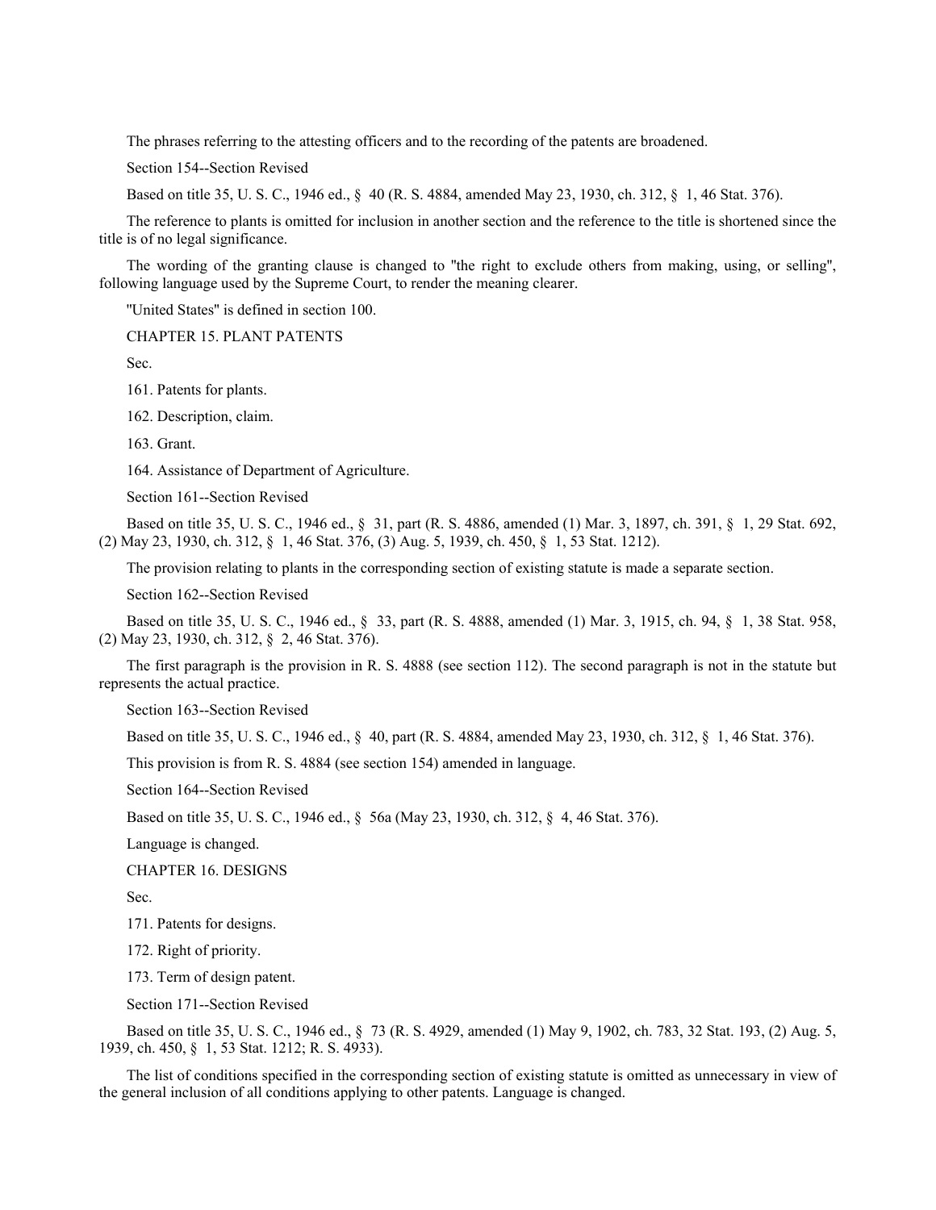The phrases referring to the attesting officers and to the recording of the patents are broadened.

Section 154--Section Revised

Based on title 35, U. S. C., 1946 ed., § 40 (R. S. 4884, amended May 23, 1930, ch. 312, § 1, 46 Stat. 376).

The reference to plants is omitted for inclusion in another section and the reference to the title is shortened since the title is of no legal significance.

The wording of the granting clause is changed to "the right to exclude others from making, using, or selling", following language used by the Supreme Court, to render the meaning clearer.

"United States" is defined in section 100.

## CHAPTER 15. PLANT PATENTS

Sec.

161. Patents for plants.

162. Description, claim.

163. Grant.

164. Assistance of Department of Agriculture.

Section 161--Section Revised

Based on title 35, U. S. C., 1946 ed., § 31, part (R. S. 4886, amended (1) Mar. 3, 1897, ch. 391, § 1, 29 Stat. 692, (2) May 23, 1930, ch. 312, § 1, 46 Stat. 376, (3) Aug. 5, 1939, ch. 450, § 1, 53 Stat. 1212).

The provision relating to plants in the corresponding section of existing statute is made a separate section.

Section 162--Section Revised

Based on title 35, U. S. C., 1946 ed., § 33, part (R. S. 4888, amended (1) Mar. 3, 1915, ch. 94, § 1, 38 Stat. 958, (2) May 23, 1930, ch. 312, § 2, 46 Stat. 376).

The first paragraph is the provision in R. S. 4888 (see section 112). The second paragraph is not in the statute but represents the actual practice.

Section 163--Section Revised

Based on title 35, U. S. C., 1946 ed., § 40, part (R. S. 4884, amended May 23, 1930, ch. 312, § 1, 46 Stat. 376).

This provision is from R. S. 4884 (see section 154) amended in language.

Section 164--Section Revised

Based on title 35, U. S. C., 1946 ed., § 56a (May 23, 1930, ch. 312, § 4, 46 Stat. 376).

Language is changed.

## CHAPTER 16. DESIGNS

Sec.

171. Patents for designs.

172. Right of priority.

173. Term of design patent.

Section 171--Section Revised

Based on title 35, U. S. C., 1946 ed., § 73 (R. S. 4929, amended (1) May 9, 1902, ch. 783, 32 Stat. 193, (2) Aug. 5, 1939, ch. 450, § 1, 53 Stat. 1212; R. S. 4933).

The list of conditions specified in the corresponding section of existing statute is omitted as unnecessary in view of the general inclusion of all conditions applying to other patents. Language is changed.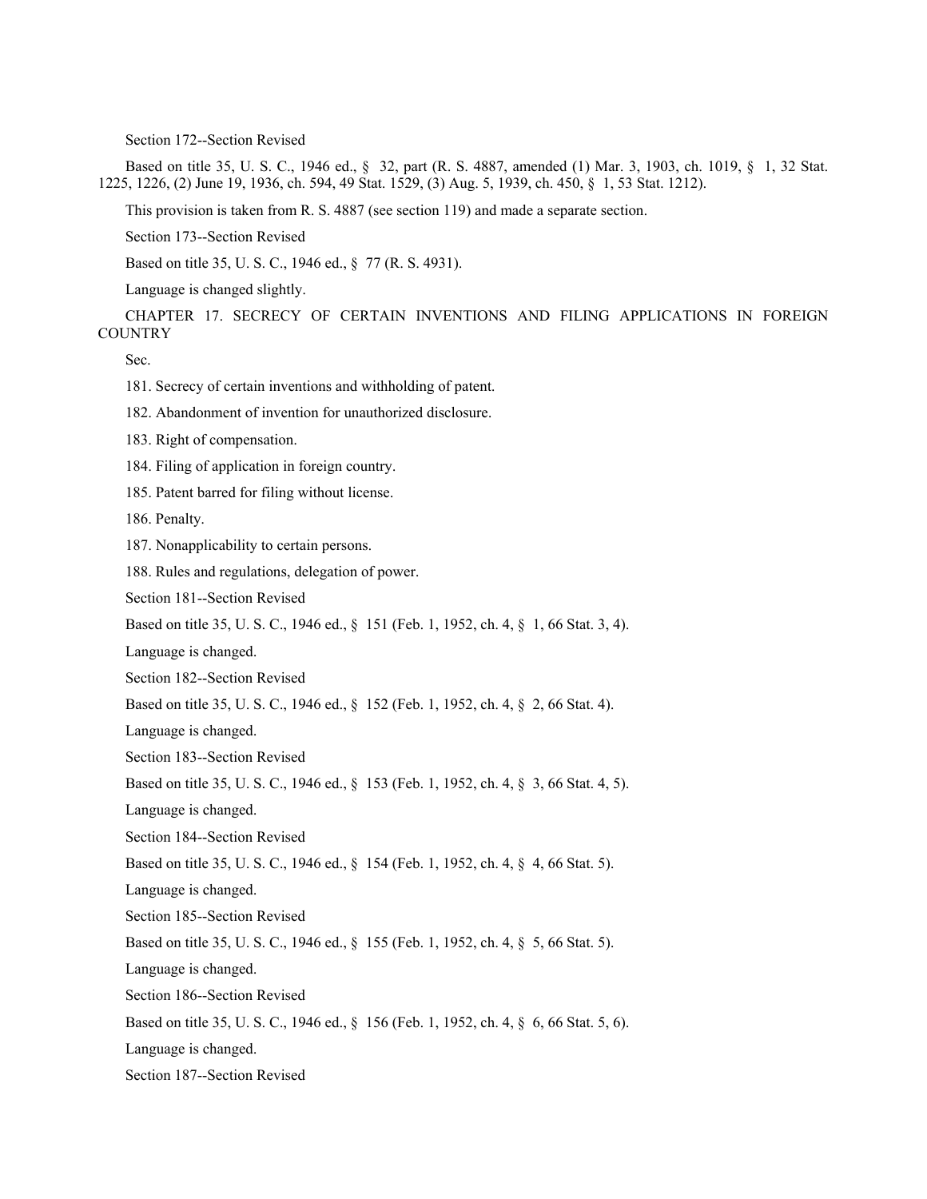Section 172--Section Revised

Based on title 35, U. S. C., 1946 ed., § 32, part (R. S. 4887, amended (1) Mar. 3, 1903, ch. 1019, § 1, 32 Stat. 1225, 1226, (2) June 19, 1936, ch. 594, 49 Stat. 1529, (3) Aug. 5, 1939, ch. 450, § 1, 53 Stat. 1212).

This provision is taken from R. S. 4887 (see section 119) and made a separate section.

Section 173--Section Revised

Based on title 35, U. S. C., 1946 ed., § 77 (R. S. 4931).

Language is changed slightly.

## CHAPTER 17. SECRECY OF CERTAIN INVENTIONS AND FILING APPLICATIONS IN FOREIGN COUNTRY

Sec.

181. Secrecy of certain inventions and withholding of patent.

182. Abandonment of invention for unauthorized disclosure.

183. Right of compensation.

184. Filing of application in foreign country.

185. Patent barred for filing without license.

186. Penalty.

187. Nonapplicability to certain persons.

188. Rules and regulations, delegation of power.

Section 181--Section Revised

Based on title 35, U. S. C., 1946 ed., § 151 (Feb. 1, 1952, ch. 4, § 1, 66 Stat. 3, 4).

Language is changed.

Section 182--Section Revised

Based on title 35, U. S. C., 1946 ed., § 152 (Feb. 1, 1952, ch. 4, § 2, 66 Stat. 4).

Language is changed.

Section 183--Section Revised

Based on title 35, U. S. C., 1946 ed., § 153 (Feb. 1, 1952, ch. 4, § 3, 66 Stat. 4, 5).

Language is changed.

Section 184--Section Revised

Based on title 35, U. S. C., 1946 ed., § 154 (Feb. 1, 1952, ch. 4, § 4, 66 Stat. 5).

Language is changed.

Section 185--Section Revised

Based on title 35, U. S. C., 1946 ed., § 155 (Feb. 1, 1952, ch. 4, § 5, 66 Stat. 5).

Language is changed.

Section 186--Section Revised

Based on title 35, U. S. C., 1946 ed., § 156 (Feb. 1, 1952, ch. 4, § 6, 66 Stat. 5, 6).

Language is changed.

Section 187--Section Revised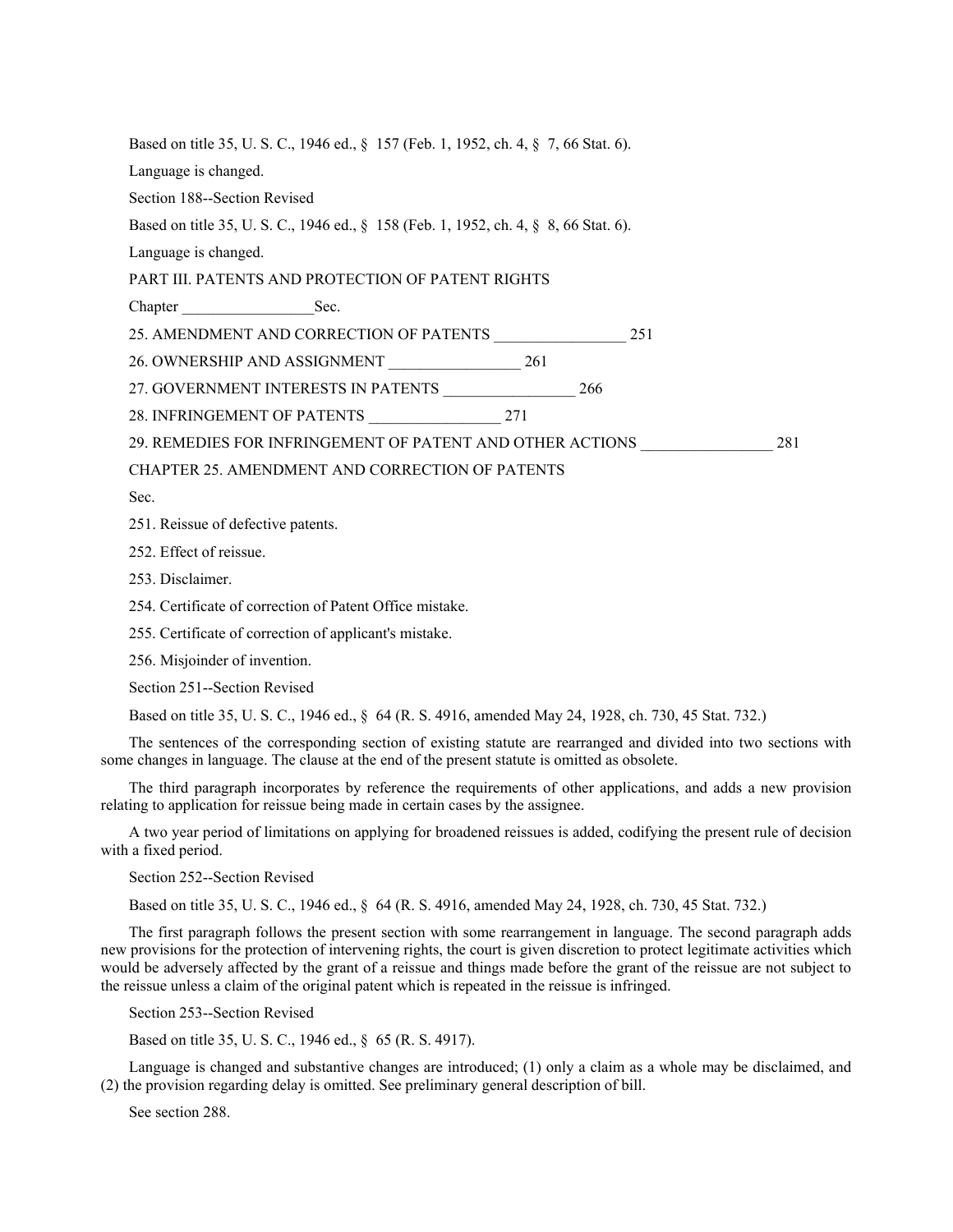Based on title 35, U. S. C., 1946 ed., § 157 (Feb. 1, 1952, ch. 4, § 7, 66 Stat. 6).

Language is changed.

Section 188--Section Revised

Based on title 35, U. S. C., 1946 ed., § 158 (Feb. 1, 1952, ch. 4, § 8, 66 Stat. 6).

Language is changed.

PART III. PATENTS AND PROTECTION OF PATENT RIGHTS

| Chapter | Sec. |
|---|---|
| 25. AMENDMENT AND CORRECTION OF PATENTS | 251 |
| 26. OWNERSHIP AND ASSIGNMENT | 261 |
| 27. GOVERNMENT INTERESTS IN PATENTS | 266 |
| 28. INFRINGEMENT OF PATENTS | 271 |
| 29. REMEDIES FOR INFRINGEMENT OF PATENT AND OTHER ACTIONS | 281 |

CHAPTER 25. AMENDMENT AND CORRECTION OF PATENTS

Sec.

251. Reissue of defective patents.

252. Effect of reissue.

253. Disclaimer.

254. Certificate of correction of Patent Office mistake.

255. Certificate of correction of applicant's mistake.

256. Misjoinder of invention.

Section 251--Section Revised

Based on title 35, U. S. C., 1946 ed., § 64 (R. S. 4916, amended May 24, 1928, ch. 730, 45 Stat. 732.)

The sentences of the corresponding section of existing statute are rearranged and divided into two sections with some changes in language. The clause at the end of the present statute is omitted as obsolete.

The third paragraph incorporates by reference the requirements of other applications, and adds a new provision relating to application for reissue being made in certain cases by the assignee.

A two year period of limitations on applying for broadened reissues is added, codifying the present rule of decision with a fixed period.

Section 252--Section Revised

Based on title 35, U. S. C., 1946 ed., § 64 (R. S. 4916, amended May 24, 1928, ch. 730, 45 Stat. 732.)

The first paragraph follows the present section with some rearrangement in language. The second paragraph adds new provisions for the protection of intervening rights, the court is given discretion to protect legitimate activities which would be adversely affected by the grant of a reissue and things made before the grant of the reissue are not subject to the reissue unless a claim of the original patent which is repeated in the reissue is infringed.

Section 253--Section Revised

Based on title 35, U. S. C., 1946 ed., § 65 (R. S. 4917).

Language is changed and substantive changes are introduced; (1) only a claim as a whole may be disclaimed, and (2) the provision regarding delay is omitted. See preliminary general description of bill.

See section 288.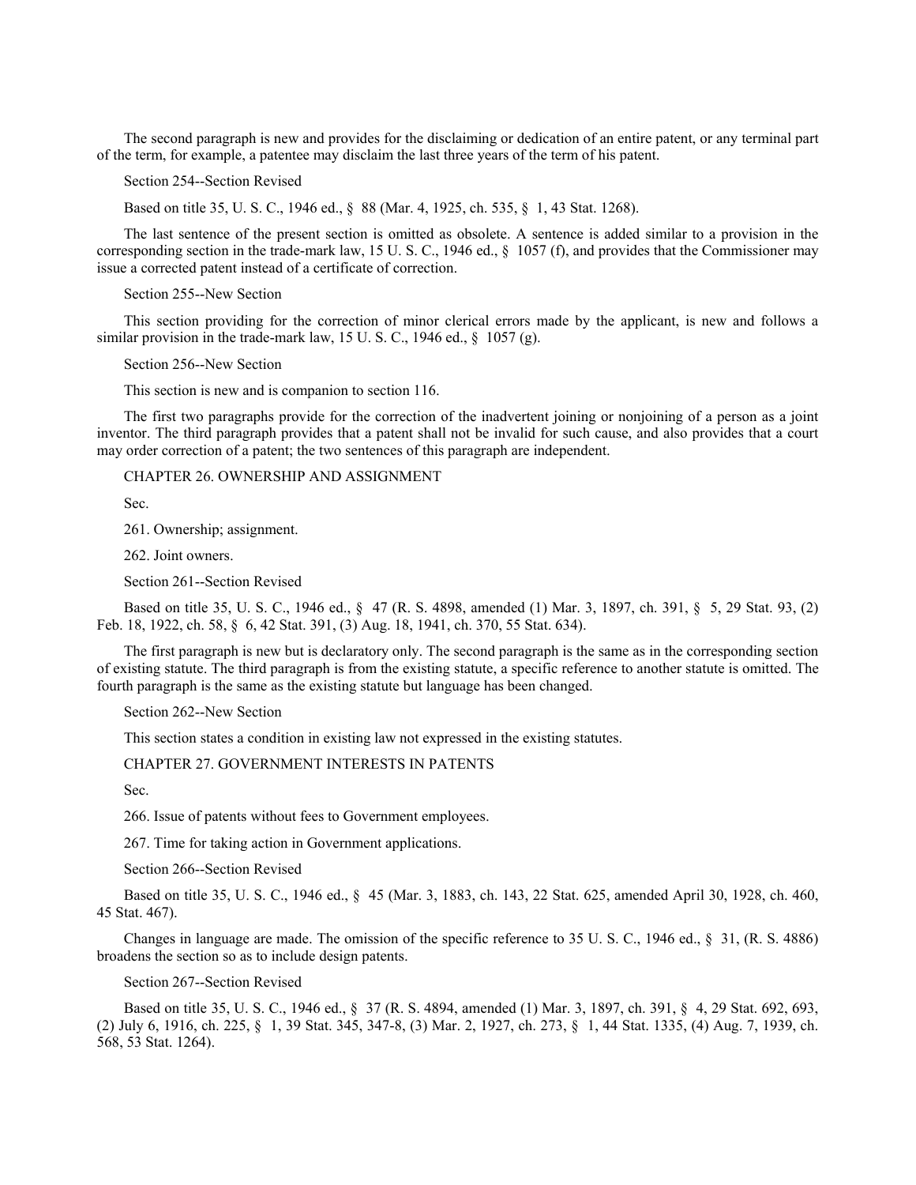The second paragraph is new and provides for the disclaiming or dedication of an entire patent, or any terminal part of the term, for example, a patentee may disclaim the last three years of the term of his patent.

Section 254--Section Revised

Based on title 35, U. S. C., 1946 ed., § 88 (Mar. 4, 1925, ch. 535, § 1, 43 Stat. 1268).

The last sentence of the present section is omitted as obsolete. A sentence is added similar to a provision in the corresponding section in the trade-mark law, 15 U. S. C., 1946 ed., § 1057 (f), and provides that the Commissioner may issue a corrected patent instead of a certificate of correction.

Section 255--New Section

This section providing for the correction of minor clerical errors made by the applicant, is new and follows a similar provision in the trade-mark law, 15 U. S. C., 1946 ed., § 1057 (g).

Section 256--New Section

This section is new and is companion to section 116.

The first two paragraphs provide for the correction of the inadvertent joining or nonjoining of a person as a joint inventor. The third paragraph provides that a patent shall not be invalid for such cause, and also provides that a court may order correction of a patent; the two sentences of this paragraph are independent.

## CHAPTER 26. OWNERSHIP AND ASSIGNMENT

Sec.

261. Ownership; assignment.

262. Joint owners.

Section 261--Section Revised

Based on title 35, U. S. C., 1946 ed., § 47 (R. S. 4898, amended (1) Mar. 3, 1897, ch. 391, § 5, 29 Stat. 93, (2) Feb. 18, 1922, ch. 58, § 6, 42 Stat. 391, (3) Aug. 18, 1941, ch. 370, 55 Stat. 634).

The first paragraph is new but is declaratory only. The second paragraph is the same as in the corresponding section of existing statute. The third paragraph is from the existing statute, a specific reference to another statute is omitted. The fourth paragraph is the same as the existing statute but language has been changed.

Section 262--New Section

This section states a condition in existing law not expressed in the existing statutes.

## CHAPTER 27. GOVERNMENT INTERESTS IN PATENTS

Sec.

266. Issue of patents without fees to Government employees.

267. Time for taking action in Government applications.

Section 266--Section Revised

Based on title 35, U. S. C., 1946 ed., § 45 (Mar. 3, 1883, ch. 143, 22 Stat. 625, amended April 30, 1928, ch. 460, 45 Stat. 467).

Changes in language are made. The omission of the specific reference to 35 U. S. C., 1946 ed., § 31, (R. S. 4886) broadens the section so as to include design patents.

Section 267--Section Revised

Based on title 35, U. S. C., 1946 ed., § 37 (R. S. 4894, amended (1) Mar. 3, 1897, ch. 391, § 4, 29 Stat. 692, 693, (2) July 6, 1916, ch. 225, § 1, 39 Stat. 345, 347-8, (3) Mar. 2, 1927, ch. 273, § 1, 44 Stat. 1335, (4) Aug. 7, 1939, ch. 568, 53 Stat. 1264).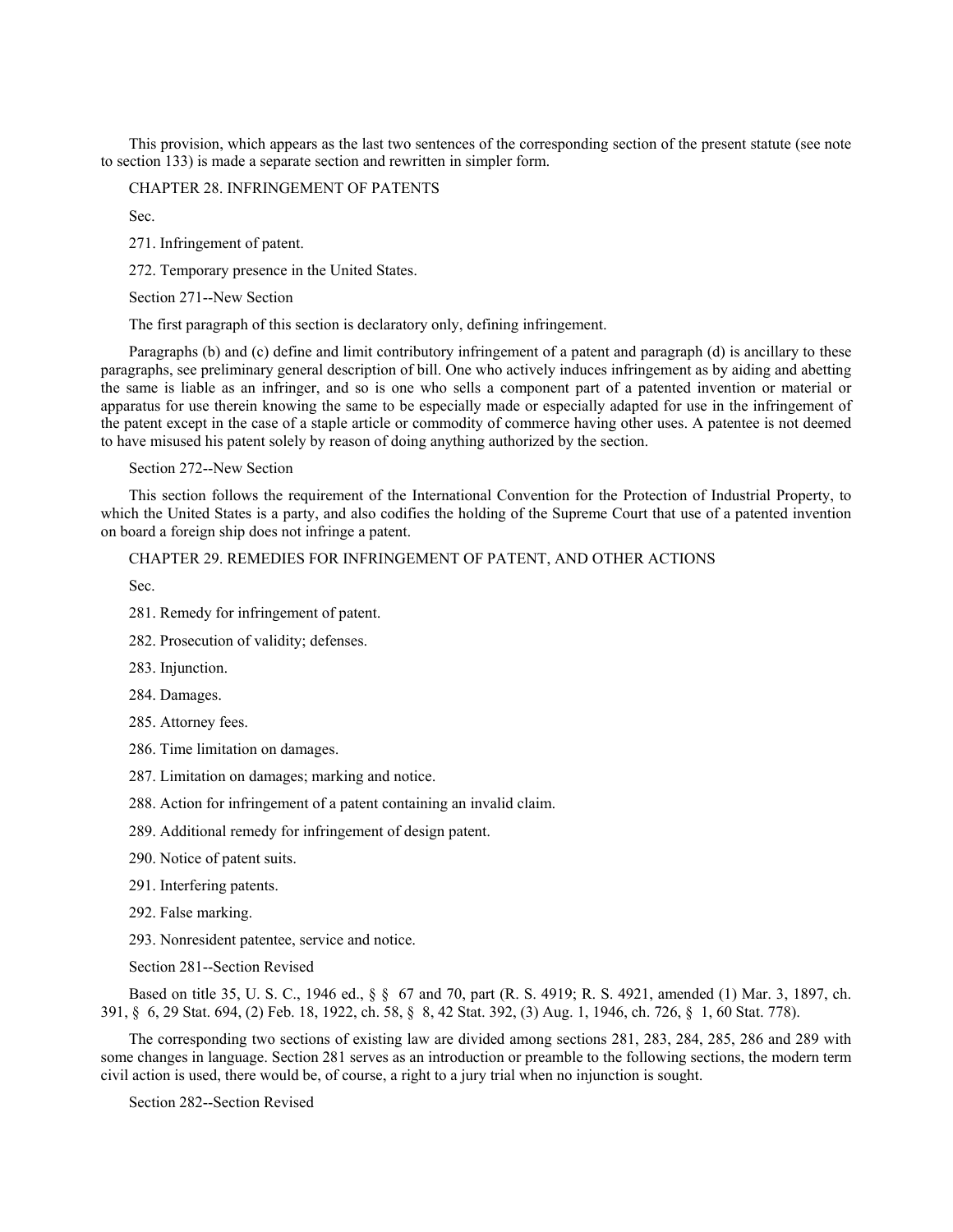This provision, which appears as the last two sentences of the corresponding section of the present statute (see note to section 133) is made a separate section and rewritten in simpler form.

CHAPTER 28. INFRINGEMENT OF PATENTS

Sec.

271. Infringement of patent.

272. Temporary presence in the United States.

Section 271--New Section

The first paragraph of this section is declaratory only, defining infringement.

Paragraphs (b) and (c) define and limit contributory infringement of a patent and paragraph (d) is ancillary to these paragraphs, see preliminary general description of bill. One who actively induces infringement as by aiding and abetting the same is liable as an infringer, and so is one who sells a component part of a patented invention or material or apparatus for use therein knowing the same to be especially made or especially adapted for use in the infringement of the patent except in the case of a staple article or commodity of commerce having other uses. A patentee is not deemed to have misused his patent solely by reason of doing anything authorized by the section.

Section 272--New Section

This section follows the requirement of the International Convention for the Protection of Industrial Property, to which the United States is a party, and also codifies the holding of the Supreme Court that use of a patented invention on board a foreign ship does not infringe a patent.

CHAPTER 29. REMEDIES FOR INFRINGEMENT OF PATENT, AND OTHER ACTIONS

Sec.

281. Remedy for infringement of patent.

282. Prosecution of validity; defenses.

283. Injunction.

284. Damages.

285. Attorney fees.

286. Time limitation on damages.

287. Limitation on damages; marking and notice.

288. Action for infringement of a patent containing an invalid claim.

289. Additional remedy for infringement of design patent.

290. Notice of patent suits.

291. Interfering patents.

292. False marking.

293. Nonresident patentee, service and notice.

Section 281--Section Revised

Based on title 35, U. S. C., 1946 ed., § § 67 and 70, part (R. S. 4919; R. S. 4921, amended (1) Mar. 3, 1897, ch. 391, § 6, 29 Stat. 694, (2) Feb. 18, 1922, ch. 58, § 8, 42 Stat. 392, (3) Aug. 1, 1946, ch. 726, § 1, 60 Stat. 778).

The corresponding two sections of existing law are divided among sections 281, 283, 284, 285, 286 and 289 with some changes in language. Section 281 serves as an introduction or preamble to the following sections, the modern term civil action is used, there would be, of course, a right to a jury trial when no injunction is sought.

Section 282--Section Revised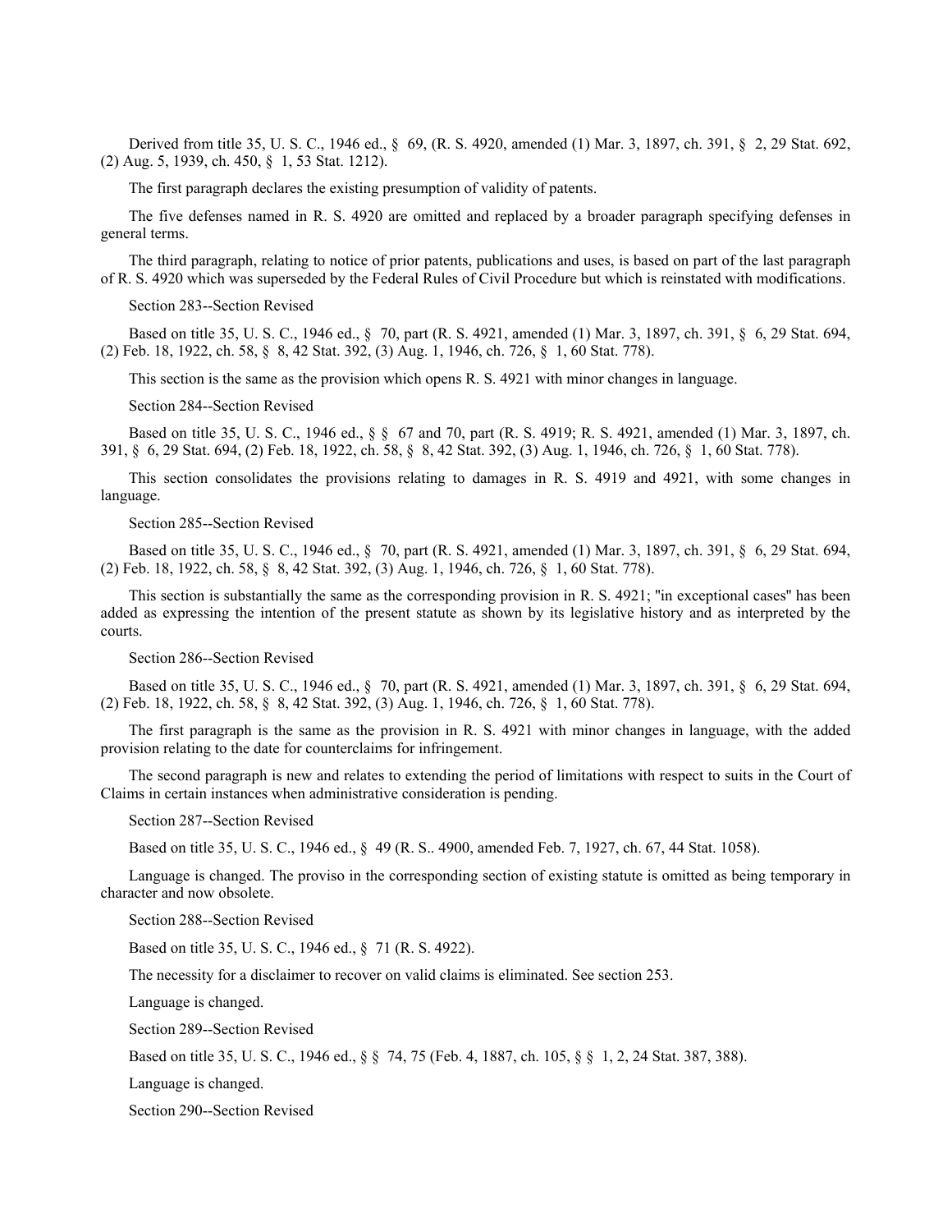Derived from title 35, U. S. C., 1946 ed., § 69, (R. S. 4920, amended (1) Mar. 3, 1897, ch. 391, § 2, 29 Stat. 692, (2) Aug. 5, 1939, ch. 450, § 1, 53 Stat. 1212).

The first paragraph declares the existing presumption of validity of patents.

The five defenses named in R. S. 4920 are omitted and replaced by a broader paragraph specifying defenses in general terms.

The third paragraph, relating to notice of prior patents, publications and uses, is based on part of the last paragraph of R. S. 4920 which was superseded by the Federal Rules of Civil Procedure but which is reinstated with modifications.

Section 283--Section Revised

Based on title 35, U. S. C., 1946 ed., § 70, part (R. S. 4921, amended (1) Mar. 3, 1897, ch. 391, § 6, 29 Stat. 694, (2) Feb. 18, 1922, ch. 58, § 8, 42 Stat. 392, (3) Aug. 1, 1946, ch. 726, § 1, 60 Stat. 778).

This section is the same as the provision which opens R. S. 4921 with minor changes in language.

Section 284--Section Revised

Based on title 35, U. S. C., 1946 ed., § § 67 and 70, part (R. S. 4919; R. S. 4921, amended (1) Mar. 3, 1897, ch. 391, § 6, 29 Stat. 694, (2) Feb. 18, 1922, ch. 58, § 8, 42 Stat. 392, (3) Aug. 1, 1946, ch. 726, § 1, 60 Stat. 778).

This section consolidates the provisions relating to damages in R. S. 4919 and 4921, with some changes in language.

Section 285--Section Revised

Based on title 35, U. S. C., 1946 ed., § 70, part (R. S. 4921, amended (1) Mar. 3, 1897, ch. 391, § 6, 29 Stat. 694, (2) Feb. 18, 1922, ch. 58, § 8, 42 Stat. 392, (3) Aug. 1, 1946, ch. 726, § 1, 60 Stat. 778).

This section is substantially the same as the corresponding provision in R. S. 4921; "in exceptional cases" has been added as expressing the intention of the present statute as shown by its legislative history and as interpreted by the courts.

Section 286--Section Revised

Based on title 35, U. S. C., 1946 ed., § 70, part (R. S. 4921, amended (1) Mar. 3, 1897, ch. 391, § 6, 29 Stat. 694, (2) Feb. 18, 1922, ch. 58, § 8, 42 Stat. 392, (3) Aug. 1, 1946, ch. 726, § 1, 60 Stat. 778).

The first paragraph is the same as the provision in R. S. 4921 with minor changes in language, with the added provision relating to the date for counterclaims for infringement.

The second paragraph is new and relates to extending the period of limitations with respect to suits in the Court of Claims in certain instances when administrative consideration is pending.

Section 287--Section Revised

Based on title 35, U. S. C., 1946 ed., § 49 (R. S.. 4900, amended Feb. 7, 1927, ch. 67, 44 Stat. 1058).

Language is changed. The proviso in the corresponding section of existing statute is omitted as being temporary in character and now obsolete.

Section 288--Section Revised

Based on title 35, U. S. C., 1946 ed., § 71 (R. S. 4922).

The necessity for a disclaimer to recover on valid claims is eliminated. See section 253.

Language is changed.

Section 289--Section Revised

Based on title 35, U. S. C., 1946 ed., § § 74, 75 (Feb. 4, 1887, ch. 105, § § 1, 2, 24 Stat. 387, 388).

Language is changed.

Section 290--Section Revised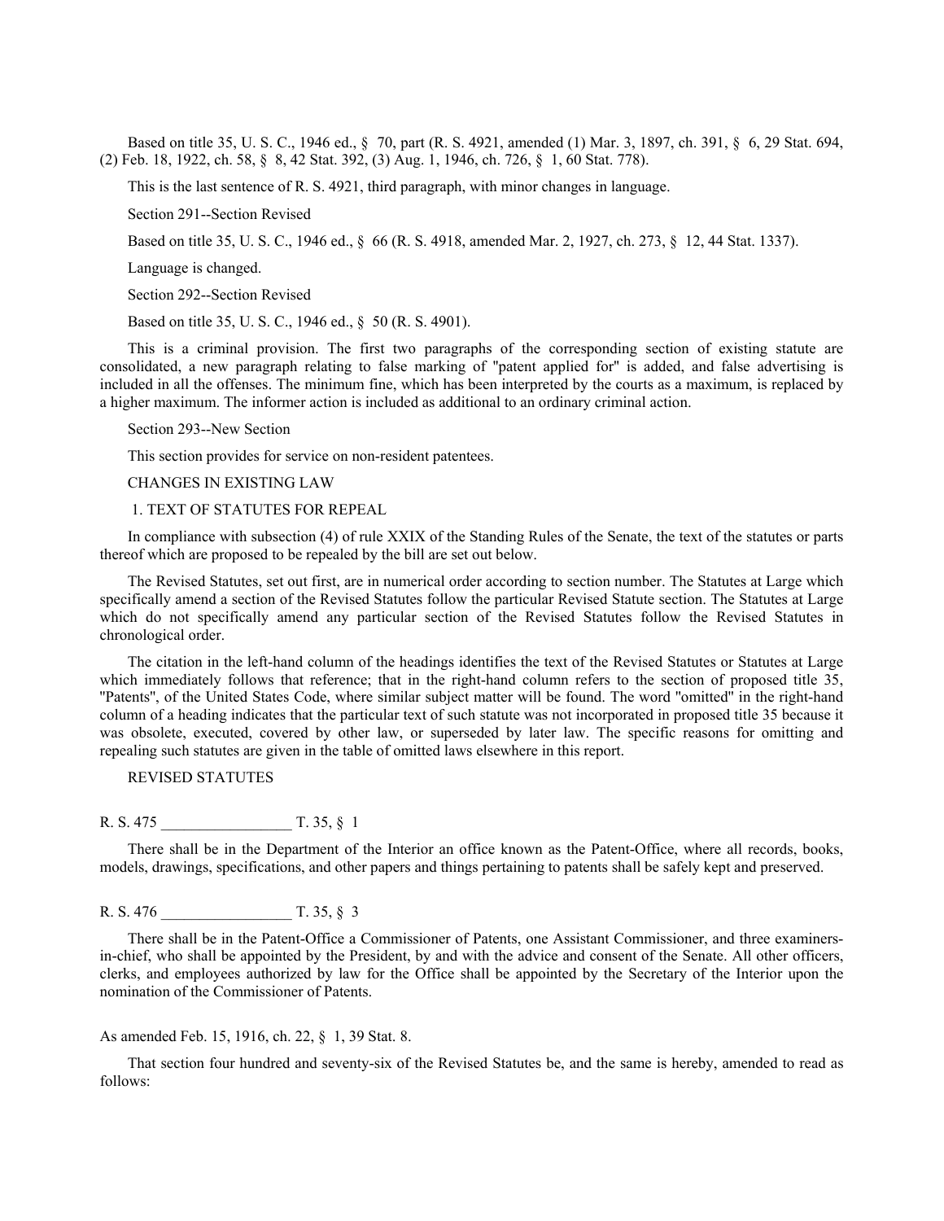Based on title 35, U. S. C., 1946 ed., § 70, part (R. S. 4921, amended (1) Mar. 3, 1897, ch. 391, § 6, 29 Stat. 694, (2) Feb. 18, 1922, ch. 58, § 8, 42 Stat. 392, (3) Aug. 1, 1946, ch. 726, § 1, 60 Stat. 778).

This is the last sentence of R. S. 4921, third paragraph, with minor changes in language.

Section 291--Section Revised

Based on title 35, U. S. C., 1946 ed., § 66 (R. S. 4918, amended Mar. 2, 1927, ch. 273, § 12, 44 Stat. 1337).

Language is changed.

Section 292--Section Revised

Based on title 35, U. S. C., 1946 ed., § 50 (R. S. 4901).

This is a criminal provision. The first two paragraphs of the corresponding section of existing statute are consolidated, a new paragraph relating to false marking of "patent applied for" is added, and false advertising is included in all the offenses. The minimum fine, which has been interpreted by the courts as a maximum, is replaced by a higher maximum. The informer action is included as additional to an ordinary criminal action.

Section 293--New Section

This section provides for service on non-resident patentees.

CHANGES IN EXISTING LAW

1. TEXT OF STATUTES FOR REPEAL

In compliance with subsection (4) of rule XXIX of the Standing Rules of the Senate, the text of the statutes or parts thereof which are proposed to be repealed by the bill are set out below.

The Revised Statutes, set out first, are in numerical order according to section number. The Statutes at Large which specifically amend a section of the Revised Statutes follow the particular Revised Statute section. The Statutes at Large which do not specifically amend any particular section of the Revised Statutes follow the Revised Statutes in chronological order.

The citation in the left-hand column of the headings identifies the text of the Revised Statutes or Statutes at Large which immediately follows that reference; that in the right-hand column refers to the section of proposed title 35, "Patents", of the United States Code, where similar subject matter will be found. The word "omitted" in the right-hand column of a heading indicates that the particular text of such statute was not incorporated in proposed title 35 because it was obsolete, executed, covered by other law, or superseded by later law. The specific reasons for omitting and repealing such statutes are given in the table of omitted laws elsewhere in this report.

REVISED STATUTES

R. S. 475 _________________ T. 35, § 1

There shall be in the Department of the Interior an office known as the Patent-Office, where all records, books, models, drawings, specifications, and other papers and things pertaining to patents shall be safely kept and preserved.

R. S. 476 _________________ T. 35, § 3

There shall be in the Patent-Office a Commissioner of Patents, one Assistant Commissioner, and three examiners-in-chief, who shall be appointed by the President, by and with the advice and consent of the Senate. All other officers, clerks, and employees authorized by law for the Office shall be appointed by the Secretary of the Interior upon the nomination of the Commissioner of Patents.

As amended Feb. 15, 1916, ch. 22, § 1, 39 Stat. 8.

That section four hundred and seventy-six of the Revised Statutes be, and the same is hereby, amended to read as follows: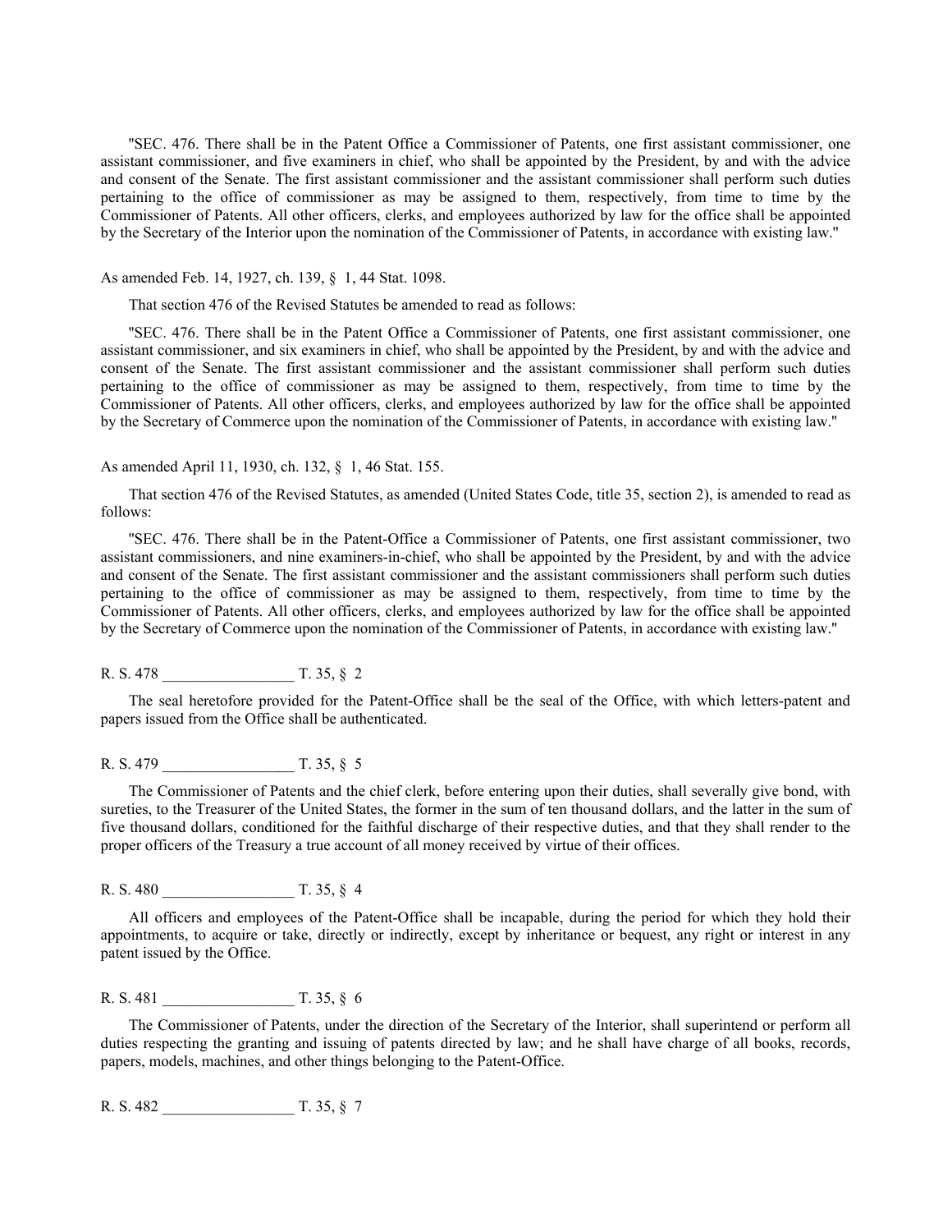"SEC. 476. There shall be in the Patent Office a Commissioner of Patents, one first assistant commissioner, one assistant commissioner, and five examiners in chief, who shall be appointed by the President, by and with the advice and consent of the Senate. The first assistant commissioner and the assistant commissioner shall perform such duties pertaining to the office of commissioner as may be assigned to them, respectively, from time to time by the Commissioner of Patents. All other officers, clerks, and employees authorized by law for the office shall be appointed by the Secretary of the Interior upon the nomination of the Commissioner of Patents, in accordance with existing law."

As amended Feb. 14, 1927, ch. 139, § 1, 44 Stat. 1098.

That section 476 of the Revised Statutes be amended to read as follows:

"SEC. 476. There shall be in the Patent Office a Commissioner of Patents, one first assistant commissioner, one assistant commissioner, and six examiners in chief, who shall be appointed by the President, by and with the advice and consent of the Senate. The first assistant commissioner and the assistant commissioner shall perform such duties pertaining to the office of commissioner as may be assigned to them, respectively, from time to time by the Commissioner of Patents. All other officers, clerks, and employees authorized by law for the office shall be appointed by the Secretary of Commerce upon the nomination of the Commissioner of Patents, in accordance with existing law."

As amended April 11, 1930, ch. 132, § 1, 46 Stat. 155.

That section 476 of the Revised Statutes, as amended (United States Code, title 35, section 2), is amended to read as follows:

"SEC. 476. There shall be in the Patent-Office a Commissioner of Patents, one first assistant commissioner, two assistant commissioners, and nine examiners-in-chief, who shall be appointed by the President, by and with the advice and consent of the Senate. The first assistant commissioner and the assistant commissioners shall perform such duties pertaining to the office of commissioner as may be assigned to them, respectively, from time to time by the Commissioner of Patents. All other officers, clerks, and employees authorized by law for the office shall be appointed by the Secretary of Commerce upon the nomination of the Commissioner of Patents, in accordance with existing law."

R. S. 478 _________________ T. 35, § 2

The seal heretofore provided for the Patent-Office shall be the seal of the Office, with which letters-patent and papers issued from the Office shall be authenticated.

R. S. 479 _________________ T. 35, § 5

The Commissioner of Patents and the chief clerk, before entering upon their duties, shall severally give bond, with sureties, to the Treasurer of the United States, the former in the sum of ten thousand dollars, and the latter in the sum of five thousand dollars, conditioned for the faithful discharge of their respective duties, and that they shall render to the proper officers of the Treasury a true account of all money received by virtue of their offices.

R. S. 480 _________________ T. 35, § 4

All officers and employees of the Patent-Office shall be incapable, during the period for which they hold their appointments, to acquire or take, directly or indirectly, except by inheritance or bequest, any right or interest in any patent issued by the Office.

R. S. 481 _________________ T. 35, § 6

The Commissioner of Patents, under the direction of the Secretary of the Interior, shall superintend or perform all duties respecting the granting and issuing of patents directed by law; and he shall have charge of all books, records, papers, models, machines, and other things belonging to the Patent-Office.

R. S. 482 _________________ T. 35, § 7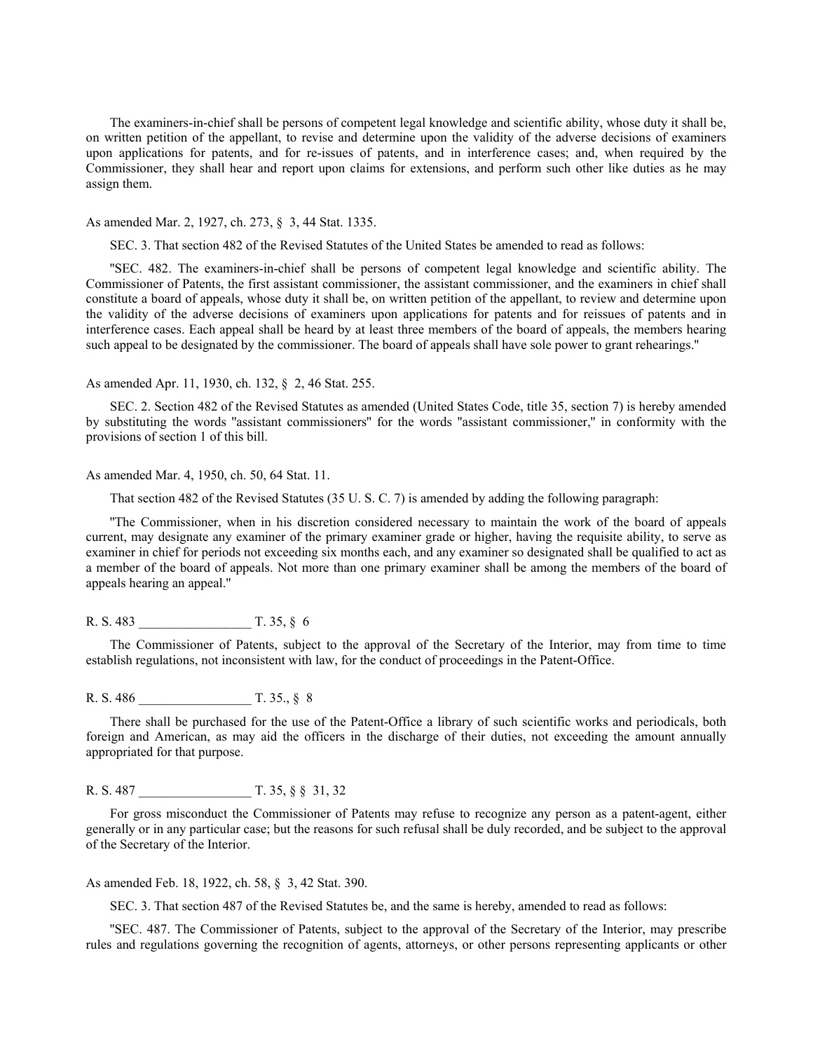The examiners-in-chief shall be persons of competent legal knowledge and scientific ability, whose duty it shall be, on written petition of the appellant, to revise and determine upon the validity of the adverse decisions of examiners upon applications for patents, and for re-issues of patents, and in interference cases; and, when required by the Commissioner, they shall hear and report upon claims for extensions, and perform such other like duties as he may assign them.

As amended Mar. 2, 1927, ch. 273, § 3, 44 Stat. 1335.

SEC. 3. That section 482 of the Revised Statutes of the United States be amended to read as follows:

"SEC. 482. The examiners-in-chief shall be persons of competent legal knowledge and scientific ability. The Commissioner of Patents, the first assistant commissioner, the assistant commissioner, and the examiners in chief shall constitute a board of appeals, whose duty it shall be, on written petition of the appellant, to review and determine upon the validity of the adverse decisions of examiners upon applications for patents and for reissues of patents and in interference cases. Each appeal shall be heard by at least three members of the board of appeals, the members hearing such appeal to be designated by the commissioner. The board of appeals shall have sole power to grant rehearings."

As amended Apr. 11, 1930, ch. 132, § 2, 46 Stat. 255.

SEC. 2. Section 482 of the Revised Statutes as amended (United States Code, title 35, section 7) is hereby amended by substituting the words "assistant commissioners" for the words "assistant commissioner," in conformity with the provisions of section 1 of this bill.

As amended Mar. 4, 1950, ch. 50, 64 Stat. 11.

That section 482 of the Revised Statutes (35 U. S. C. 7) is amended by adding the following paragraph:

"The Commissioner, when in his discretion considered necessary to maintain the work of the board of appeals current, may designate any examiner of the primary examiner grade or higher, having the requisite ability, to serve as examiner in chief for periods not exceeding six months each, and any examiner so designated shall be qualified to act as a member of the board of appeals. Not more than one primary examiner shall be among the members of the board of appeals hearing an appeal."

R. S. 483 _________________ T. 35, § 6

The Commissioner of Patents, subject to the approval of the Secretary of the Interior, may from time to time establish regulations, not inconsistent with law, for the conduct of proceedings in the Patent-Office.

R. S. 486 _________________ T. 35., § 8

There shall be purchased for the use of the Patent-Office a library of such scientific works and periodicals, both foreign and American, as may aid the officers in the discharge of their duties, not exceeding the amount annually appropriated for that purpose.

R. S. 487 _________________ T. 35, § § 31, 32

For gross misconduct the Commissioner of Patents may refuse to recognize any person as a patent-agent, either generally or in any particular case; but the reasons for such refusal shall be duly recorded, and be subject to the approval of the Secretary of the Interior.

As amended Feb. 18, 1922, ch. 58, § 3, 42 Stat. 390.

SEC. 3. That section 487 of the Revised Statutes be, and the same is hereby, amended to read as follows:

"SEC. 487. The Commissioner of Patents, subject to the approval of the Secretary of the Interior, may prescribe rules and regulations governing the recognition of agents, attorneys, or other persons representing applicants or other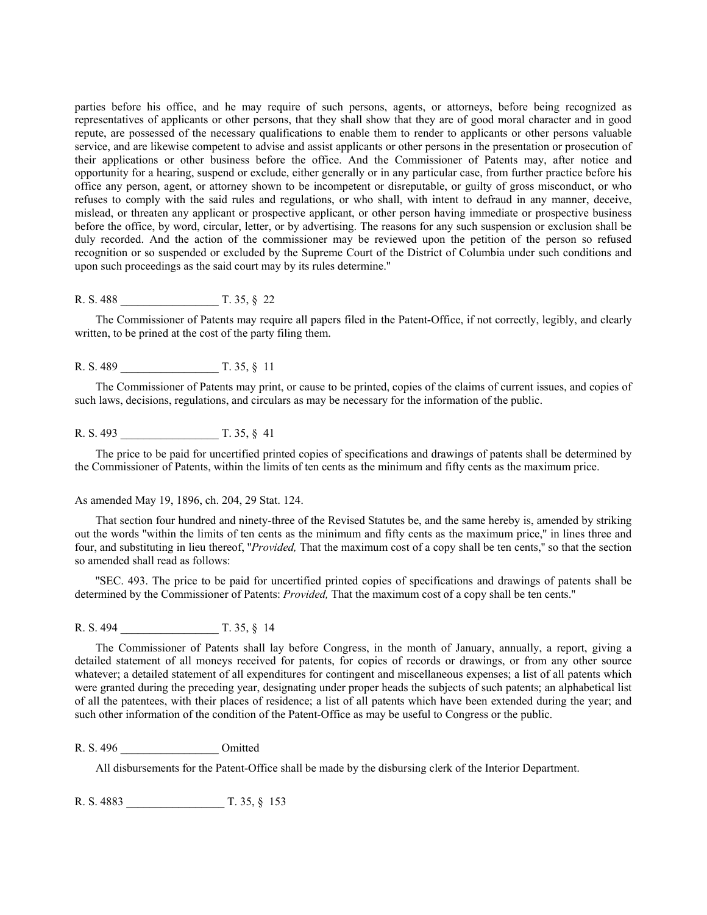parties before his office, and he may require of such persons, agents, or attorneys, before being recognized as representatives of applicants or other persons, that they shall show that they are of good moral character and in good repute, are possessed of the necessary qualifications to enable them to render to applicants or other persons valuable service, and are likewise competent to advise and assist applicants or other persons in the presentation or prosecution of their applications or other business before the office. And the Commissioner of Patents may, after notice and opportunity for a hearing, suspend or exclude, either generally or in any particular case, from further practice before his office any person, agent, or attorney shown to be incompetent or disreputable, or guilty of gross misconduct, or who refuses to comply with the said rules and regulations, or who shall, with intent to defraud in any manner, deceive, mislead, or threaten any applicant or prospective applicant, or other person having immediate or prospective business before the office, by word, circular, letter, or by advertising. The reasons for any such suspension or exclusion shall be duly recorded. And the action of the commissioner may be reviewed upon the petition of the person so refused recognition or so suspended or excluded by the Supreme Court of the District of Columbia under such conditions and upon such proceedings as the said court may by its rules determine."

R. S. 488 _________________ T. 35, § 22

The Commissioner of Patents may require all papers filed in the Patent-Office, if not correctly, legibly, and clearly written, to be prined at the cost of the party filing them.

R. S. 489 _________________ T. 35, § 11

The Commissioner of Patents may print, or cause to be printed, copies of the claims of current issues, and copies of such laws, decisions, regulations, and circulars as may be necessary for the information of the public.

R. S. 493 _________________ T. 35, § 41

The price to be paid for uncertified printed copies of specifications and drawings of patents shall be determined by the Commissioner of Patents, within the limits of ten cents as the minimum and fifty cents as the maximum price.

As amended May 19, 1896, ch. 204, 29 Stat. 124.

That section four hundred and ninety-three of the Revised Statutes be, and the same hereby is, amended by striking out the words "within the limits of ten cents as the minimum and fifty cents as the maximum price," in lines three and four, and substituting in lieu thereof, "*Provided,* That the maximum cost of a copy shall be ten cents," so that the section so amended shall read as follows:

"SEC. 493. The price to be paid for uncertified printed copies of specifications and drawings of patents shall be determined by the Commissioner of Patents: *Provided,* That the maximum cost of a copy shall be ten cents."

R. S. 494 _________________ T. 35, § 14

The Commissioner of Patents shall lay before Congress, in the month of January, annually, a report, giving a detailed statement of all moneys received for patents, for copies of records or drawings, or from any other source whatever; a detailed statement of all expenditures for contingent and miscellaneous expenses; a list of all patents which were granted during the preceding year, designating under proper heads the subjects of such patents; an alphabetical list of all the patentees, with their places of residence; a list of all patents which have been extended during the year; and such other information of the condition of the Patent-Office as may be useful to Congress or the public.

R. S. 496 _________________ Omitted

All disbursements for the Patent-Office shall be made by the disbursing clerk of the Interior Department.

R. S. 4883 _________________ T. 35, § 153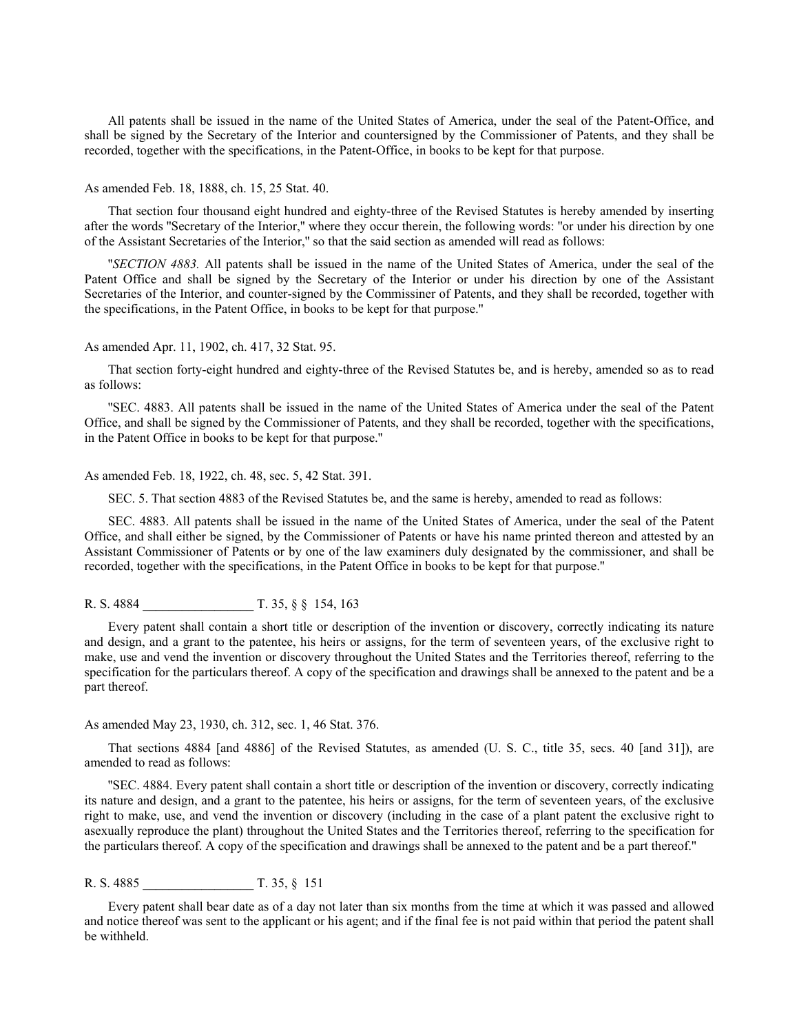All patents shall be issued in the name of the United States of America, under the seal of the Patent-Office, and shall be signed by the Secretary of the Interior and countersigned by the Commissioner of Patents, and they shall be recorded, together with the specifications, in the Patent-Office, in books to be kept for that purpose.

As amended Feb. 18, 1888, ch. 15, 25 Stat. 40.

That section four thousand eight hundred and eighty-three of the Revised Statutes is hereby amended by inserting after the words "Secretary of the Interior," where they occur therein, the following words: "or under his direction by one of the Assistant Secretaries of the Interior," so that the said section as amended will read as follows:

"*SECTION 4883.* All patents shall be issued in the name of the United States of America, under the seal of the Patent Office and shall be signed by the Secretary of the Interior or under his direction by one of the Assistant Secretaries of the Interior, and counter-signed by the Commissiner of Patents, and they shall be recorded, together with the specifications, in the Patent Office, in books to be kept for that purpose."

As amended Apr. 11, 1902, ch. 417, 32 Stat. 95.

That section forty-eight hundred and eighty-three of the Revised Statutes be, and is hereby, amended so as to read as follows:

"SEC. 4883. All patents shall be issued in the name of the United States of America under the seal of the Patent Office, and shall be signed by the Commissioner of Patents, and they shall be recorded, together with the specifications, in the Patent Office in books to be kept for that purpose."

As amended Feb. 18, 1922, ch. 48, sec. 5, 42 Stat. 391.

SEC. 5. That section 4883 of the Revised Statutes be, and the same is hereby, amended to read as follows:

SEC. 4883. All patents shall be issued in the name of the United States of America, under the seal of the Patent Office, and shall either be signed, by the Commissioner of Patents or have his name printed thereon and attested by an Assistant Commissioner of Patents or by one of the law examiners duly designated by the commissioner, and shall be recorded, together with the specifications, in the Patent Office in books to be kept for that purpose."

R. S. 4884 _________________ T. 35, § § 154, 163

Every patent shall contain a short title or description of the invention or discovery, correctly indicating its nature and design, and a grant to the patentee, his heirs or assigns, for the term of seventeen years, of the exclusive right to make, use and vend the invention or discovery throughout the United States and the Territories thereof, referring to the specification for the particulars thereof. A copy of the specification and drawings shall be annexed to the patent and be a part thereof.

As amended May 23, 1930, ch. 312, sec. 1, 46 Stat. 376.

That sections 4884 [and 4886] of the Revised Statutes, as amended (U. S. C., title 35, secs. 40 [and 31]), are amended to read as follows:

"SEC. 4884. Every patent shall contain a short title or description of the invention or discovery, correctly indicating its nature and design, and a grant to the patentee, his heirs or assigns, for the term of seventeen years, of the exclusive right to make, use, and vend the invention or discovery (including in the case of a plant patent the exclusive right to asexually reproduce the plant) throughout the United States and the Territories thereof, referring to the specification for the particulars thereof. A copy of the specification and drawings shall be annexed to the patent and be a part thereof."

R. S. 4885 _________________ T. 35, § 151

Every patent shall bear date as of a day not later than six months from the time at which it was passed and allowed and notice thereof was sent to the applicant or his agent; and if the final fee is not paid within that period the patent shall be withheld.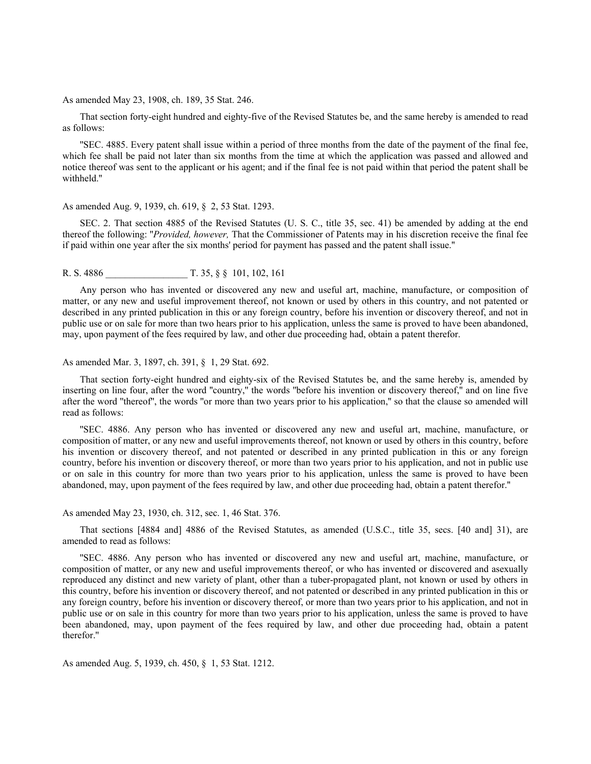As amended May 23, 1908, ch. 189, 35 Stat. 246.

That section forty-eight hundred and eighty-five of the Revised Statutes be, and the same hereby is amended to read as follows:

"SEC. 4885. Every patent shall issue within a period of three months from the date of the payment of the final fee, which fee shall be paid not later than six months from the time at which the application was passed and allowed and notice thereof was sent to the applicant or his agent; and if the final fee is not paid within that period the patent shall be withheld."

As amended Aug. 9, 1939, ch. 619, § 2, 53 Stat. 1293.

SEC. 2. That section 4885 of the Revised Statutes (U. S. C., title 35, sec. 41) be amended by adding at the end thereof the following: "*Provided, however,* That the Commissioner of Patents may in his discretion receive the final fee if paid within one year after the six months' period for payment has passed and the patent shall issue."

R. S. 4886 _________________ T. 35, § § 101, 102, 161

Any person who has invented or discovered any new and useful art, machine, manufacture, or composition of matter, or any new and useful improvement thereof, not known or used by others in this country, and not patented or described in any printed publication in this or any foreign country, before his invention or discovery thereof, and not in public use or on sale for more than two hears prior to his application, unless the same is proved to have been abandoned, may, upon payment of the fees required by law, and other due proceeding had, obtain a patent therefor.

As amended Mar. 3, 1897, ch. 391, § 1, 29 Stat. 692.

That section forty-eight hundred and eighty-six of the Revised Statutes be, and the same hereby is, amended by inserting on line four, after the word "country," the words "before his invention or discovery thereof," and on line five after the word "thereof", the words "or more than two years prior to his application," so that the clause so amended will read as follows:

"SEC. 4886. Any person who has invented or discovered any new and useful art, machine, manufacture, or composition of matter, or any new and useful improvements thereof, not known or used by others in this country, before his invention or discovery thereof, and not patented or described in any printed publication in this or any foreign country, before his invention or discovery thereof, or more than two years prior to his application, and not in public use or on sale in this country for more than two years prior to his application, unless the same is proved to have been abandoned, may, upon payment of the fees required by law, and other due proceeding had, obtain a patent therefor."

As amended May 23, 1930, ch. 312, sec. 1, 46 Stat. 376.

That sections [4884 and] 4886 of the Revised Statutes, as amended (U.S.C., title 35, secs. [40 and] 31), are amended to read as follows:

"SEC. 4886. Any person who has invented or discovered any new and useful art, machine, manufacture, or composition of matter, or any new and useful improvements thereof, or who has invented or discovered and asexually reproduced any distinct and new variety of plant, other than a tuber-propagated plant, not known or used by others in this country, before his invention or discovery thereof, and not patented or described in any printed publication in this or any foreign country, before his invention or discovery thereof, or more than two years prior to his application, and not in public use or on sale in this country for more than two years prior to his application, unless the same is proved to have been abandoned, may, upon payment of the fees required by law, and other due proceeding had, obtain a patent therefor."

As amended Aug. 5, 1939, ch. 450, § 1, 53 Stat. 1212.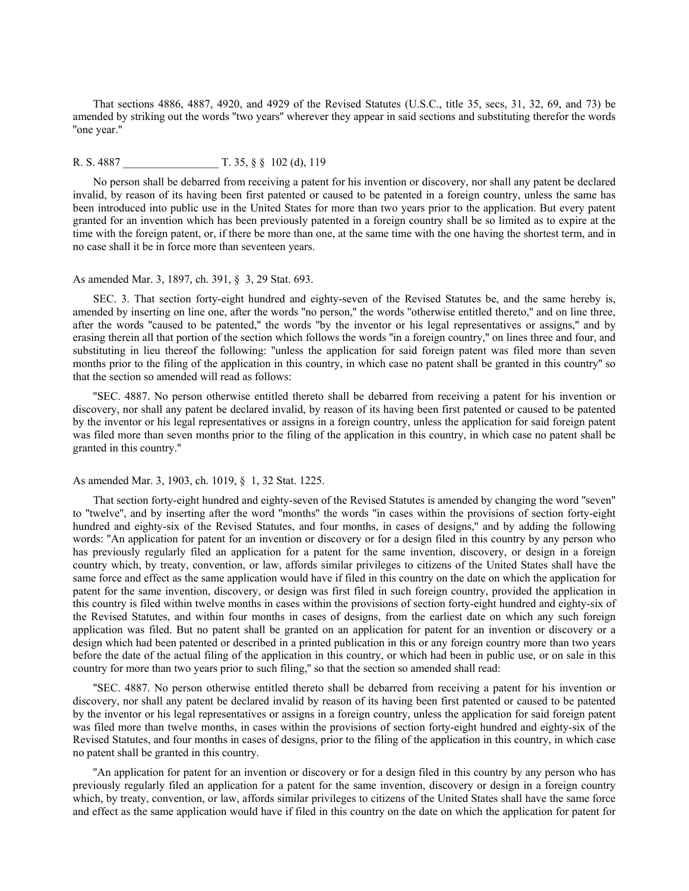That sections 4886, 4887, 4920, and 4929 of the Revised Statutes (U.S.C., title 35, secs, 31, 32, 69, and 73) be amended by striking out the words "two years" wherever they appear in said sections and substituting therefor the words "one year."

R. S. 4887 _________________ T. 35, § § 102 (d), 119

No person shall be debarred from receiving a patent for his invention or discovery, nor shall any patent be declared invalid, by reason of its having been first patented or caused to be patented in a foreign country, unless the same has been introduced into public use in the United States for more than two years prior to the application. But every patent granted for an invention which has been previously patented in a foreign country shall be so limited as to expire at the time with the foreign patent, or, if there be more than one, at the same time with the one having the shortest term, and in no case shall it be in force more than seventeen years.

As amended Mar. 3, 1897, ch. 391, § 3, 29 Stat. 693.

SEC. 3. That section forty-eight hundred and eighty-seven of the Revised Statutes be, and the same hereby is, amended by inserting on line one, after the words "no person," the words "otherwise entitled thereto," and on line three, after the words "caused to be patented," the words "by the inventor or his legal representatives or assigns," and by erasing therein all that portion of the section which follows the words "in a foreign country," on lines three and four, and substituting in lieu thereof the following: "unless the application for said foreign patent was filed more than seven months prior to the filing of the application in this country, in which case no patent shall be granted in this country" so that the section so amended will read as follows:

"SEC. 4887. No person otherwise entitled thereto shall be debarred from receiving a patent for his invention or discovery, nor shall any patent be declared invalid, by reason of its having been first patented or caused to be patented by the inventor or his legal representatives or assigns in a foreign country, unless the application for said foreign patent was filed more than seven months prior to the filing of the application in this country, in which case no patent shall be granted in this country."

As amended Mar. 3, 1903, ch. 1019, § 1, 32 Stat. 1225.

That section forty-eight hundred and eighty-seven of the Revised Statutes is amended by changing the word "seven" to "twelve", and by inserting after the word "months" the words "in cases within the provisions of section forty-eight hundred and eighty-six of the Revised Statutes, and four months, in cases of designs," and by adding the following words: "An application for patent for an invention or discovery or for a design filed in this country by any person who has previously regularly filed an application for a patent for the same invention, discovery, or design in a foreign country which, by treaty, convention, or law, affords similar privileges to citizens of the United States shall have the same force and effect as the same application would have if filed in this country on the date on which the application for patent for the same invention, discovery, or design was first filed in such foreign country, provided the application in this country is filed within twelve months in cases within the provisions of section forty-eight hundred and eighty-six of the Revised Statutes, and within four months in cases of designs, from the earliest date on which any such foreign application was filed. But no patent shall be granted on an application for patent for an invention or discovery or a design which had been patented or described in a printed publication in this or any foreign country more than two years before the date of the actual filing of the application in this country, or which had been in public use, or on sale in this country for more than two years prior to such filing," so that the section so amended shall read:

"SEC. 4887. No person otherwise entitled thereto shall be debarred from receiving a patent for his invention or discovery, nor shall any patent be declared invalid by reason of its having been first patented or caused to be patented by the inventor or his legal representatives or assigns in a foreign country, unless the application for said foreign patent was filed more than twelve months, in cases within the provisions of section forty-eight hundred and eighty-six of the Revised Statutes, and four months in cases of designs, prior to the filing of the application in this country, in which case no patent shall be granted in this country.

"An application for patent for an invention or discovery or for a design filed in this country by any person who has previously regularly filed an application for a patent for the same invention, discovery or design in a foreign country which, by treaty, convention, or law, affords similar privileges to citizens of the United States shall have the same force and effect as the same application would have if filed in this country on the date on which the application for patent for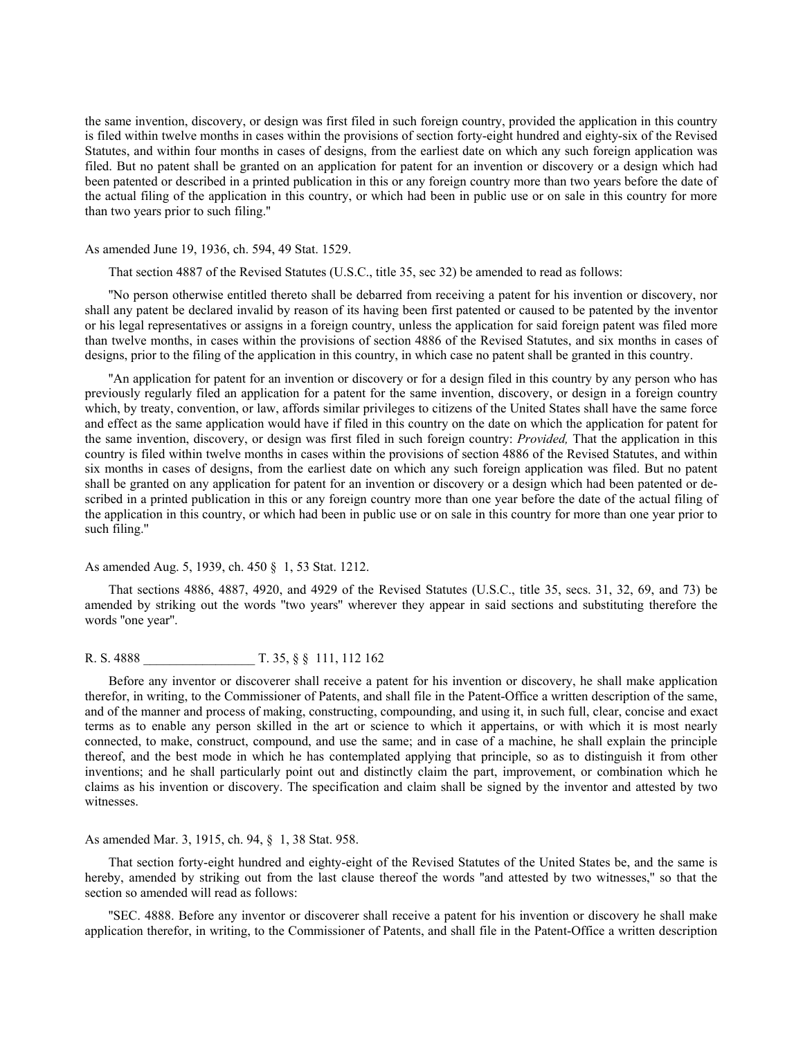the same invention, discovery, or design was first filed in such foreign country, provided the application in this country is filed within twelve months in cases within the provisions of section forty-eight hundred and eighty-six of the Revised Statutes, and within four months in cases of designs, from the earliest date on which any such foreign application was filed. But no patent shall be granted on an application for patent for an invention or discovery or a design which had been patented or described in a printed publication in this or any foreign country more than two years before the date of the actual filing of the application in this country, or which had been in public use or on sale in this country for more than two years prior to such filing."

As amended June 19, 1936, ch. 594, 49 Stat. 1529.

That section 4887 of the Revised Statutes (U.S.C., title 35, sec 32) be amended to read as follows:

"No person otherwise entitled thereto shall be debarred from receiving a patent for his invention or discovery, nor shall any patent be declared invalid by reason of its having been first patented or caused to be patented by the inventor or his legal representatives or assigns in a foreign country, unless the application for said foreign patent was filed more than twelve months, in cases within the provisions of section 4886 of the Revised Statutes, and six months in cases of designs, prior to the filing of the application in this country, in which case no patent shall be granted in this country.

"An application for patent for an invention or discovery or for a design filed in this country by any person who has previously regularly filed an application for a patent for the same invention, discovery, or design in a foreign country which, by treaty, convention, or law, affords similar privileges to citizens of the United States shall have the same force and effect as the same application would have if filed in this country on the date on which the application for patent for the same invention, discovery, or design was first filed in such foreign country: *Provided,* That the application in this country is filed within twelve months in cases within the provisions of section 4886 of the Revised Statutes, and within six months in cases of designs, from the earliest date on which any such foreign application was filed. But no patent shall be granted on any application for patent for an invention or discovery or a design which had been patented or described in a printed publication in this or any foreign country more than one year before the date of the actual filing of the application in this country, or which had been in public use or on sale in this country for more than one year prior to such filing."

As amended Aug. 5, 1939, ch. 450 § 1, 53 Stat. 1212.

That sections 4886, 4887, 4920, and 4929 of the Revised Statutes (U.S.C., title 35, secs. 31, 32, 69, and 73) be amended by striking out the words "two years" wherever they appear in said sections and substituting therefore the words "one year".

R. S. 4888 _________________ T. 35, § § 111, 112 162

Before any inventor or discoverer shall receive a patent for his invention or discovery, he shall make application therefor, in writing, to the Commissioner of Patents, and shall file in the Patent-Office a written description of the same, and of the manner and process of making, constructing, compounding, and using it, in such full, clear, concise and exact terms as to enable any person skilled in the art or science to which it appertains, or with which it is most nearly connected, to make, construct, compound, and use the same; and in case of a machine, he shall explain the principle thereof, and the best mode in which he has contemplated applying that principle, so as to distinguish it from other inventions; and he shall particularly point out and distinctly claim the part, improvement, or combination which he claims as his invention or discovery. The specification and claim shall be signed by the inventor and attested by two witnesses.

As amended Mar. 3, 1915, ch. 94, § 1, 38 Stat. 958.

That section forty-eight hundred and eighty-eight of the Revised Statutes of the United States be, and the same is hereby, amended by striking out from the last clause thereof the words "and attested by two witnesses," so that the section so amended will read as follows:

"SEC. 4888. Before any inventor or discoverer shall receive a patent for his invention or discovery he shall make application therefor, in writing, to the Commissioner of Patents, and shall file in the Patent-Office a written description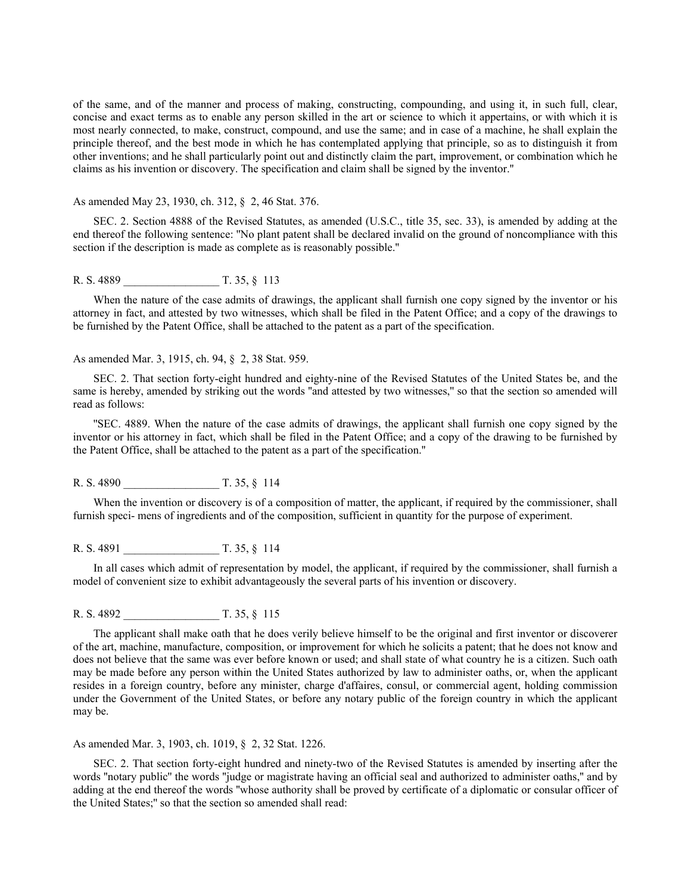of the same, and of the manner and process of making, constructing, compounding, and using it, in such full, clear, concise and exact terms as to enable any person skilled in the art or science to which it appertains, or with which it is most nearly connected, to make, construct, compound, and use the same; and in case of a machine, he shall explain the principle thereof, and the best mode in which he has contemplated applying that principle, so as to distinguish it from other inventions; and he shall particularly point out and distinctly claim the part, improvement, or combination which he claims as his invention or discovery. The specification and claim shall be signed by the inventor."

As amended May 23, 1930, ch. 312, § 2, 46 Stat. 376.

SEC. 2. Section 4888 of the Revised Statutes, as amended (U.S.C., title 35, sec. 33), is amended by adding at the end thereof the following sentence: "No plant patent shall be declared invalid on the ground of noncompliance with this section if the description is made as complete as is reasonably possible."

R. S. 4889 _________________ T. 35, § 113

When the nature of the case admits of drawings, the applicant shall furnish one copy signed by the inventor or his attorney in fact, and attested by two witnesses, which shall be filed in the Patent Office; and a copy of the drawings to be furnished by the Patent Office, shall be attached to the patent as a part of the specification.

As amended Mar. 3, 1915, ch. 94, § 2, 38 Stat. 959.

SEC. 2. That section forty-eight hundred and eighty-nine of the Revised Statutes of the United States be, and the same is hereby, amended by striking out the words "and attested by two witnesses," so that the section so amended will read as follows:

"SEC. 4889. When the nature of the case admits of drawings, the applicant shall furnish one copy signed by the inventor or his attorney in fact, which shall be filed in the Patent Office; and a copy of the drawing to be furnished by the Patent Office, shall be attached to the patent as a part of the specification."

R. S. 4890 _________________ T. 35, § 114

When the invention or discovery is of a composition of matter, the applicant, if required by the commissioner, shall furnish speci- mens of ingredients and of the composition, sufficient in quantity for the purpose of experiment.

R. S. 4891 _________________ T. 35, § 114

In all cases which admit of representation by model, the applicant, if required by the commissioner, shall furnish a model of convenient size to exhibit advantageously the several parts of his invention or discovery.

R. S. 4892 _________________ T. 35, § 115

The applicant shall make oath that he does verily believe himself to be the original and first inventor or discoverer of the art, machine, manufacture, composition, or improvement for which he solicits a patent; that he does not know and does not believe that the same was ever before known or used; and shall state of what country he is a citizen. Such oath may be made before any person within the United States authorized by law to administer oaths, or, when the applicant resides in a foreign country, before any minister, charge d'affaires, consul, or commercial agent, holding commission under the Government of the United States, or before any notary public of the foreign country in which the applicant may be.

As amended Mar. 3, 1903, ch. 1019, § 2, 32 Stat. 1226.

SEC. 2. That section forty-eight hundred and ninety-two of the Revised Statutes is amended by inserting after the words "notary public" the words "judge or magistrate having an official seal and authorized to administer oaths," and by adding at the end thereof the words "whose authority shall be proved by certificate of a diplomatic or consular officer of the United States;" so that the section so amended shall read: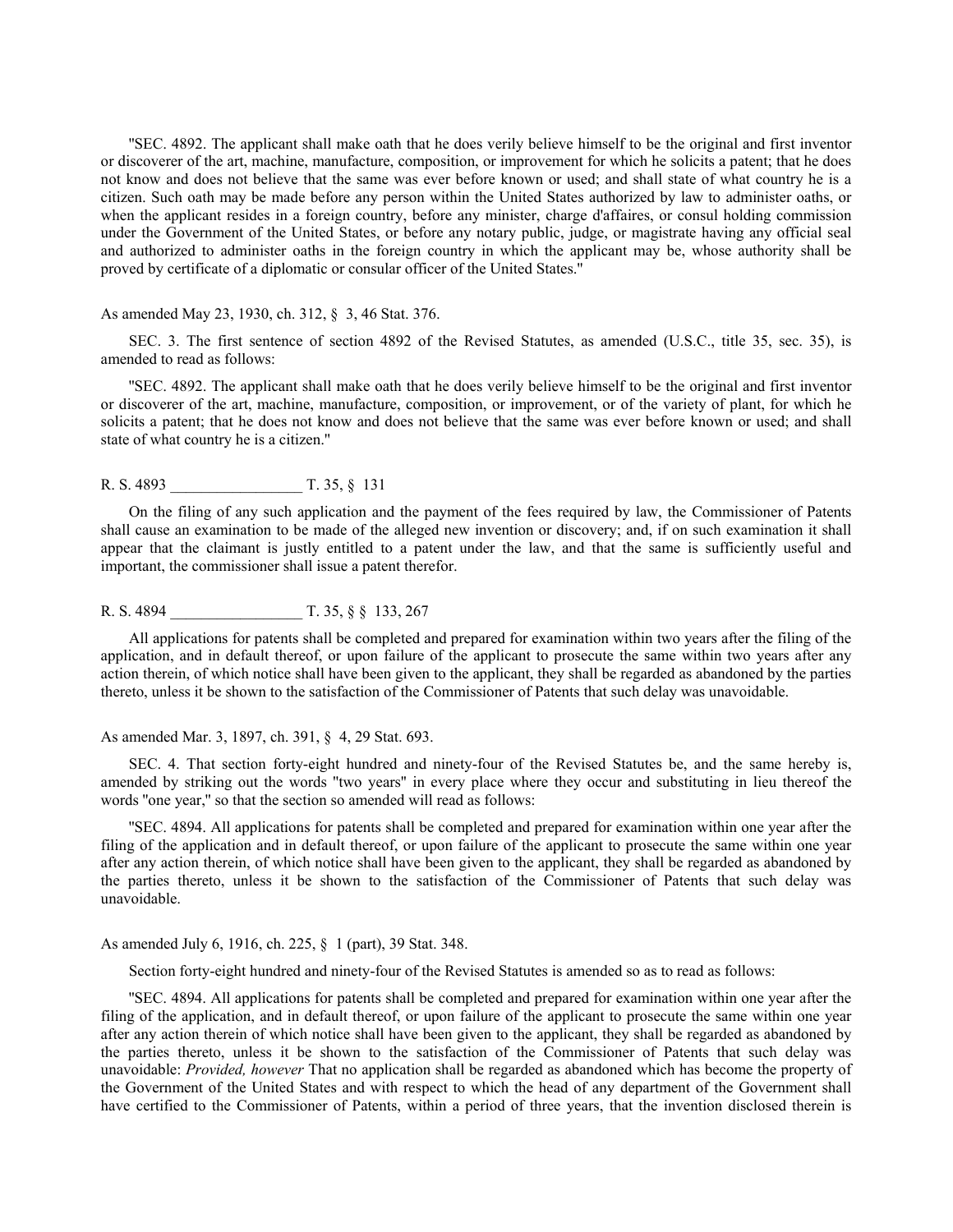"SEC. 4892. The applicant shall make oath that he does verily believe himself to be the original and first inventor or discoverer of the art, machine, manufacture, composition, or improvement for which he solicits a patent; that he does not know and does not believe that the same was ever before known or used; and shall state of what country he is a citizen. Such oath may be made before any person within the United States authorized by law to administer oaths, or when the applicant resides in a foreign country, before any minister, charge d'affaires, or consul holding commission under the Government of the United States, or before any notary public, judge, or magistrate having any official seal and authorized to administer oaths in the foreign country in which the applicant may be, whose authority shall be proved by certificate of a diplomatic or consular officer of the United States."

As amended May 23, 1930, ch. 312, § 3, 46 Stat. 376.

SEC. 3. The first sentence of section 4892 of the Revised Statutes, as amended (U.S.C., title 35, sec. 35), is amended to read as follows:

"SEC. 4892. The applicant shall make oath that he does verily believe himself to be the original and first inventor or discoverer of the art, machine, manufacture, composition, or improvement, or of the variety of plant, for which he solicits a patent; that he does not know and does not believe that the same was ever before known or used; and shall state of what country he is a citizen."

R. S. 4893 _________________ T. 35, § 131

On the filing of any such application and the payment of the fees required by law, the Commissioner of Patents shall cause an examination to be made of the alleged new invention or discovery; and, if on such examination it shall appear that the claimant is justly entitled to a patent under the law, and that the same is sufficiently useful and important, the commissioner shall issue a patent therefor.

R. S. 4894 _________________ T. 35, § § 133, 267

All applications for patents shall be completed and prepared for examination within two years after the filing of the application, and in default thereof, or upon failure of the applicant to prosecute the same within two years after any action therein, of which notice shall have been given to the applicant, they shall be regarded as abandoned by the parties thereto, unless it be shown to the satisfaction of the Commissioner of Patents that such delay was unavoidable.

As amended Mar. 3, 1897, ch. 391, § 4, 29 Stat. 693.

SEC. 4. That section forty-eight hundred and ninety-four of the Revised Statutes be, and the same hereby is, amended by striking out the words "two years" in every place where they occur and substituting in lieu thereof the words "one year," so that the section so amended will read as follows:

"SEC. 4894. All applications for patents shall be completed and prepared for examination within one year after the filing of the application and in default thereof, or upon failure of the applicant to prosecute the same within one year after any action therein, of which notice shall have been given to the applicant, they shall be regarded as abandoned by the parties thereto, unless it be shown to the satisfaction of the Commissioner of Patents that such delay was unavoidable.

As amended July 6, 1916, ch. 225, § 1 (part), 39 Stat. 348.

Section forty-eight hundred and ninety-four of the Revised Statutes is amended so as to read as follows:

"SEC. 4894. All applications for patents shall be completed and prepared for examination within one year after the filing of the application, and in default thereof, or upon failure of the applicant to prosecute the same within one year after any action therein of which notice shall have been given to the applicant, they shall be regarded as abandoned by the parties thereto, unless it be shown to the satisfaction of the Commissioner of Patents that such delay was unavoidable: *Provided, however* That no application shall be regarded as abandoned which has become the property of the Government of the United States and with respect to which the head of any department of the Government shall have certified to the Commissioner of Patents, within a period of three years, that the invention disclosed therein is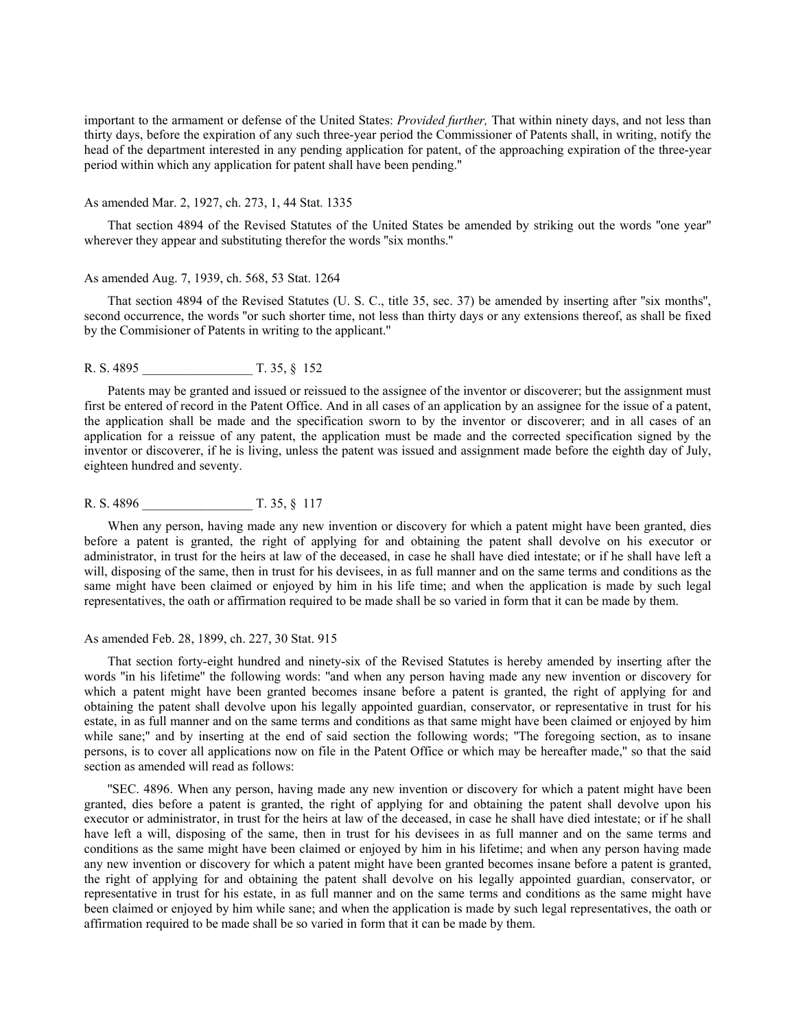important to the armament or defense of the United States: *Provided further,* That within ninety days, and not less than thirty days, before the expiration of any such three-year period the Commissioner of Patents shall, in writing, notify the head of the department interested in any pending application for patent, of the approaching expiration of the three-year period within which any application for patent shall have been pending."

As amended Mar. 2, 1927, ch. 273, 1, 44 Stat. 1335

That section 4894 of the Revised Statutes of the United States be amended by striking out the words "one year" wherever they appear and substituting therefor the words "six months."

As amended Aug. 7, 1939, ch. 568, 53 Stat. 1264

That section 4894 of the Revised Statutes (U. S. C., title 35, sec. 37) be amended by inserting after "six months", second occurrence, the words "or such shorter time, not less than thirty days or any extensions thereof, as shall be fixed by the Commisioner of Patents in writing to the applicant."

R. S. 4895 _________________ T. 35, § 152

Patents may be granted and issued or reissued to the assignee of the inventor or discoverer; but the assignment must first be entered of record in the Patent Office. And in all cases of an application by an assignee for the issue of a patent, the application shall be made and the specification sworn to by the inventor or discoverer; and in all cases of an application for a reissue of any patent, the application must be made and the corrected specification signed by the inventor or discoverer, if he is living, unless the patent was issued and assignment made before the eighth day of July, eighteen hundred and seventy.

R. S. 4896 _________________ T. 35, § 117

When any person, having made any new invention or discovery for which a patent might have been granted, dies before a patent is granted, the right of applying for and obtaining the patent shall devolve on his executor or administrator, in trust for the heirs at law of the deceased, in case he shall have died intestate; or if he shall have left a will, disposing of the same, then in trust for his devisees, in as full manner and on the same terms and conditions as the same might have been claimed or enjoyed by him in his life time; and when the application is made by such legal representatives, the oath or affirmation required to be made shall be so varied in form that it can be made by them.

As amended Feb. 28, 1899, ch. 227, 30 Stat. 915

That section forty-eight hundred and ninety-six of the Revised Statutes is hereby amended by inserting after the words "in his lifetime" the following words: "and when any person having made any new invention or discovery for which a patent might have been granted becomes insane before a patent is granted, the right of applying for and obtaining the patent shall devolve upon his legally appointed guardian, conservator, or representative in trust for his estate, in as full manner and on the same terms and conditions as that same might have been claimed or enjoyed by him while sane;" and by inserting at the end of said section the following words; "The foregoing section, as to insane persons, is to cover all applications now on file in the Patent Office or which may be hereafter made," so that the said section as amended will read as follows:

"SEC. 4896. When any person, having made any new invention or discovery for which a patent might have been granted, dies before a patent is granted, the right of applying for and obtaining the patent shall devolve upon his executor or administrator, in trust for the heirs at law of the deceased, in case he shall have died intestate; or if he shall have left a will, disposing of the same, then in trust for his devisees in as full manner and on the same terms and conditions as the same might have been claimed or enjoyed by him in his lifetime; and when any person having made any new invention or discovery for which a patent might have been granted becomes insane before a patent is granted, the right of applying for and obtaining the patent shall devolve on his legally appointed guardian, conservator, or representative in trust for his estate, in as full manner and on the same terms and conditions as the same might have been claimed or enjoyed by him while sane; and when the application is made by such legal representatives, the oath or affirmation required to be made shall be so varied in form that it can be made by them.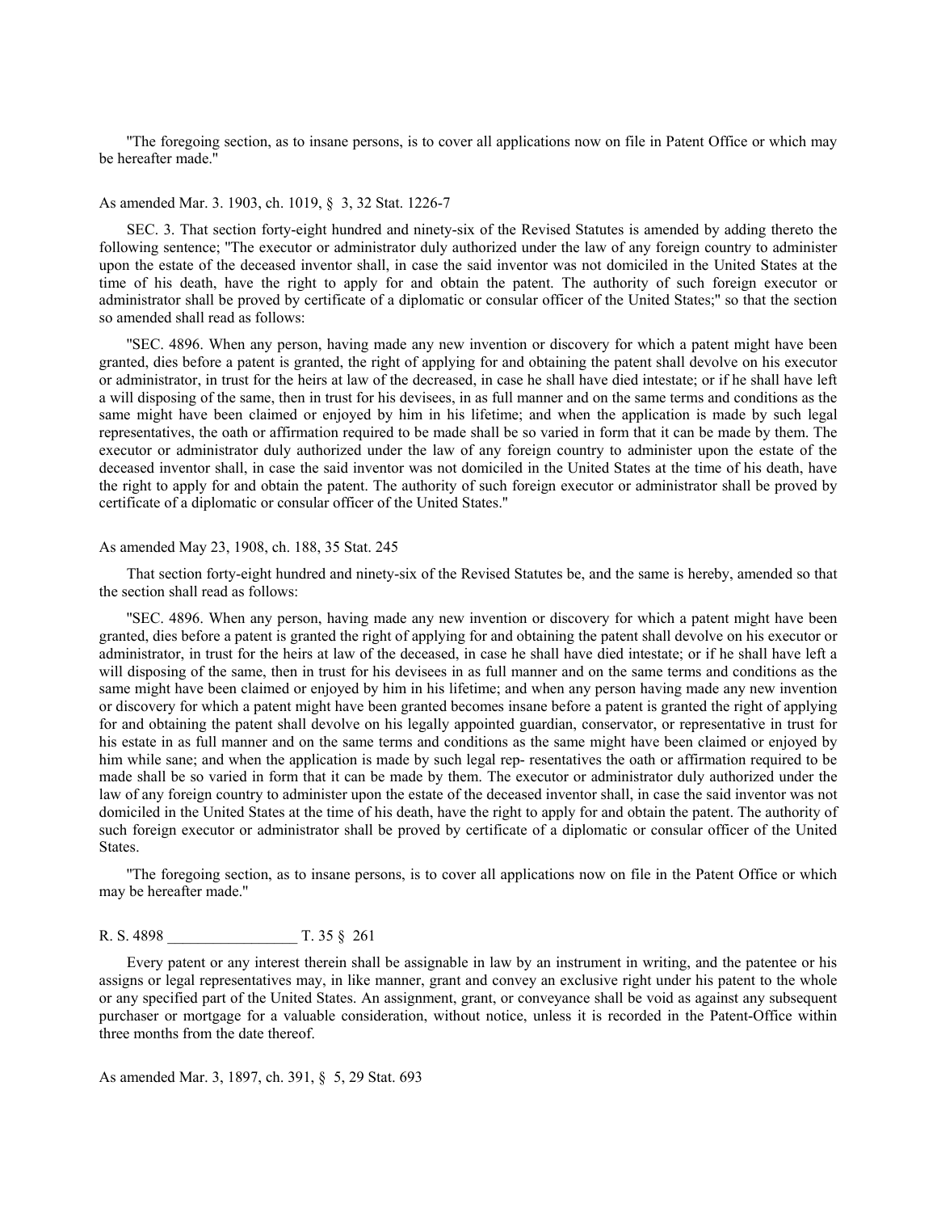"The foregoing section, as to insane persons, is to cover all applications now on file in Patent Office or which may be hereafter made."

As amended Mar. 3. 1903, ch. 1019, § 3, 32 Stat. 1226-7

SEC. 3. That section forty-eight hundred and ninety-six of the Revised Statutes is amended by adding thereto the following sentence; "The executor or administrator duly authorized under the law of any foreign country to administer upon the estate of the deceased inventor shall, in case the said inventor was not domiciled in the United States at the time of his death, have the right to apply for and obtain the patent. The authority of such foreign executor or administrator shall be proved by certificate of a diplomatic or consular officer of the United States;" so that the section so amended shall read as follows:

"SEC. 4896. When any person, having made any new invention or discovery for which a patent might have been granted, dies before a patent is granted, the right of applying for and obtaining the patent shall devolve on his executor or administrator, in trust for the heirs at law of the decreased, in case he shall have died intestate; or if he shall have left a will disposing of the same, then in trust for his devisees, in as full manner and on the same terms and conditions as the same might have been claimed or enjoyed by him in his lifetime; and when the application is made by such legal representatives, the oath or affirmation required to be made shall be so varied in form that it can be made by them. The executor or administrator duly authorized under the law of any foreign country to administer upon the estate of the deceased inventor shall, in case the said inventor was not domiciled in the United States at the time of his death, have the right to apply for and obtain the patent. The authority of such foreign executor or administrator shall be proved by certificate of a diplomatic or consular officer of the United States."

As amended May 23, 1908, ch. 188, 35 Stat. 245

That section forty-eight hundred and ninety-six of the Revised Statutes be, and the same is hereby, amended so that the section shall read as follows:

"SEC. 4896. When any person, having made any new invention or discovery for which a patent might have been granted, dies before a patent is granted the right of applying for and obtaining the patent shall devolve on his executor or administrator, in trust for the heirs at law of the deceased, in case he shall have died intestate; or if he shall have left a will disposing of the same, then in trust for his devisees in as full manner and on the same terms and conditions as the same might have been claimed or enjoyed by him in his lifetime; and when any person having made any new invention or discovery for which a patent might have been granted becomes insane before a patent is granted the right of applying for and obtaining the patent shall devolve on his legally appointed guardian, conservator, or representative in trust for his estate in as full manner and on the same terms and conditions as the same might have been claimed or enjoyed by him while sane; and when the application is made by such legal rep- resentatives the oath or affirmation required to be made shall be so varied in form that it can be made by them. The executor or administrator duly authorized under the law of any foreign country to administer upon the estate of the deceased inventor shall, in case the said inventor was not domiciled in the United States at the time of his death, have the right to apply for and obtain the patent. The authority of such foreign executor or administrator shall be proved by certificate of a diplomatic or consular officer of the United States.

"The foregoing section, as to insane persons, is to cover all applications now on file in the Patent Office or which may be hereafter made."

R. S. 4898 _________________ T. 35 § 261

Every patent or any interest therein shall be assignable in law by an instrument in writing, and the patentee or his assigns or legal representatives may, in like manner, grant and convey an exclusive right under his patent to the whole or any specified part of the United States. An assignment, grant, or conveyance shall be void as against any subsequent purchaser or mortgage for a valuable consideration, without notice, unless it is recorded in the Patent-Office within three months from the date thereof.

As amended Mar. 3, 1897, ch. 391, § 5, 29 Stat. 693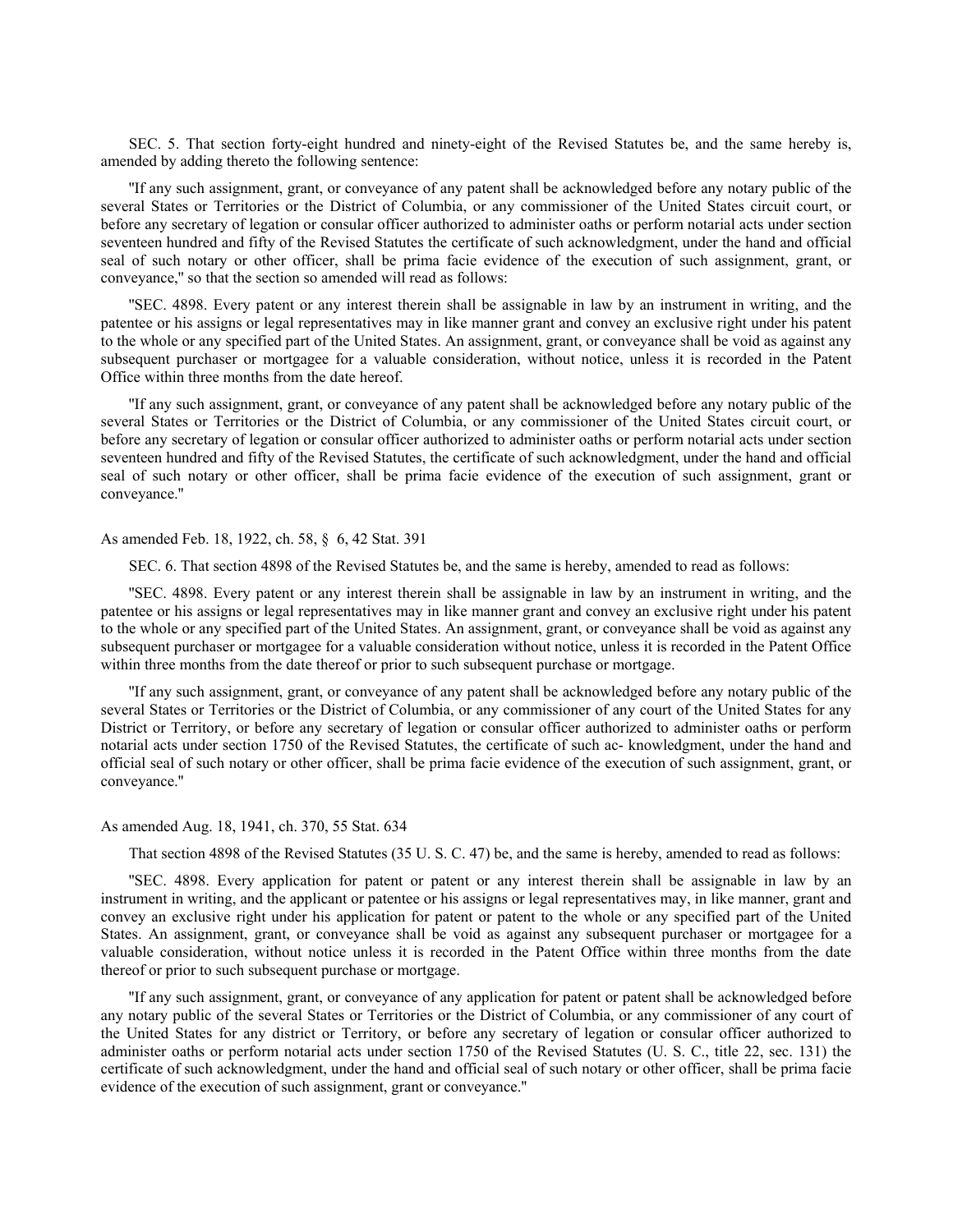SEC. 5. That section forty-eight hundred and ninety-eight of the Revised Statutes be, and the same hereby is, amended by adding thereto the following sentence:

"If any such assignment, grant, or conveyance of any patent shall be acknowledged before any notary public of the several States or Territories or the District of Columbia, or any commissioner of the United States circuit court, or before any secretary of legation or consular officer authorized to administer oaths or perform notarial acts under section seventeen hundred and fifty of the Revised Statutes the certificate of such acknowledgment, under the hand and official seal of such notary or other officer, shall be prima facie evidence of the execution of such assignment, grant, or conveyance," so that the section so amended will read as follows:

"SEC. 4898. Every patent or any interest therein shall be assignable in law by an instrument in writing, and the patentee or his assigns or legal representatives may in like manner grant and convey an exclusive right under his patent to the whole or any specified part of the United States. An assignment, grant, or conveyance shall be void as against any subsequent purchaser or mortgagee for a valuable consideration, without notice, unless it is recorded in the Patent Office within three months from the date hereof.

"If any such assignment, grant, or conveyance of any patent shall be acknowledged before any notary public of the several States or Territories or the District of Columbia, or any commissioner of the United States circuit court, or before any secretary of legation or consular officer authorized to administer oaths or perform notarial acts under section seventeen hundred and fifty of the Revised Statutes, the certificate of such acknowledgment, under the hand and official seal of such notary or other officer, shall be prima facie evidence of the execution of such assignment, grant or conveyance."

As amended Feb. 18, 1922, ch. 58, § 6, 42 Stat. 391

SEC. 6. That section 4898 of the Revised Statutes be, and the same is hereby, amended to read as follows:

"SEC. 4898. Every patent or any interest therein shall be assignable in law by an instrument in writing, and the patentee or his assigns or legal representatives may in like manner grant and convey an exclusive right under his patent to the whole or any specified part of the United States. An assignment, grant, or conveyance shall be void as against any subsequent purchaser or mortgagee for a valuable consideration without notice, unless it is recorded in the Patent Office within three months from the date thereof or prior to such subsequent purchase or mortgage.

"If any such assignment, grant, or conveyance of any patent shall be acknowledged before any notary public of the several States or Territories or the District of Columbia, or any commissioner of any court of the United States for any District or Territory, or before any secretary of legation or consular officer authorized to administer oaths or perform notarial acts under section 1750 of the Revised Statutes, the certificate of such ac- knowledgment, under the hand and official seal of such notary or other officer, shall be prima facie evidence of the execution of such assignment, grant, or conveyance."

As amended Aug. 18, 1941, ch. 370, 55 Stat. 634

That section 4898 of the Revised Statutes (35 U. S. C. 47) be, and the same is hereby, amended to read as follows:

"SEC. 4898. Every application for patent or patent or any interest therein shall be assignable in law by an instrument in writing, and the applicant or patentee or his assigns or legal representatives may, in like manner, grant and convey an exclusive right under his application for patent or patent to the whole or any specified part of the United States. An assignment, grant, or conveyance shall be void as against any subsequent purchaser or mortgagee for a valuable consideration, without notice unless it is recorded in the Patent Office within three months from the date thereof or prior to such subsequent purchase or mortgage.

"If any such assignment, grant, or conveyance of any application for patent or patent shall be acknowledged before any notary public of the several States or Territories or the District of Columbia, or any commissioner of any court of the United States for any district or Territory, or before any secretary of legation or consular officer authorized to administer oaths or perform notarial acts under section 1750 of the Revised Statutes (U. S. C., title 22, sec. 131) the certificate of such acknowledgment, under the hand and official seal of such notary or other officer, shall be prima facie evidence of the execution of such assignment, grant or conveyance."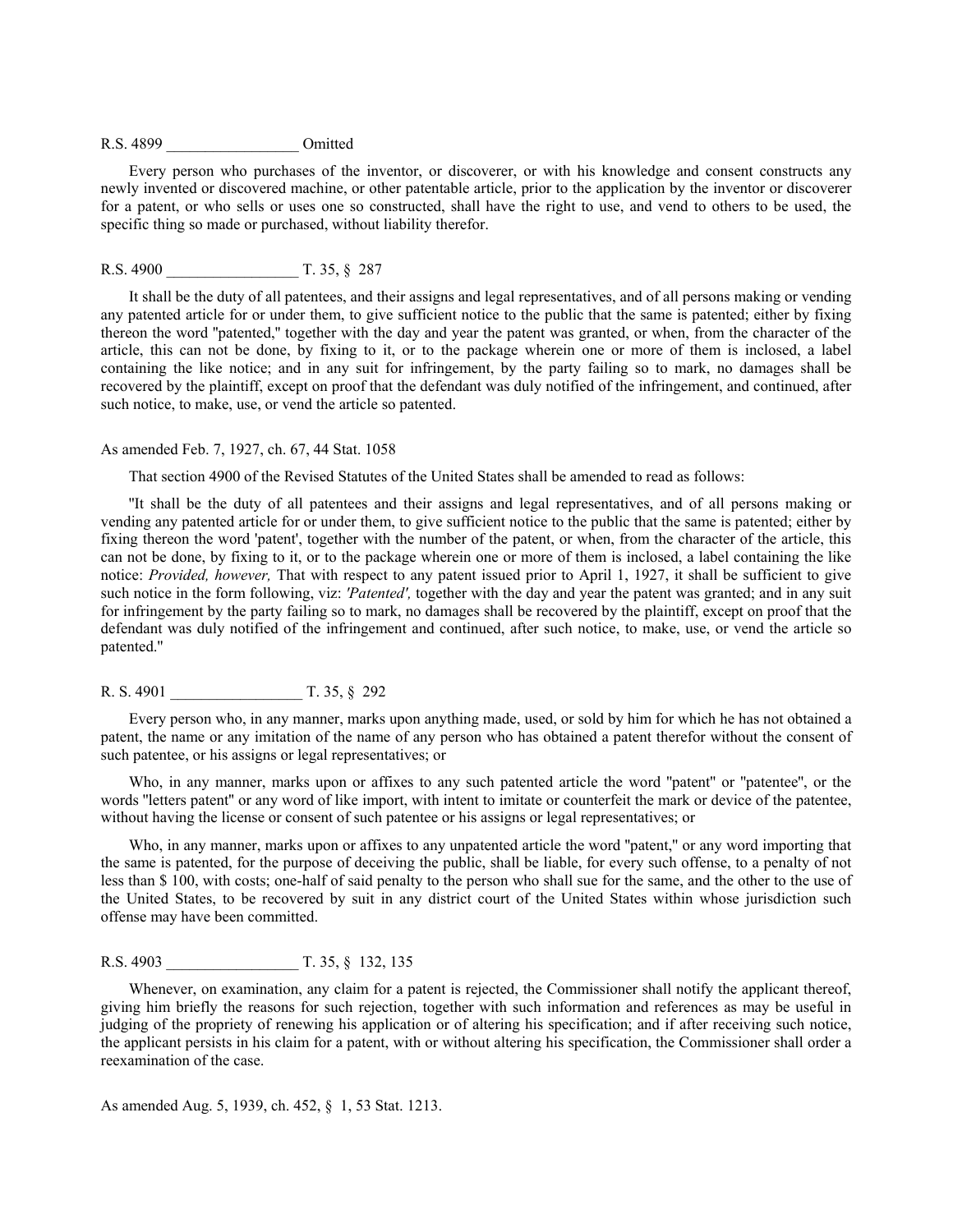R.S. 4899 _________________ Omitted

Every person who purchases of the inventor, or discoverer, or with his knowledge and consent constructs any newly invented or discovered machine, or other patentable article, prior to the application by the inventor or discoverer for a patent, or who sells or uses one so constructed, shall have the right to use, and vend to others to be used, the specific thing so made or purchased, without liability therefor.

R.S. 4900 _________________ T. 35, § 287

It shall be the duty of all patentees, and their assigns and legal representatives, and of all persons making or vending any patented article for or under them, to give sufficient notice to the public that the same is patented; either by fixing thereon the word "patented," together with the day and year the patent was granted, or when, from the character of the article, this can not be done, by fixing to it, or to the package wherein one or more of them is inclosed, a label containing the like notice; and in any suit for infringement, by the party failing so to mark, no damages shall be recovered by the plaintiff, except on proof that the defendant was duly notified of the infringement, and continued, after such notice, to make, use, or vend the article so patented.

As amended Feb. 7, 1927, ch. 67, 44 Stat. 1058

That section 4900 of the Revised Statutes of the United States shall be amended to read as follows:

"It shall be the duty of all patentees and their assigns and legal representatives, and of all persons making or vending any patented article for or under them, to give sufficient notice to the public that the same is patented; either by fixing thereon the word 'patent', together with the number of the patent, or when, from the character of the article, this can not be done, by fixing to it, or to the package wherein one or more of them is inclosed, a label containing the like notice: *Provided, however,* That with respect to any patent issued prior to April 1, 1927, it shall be sufficient to give such notice in the form following, viz: *'Patented',* together with the day and year the patent was granted; and in any suit for infringement by the party failing so to mark, no damages shall be recovered by the plaintiff, except on proof that the defendant was duly notified of the infringement and continued, after such notice, to make, use, or vend the article so patented."

R. S. 4901 _________________ T. 35, § 292

Every person who, in any manner, marks upon anything made, used, or sold by him for which he has not obtained a patent, the name or any imitation of the name of any person who has obtained a patent therefor without the consent of such patentee, or his assigns or legal representatives; or

Who, in any manner, marks upon or affixes to any such patented article the word "patent" or "patentee", or the words "letters patent" or any word of like import, with intent to imitate or counterfeit the mark or device of the patentee, without having the license or consent of such patentee or his assigns or legal representatives; or

Who, in any manner, marks upon or affixes to any unpatented article the word "patent," or any word importing that the same is patented, for the purpose of deceiving the public, shall be liable, for every such offense, to a penalty of not less than $ 100, with costs; one-half of said penalty to the person who shall sue for the same, and the other to the use of the United States, to be recovered by suit in any district court of the United States within whose jurisdiction such offense may have been committed.

R.S. 4903 _________________ T. 35, § 132, 135

Whenever, on examination, any claim for a patent is rejected, the Commissioner shall notify the applicant thereof, giving him briefly the reasons for such rejection, together with such information and references as may be useful in judging of the propriety of renewing his application or of altering his specification; and if after receiving such notice, the applicant persists in his claim for a patent, with or without altering his specification, the Commissioner shall order a reexamination of the case.

As amended Aug. 5, 1939, ch. 452, § 1, 53 Stat. 1213.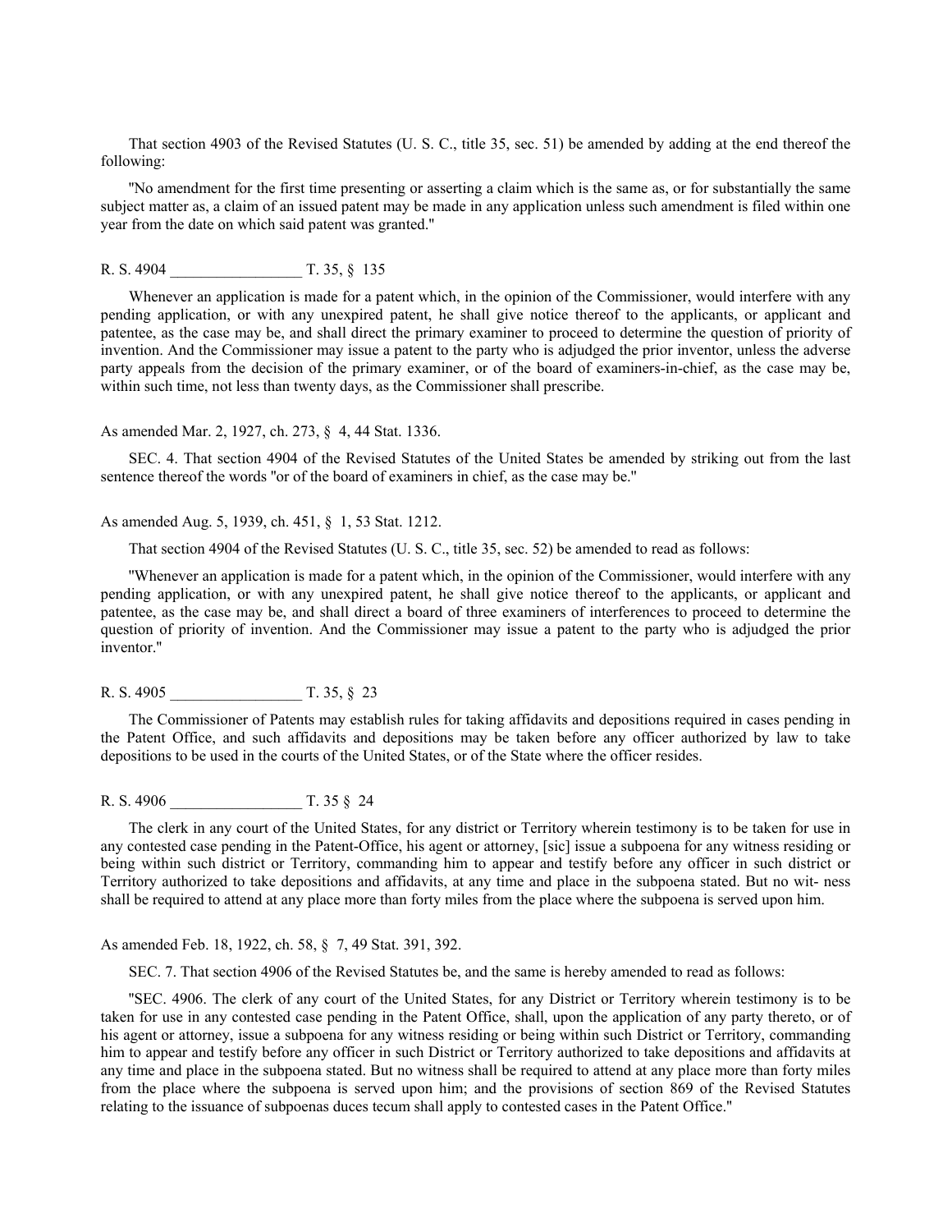That section 4903 of the Revised Statutes (U. S. C., title 35, sec. 51) be amended by adding at the end thereof the following:

"No amendment for the first time presenting or asserting a claim which is the same as, or for substantially the same subject matter as, a claim of an issued patent may be made in any application unless such amendment is filed within one year from the date on which said patent was granted."

R. S. 4904 _________________ T. 35, § 135

Whenever an application is made for a patent which, in the opinion of the Commissioner, would interfere with any pending application, or with any unexpired patent, he shall give notice thereof to the applicants, or applicant and patentee, as the case may be, and shall direct the primary examiner to proceed to determine the question of priority of invention. And the Commissioner may issue a patent to the party who is adjudged the prior inventor, unless the adverse party appeals from the decision of the primary examiner, or of the board of examiners-in-chief, as the case may be, within such time, not less than twenty days, as the Commissioner shall prescribe.

As amended Mar. 2, 1927, ch. 273, § 4, 44 Stat. 1336.

SEC. 4. That section 4904 of the Revised Statutes of the United States be amended by striking out from the last sentence thereof the words "or of the board of examiners in chief, as the case may be."

As amended Aug. 5, 1939, ch. 451, § 1, 53 Stat. 1212.

That section 4904 of the Revised Statutes (U. S. C., title 35, sec. 52) be amended to read as follows:

"Whenever an application is made for a patent which, in the opinion of the Commissioner, would interfere with any pending application, or with any unexpired patent, he shall give notice thereof to the applicants, or applicant and patentee, as the case may be, and shall direct a board of three examiners of interferences to proceed to determine the question of priority of invention. And the Commissioner may issue a patent to the party who is adjudged the prior inventor."

R. S. 4905 _________________ T. 35, § 23

The Commissioner of Patents may establish rules for taking affidavits and depositions required in cases pending in the Patent Office, and such affidavits and depositions may be taken before any officer authorized by law to take depositions to be used in the courts of the United States, or of the State where the officer resides.

R. S. 4906 _________________ T. 35 § 24

The clerk in any court of the United States, for any district or Territory wherein testimony is to be taken for use in any contested case pending in the Patent-Office, his agent or attorney, [sic] issue a subpoena for any witness residing or being within such district or Territory, commanding him to appear and testify before any officer in such district or Territory authorized to take depositions and affidavits, at any time and place in the subpoena stated. But no wit- ness shall be required to attend at any place more than forty miles from the place where the subpoena is served upon him.

As amended Feb. 18, 1922, ch. 58, § 7, 49 Stat. 391, 392.

SEC. 7. That section 4906 of the Revised Statutes be, and the same is hereby amended to read as follows:

"SEC. 4906. The clerk of any court of the United States, for any District or Territory wherein testimony is to be taken for use in any contested case pending in the Patent Office, shall, upon the application of any party thereto, or of his agent or attorney, issue a subpoena for any witness residing or being within such District or Territory, commanding him to appear and testify before any officer in such District or Territory authorized to take depositions and affidavits at any time and place in the subpoena stated. But no witness shall be required to attend at any place more than forty miles from the place where the subpoena is served upon him; and the provisions of section 869 of the Revised Statutes relating to the issuance of subpoenas duces tecum shall apply to contested cases in the Patent Office."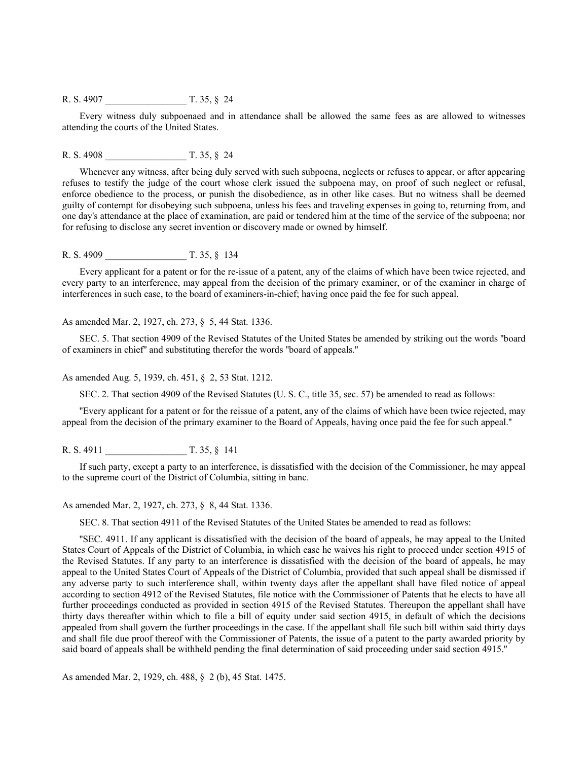R. S. 4907 _________________ T. 35, § 24

Every witness duly subpoenaed and in attendance shall be allowed the same fees as are allowed to witnesses attending the courts of the United States.

R. S. 4908 _________________ T. 35, § 24

Whenever any witness, after being duly served with such subpoena, neglects or refuses to appear, or after appearing refuses to testify the judge of the court whose clerk issued the subpoena may, on proof of such neglect or refusal, enforce obedience to the process, or punish the disobedience, as in other like cases. But no witness shall be deemed guilty of contempt for disobeying such subpoena, unless his fees and traveling expenses in going to, returning from, and one day's attendance at the place of examination, are paid or tendered him at the time of the service of the subpoena; nor for refusing to disclose any secret invention or discovery made or owned by himself.

R. S. 4909 _________________ T. 35, § 134

Every applicant for a patent or for the re-issue of a patent, any of the claims of which have been twice rejected, and every party to an interference, may appeal from the decision of the primary examiner, or of the examiner in charge of interferences in such case, to the board of examiners-in-chief; having once paid the fee for such appeal.

As amended Mar. 2, 1927, ch. 273, § 5, 44 Stat. 1336.

SEC. 5. That section 4909 of the Revised Statutes of the United States be amended by striking out the words "board of examiners in chief" and substituting therefor the words "board of appeals."

As amended Aug. 5, 1939, ch. 451, § 2, 53 Stat. 1212.

SEC. 2. That section 4909 of the Revised Statutes (U. S. C., title 35, sec. 57) be amended to read as follows:

"Every applicant for a patent or for the reissue of a patent, any of the claims of which have been twice rejected, may appeal from the decision of the primary examiner to the Board of Appeals, having once paid the fee for such appeal."

R. S. 4911 _________________ T. 35, § 141

If such party, except a party to an interference, is dissatisfied with the decision of the Commissioner, he may appeal to the supreme court of the District of Columbia, sitting in banc.

As amended Mar. 2, 1927, ch. 273, § 8, 44 Stat. 1336.

SEC. 8. That section 4911 of the Revised Statutes of the United States be amended to read as follows:

"SEC. 4911. If any applicant is dissatisfied with the decision of the board of appeals, he may appeal to the United States Court of Appeals of the District of Columbia, in which case he waives his right to proceed under section 4915 of the Revised Statutes. If any party to an interference is dissatisfied with the decision of the board of appeals, he may appeal to the United States Court of Appeals of the District of Columbia, provided that such appeal shall be dismissed if any adverse party to such interference shall, within twenty days after the appellant shall have filed notice of appeal according to section 4912 of the Revised Statutes, file notice with the Commissioner of Patents that he elects to have all further proceedings conducted as provided in section 4915 of the Revised Statutes. Thereupon the appellant shall have thirty days thereafter within which to file a bill of equity under said section 4915, in default of which the decisions appealed from shall govern the further proceedings in the case. If the appellant shall file such bill within said thirty days and shall file due proof thereof with the Commissioner of Patents, the issue of a patent to the party awarded priority by said board of appeals shall be withheld pending the final determination of said proceeding under said section 4915."

As amended Mar. 2, 1929, ch. 488, § 2 (b), 45 Stat. 1475.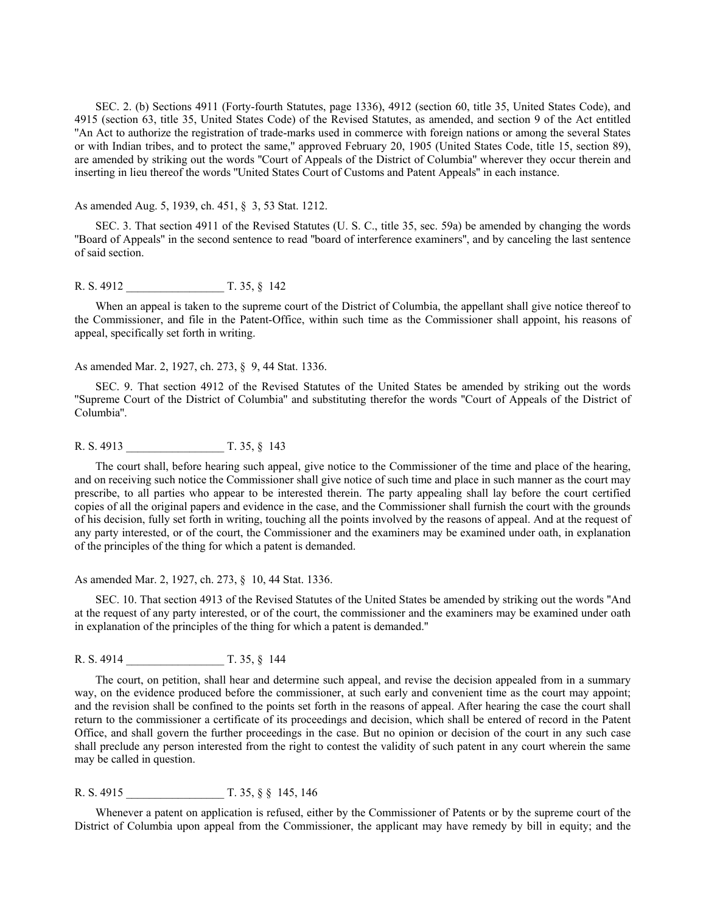SEC. 2. (b) Sections 4911 (Forty-fourth Statutes, page 1336), 4912 (section 60, title 35, United States Code), and 4915 (section 63, title 35, United States Code) of the Revised Statutes, as amended, and section 9 of the Act entitled "An Act to authorize the registration of trade-marks used in commerce with foreign nations or among the several States or with Indian tribes, and to protect the same," approved February 20, 1905 (United States Code, title 15, section 89), are amended by striking out the words "Court of Appeals of the District of Columbia" wherever they occur therein and inserting in lieu thereof the words "United States Court of Customs and Patent Appeals" in each instance.

As amended Aug. 5, 1939, ch. 451, § 3, 53 Stat. 1212.

SEC. 3. That section 4911 of the Revised Statutes (U. S. C., title 35, sec. 59a) be amended by changing the words "Board of Appeals" in the second sentence to read "board of interference examiners", and by canceling the last sentence of said section.

R. S. 4912 _________________ T. 35, § 142

When an appeal is taken to the supreme court of the District of Columbia, the appellant shall give notice thereof to the Commissioner, and file in the Patent-Office, within such time as the Commissioner shall appoint, his reasons of appeal, specifically set forth in writing.

As amended Mar. 2, 1927, ch. 273, § 9, 44 Stat. 1336.

SEC. 9. That section 4912 of the Revised Statutes of the United States be amended by striking out the words "Supreme Court of the District of Columbia" and substituting therefor the words "Court of Appeals of the District of Columbia".

R. S. 4913 _________________ T. 35, § 143

The court shall, before hearing such appeal, give notice to the Commissioner of the time and place of the hearing, and on receiving such notice the Commissioner shall give notice of such time and place in such manner as the court may prescribe, to all parties who appear to be interested therein. The party appealing shall lay before the court certified copies of all the original papers and evidence in the case, and the Commissioner shall furnish the court with the grounds of his decision, fully set forth in writing, touching all the points involved by the reasons of appeal. And at the request of any party interested, or of the court, the Commissioner and the examiners may be examined under oath, in explanation of the principles of the thing for which a patent is demanded.

As amended Mar. 2, 1927, ch. 273, § 10, 44 Stat. 1336.

SEC. 10. That section 4913 of the Revised Statutes of the United States be amended by striking out the words "And at the request of any party interested, or of the court, the commissioner and the examiners may be examined under oath in explanation of the principles of the thing for which a patent is demanded."

R. S. 4914 _________________ T. 35, § 144

The court, on petition, shall hear and determine such appeal, and revise the decision appealed from in a summary way, on the evidence produced before the commissioner, at such early and convenient time as the court may appoint; and the revision shall be confined to the points set forth in the reasons of appeal. After hearing the case the court shall return to the commissioner a certificate of its proceedings and decision, which shall be entered of record in the Patent Office, and shall govern the further proceedings in the case. But no opinion or decision of the court in any such case shall preclude any person interested from the right to contest the validity of such patent in any court wherein the same may be called in question.

R. S. 4915 _________________ T. 35, § § 145, 146

Whenever a patent on application is refused, either by the Commissioner of Patents or by the supreme court of the District of Columbia upon appeal from the Commissioner, the applicant may have remedy by bill in equity; and the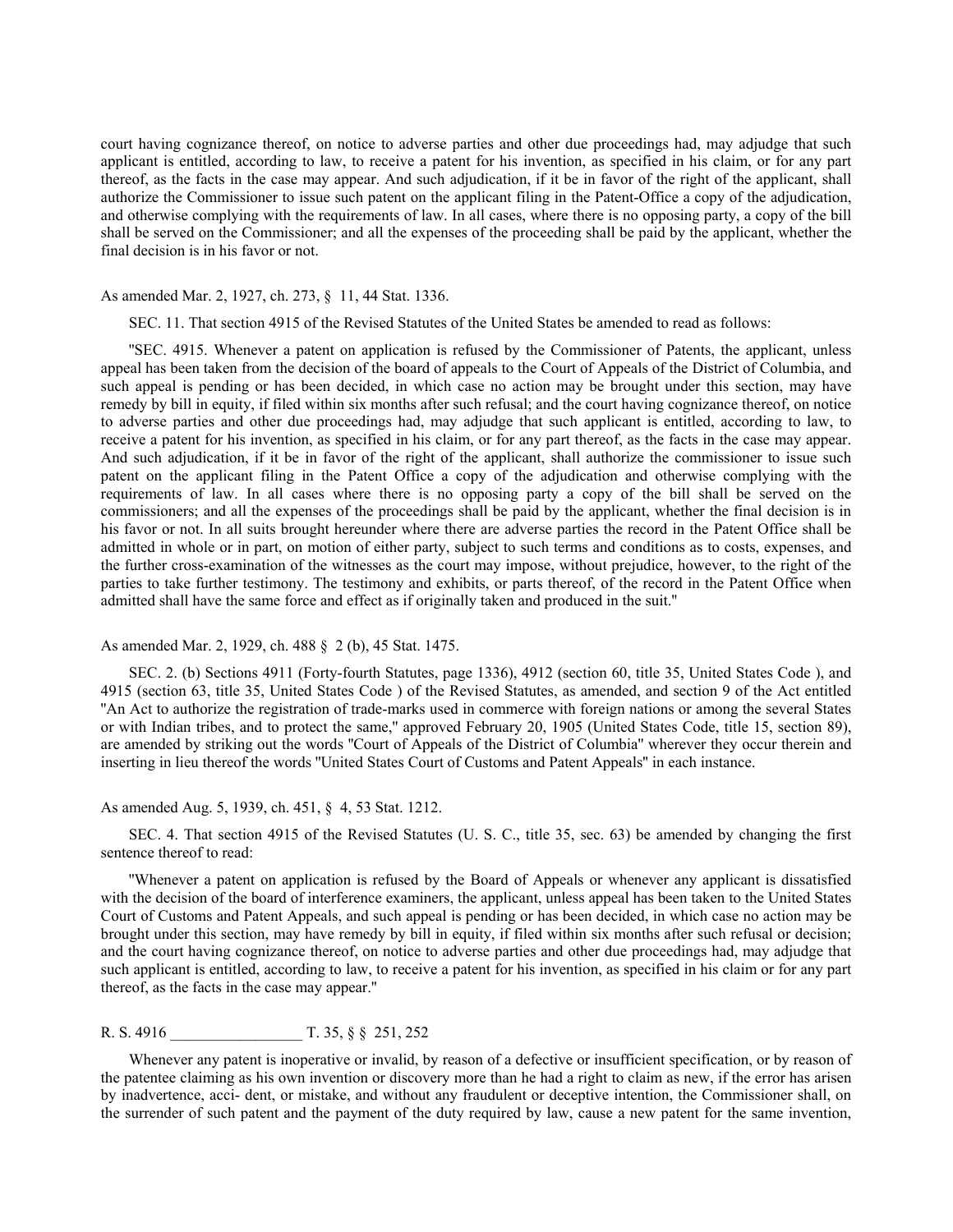court having cognizance thereof, on notice to adverse parties and other due proceedings had, may adjudge that such applicant is entitled, according to law, to receive a patent for his invention, as specified in his claim, or for any part thereof, as the facts in the case may appear. And such adjudication, if it be in favor of the right of the applicant, shall authorize the Commissioner to issue such patent on the applicant filing in the Patent-Office a copy of the adjudication, and otherwise complying with the requirements of law. In all cases, where there is no opposing party, a copy of the bill shall be served on the Commissioner; and all the expenses of the proceeding shall be paid by the applicant, whether the final decision is in his favor or not.

As amended Mar. 2, 1927, ch. 273, § 11, 44 Stat. 1336.

SEC. 11. That section 4915 of the Revised Statutes of the United States be amended to read as follows:

"SEC. 4915. Whenever a patent on application is refused by the Commissioner of Patents, the applicant, unless appeal has been taken from the decision of the board of appeals to the Court of Appeals of the District of Columbia, and such appeal is pending or has been decided, in which case no action may be brought under this section, may have remedy by bill in equity, if filed within six months after such refusal; and the court having cognizance thereof, on notice to adverse parties and other due proceedings had, may adjudge that such applicant is entitled, according to law, to receive a patent for his invention, as specified in his claim, or for any part thereof, as the facts in the case may appear. And such adjudication, if it be in favor of the right of the applicant, shall authorize the commissioner to issue such patent on the applicant filing in the Patent Office a copy of the adjudication and otherwise complying with the requirements of law. In all cases where there is no opposing party a copy of the bill shall be served on the commissioners; and all the expenses of the proceedings shall be paid by the applicant, whether the final decision is in his favor or not. In all suits brought hereunder where there are adverse parties the record in the Patent Office shall be admitted in whole or in part, on motion of either party, subject to such terms and conditions as to costs, expenses, and the further cross-examination of the witnesses as the court may impose, without prejudice, however, to the right of the parties to take further testimony. The testimony and exhibits, or parts thereof, of the record in the Patent Office when admitted shall have the same force and effect as if originally taken and produced in the suit."

As amended Mar. 2, 1929, ch. 488 § 2 (b), 45 Stat. 1475.

SEC. 2. (b) Sections 4911 (Forty-fourth Statutes, page 1336), 4912 (section 60, title 35, United States Code ), and 4915 (section 63, title 35, United States Code ) of the Revised Statutes, as amended, and section 9 of the Act entitled "An Act to authorize the registration of trade-marks used in commerce with foreign nations or among the several States or with Indian tribes, and to protect the same," approved February 20, 1905 (United States Code, title 15, section 89), are amended by striking out the words "Court of Appeals of the District of Columbia" wherever they occur therein and inserting in lieu thereof the words "United States Court of Customs and Patent Appeals" in each instance.

As amended Aug. 5, 1939, ch. 451, § 4, 53 Stat. 1212.

SEC. 4. That section 4915 of the Revised Statutes (U. S. C., title 35, sec. 63) be amended by changing the first sentence thereof to read:

"Whenever a patent on application is refused by the Board of Appeals or whenever any applicant is dissatisfied with the decision of the board of interference examiners, the applicant, unless appeal has been taken to the United States Court of Customs and Patent Appeals, and such appeal is pending or has been decided, in which case no action may be brought under this section, may have remedy by bill in equity, if filed within six months after such refusal or decision; and the court having cognizance thereof, on notice to adverse parties and other due proceedings had, may adjudge that such applicant is entitled, according to law, to receive a patent for his invention, as specified in his claim or for any part thereof, as the facts in the case may appear."

R. S. 4916 _________________ T. 35, § § 251, 252

Whenever any patent is inoperative or invalid, by reason of a defective or insufficient specification, or by reason of the patentee claiming as his own invention or discovery more than he had a right to claim as new, if the error has arisen by inadvertence, acci- dent, or mistake, and without any fraudulent or deceptive intention, the Commissioner shall, on the surrender of such patent and the payment of the duty required by law, cause a new patent for the same invention,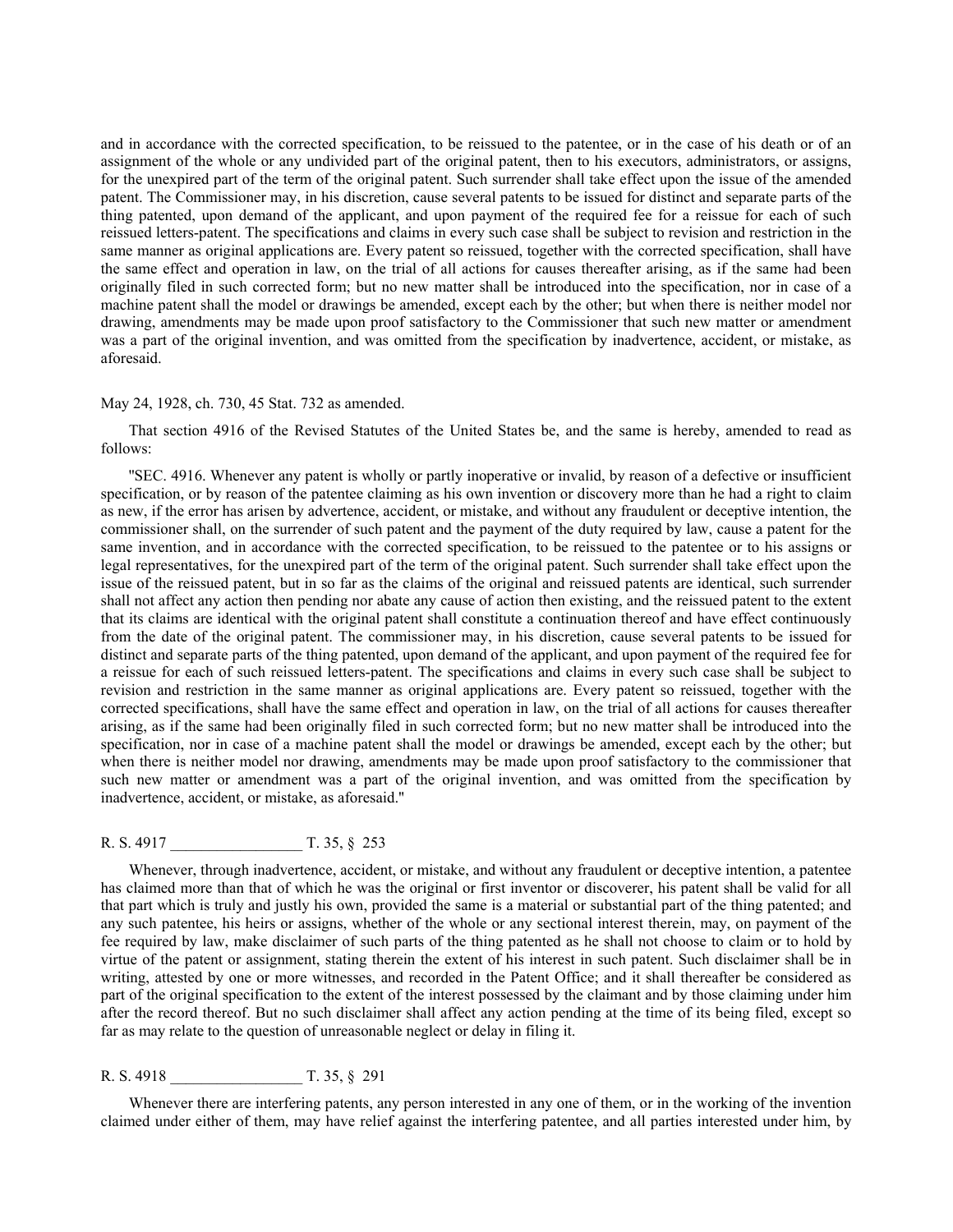and in accordance with the corrected specification, to be reissued to the patentee, or in the case of his death or of an assignment of the whole or any undivided part of the original patent, then to his executors, administrators, or assigns, for the unexpired part of the term of the original patent. Such surrender shall take effect upon the issue of the amended patent. The Commissioner may, in his discretion, cause several patents to be issued for distinct and separate parts of the thing patented, upon demand of the applicant, and upon payment of the required fee for a reissue for each of such reissued letters-patent. The specifications and claims in every such case shall be subject to revision and restriction in the same manner as original applications are. Every patent so reissued, together with the corrected specification, shall have the same effect and operation in law, on the trial of all actions for causes thereafter arising, as if the same had been originally filed in such corrected form; but no new matter shall be introduced into the specification, nor in case of a machine patent shall the model or drawings be amended, except each by the other; but when there is neither model nor drawing, amendments may be made upon proof satisfactory to the Commissioner that such new matter or amendment was a part of the original invention, and was omitted from the specification by inadvertence, accident, or mistake, as aforesaid.

May 24, 1928, ch. 730, 45 Stat. 732 as amended.

That section 4916 of the Revised Statutes of the United States be, and the same is hereby, amended to read as follows:

"SEC. 4916. Whenever any patent is wholly or partly inoperative or invalid, by reason of a defective or insufficient specification, or by reason of the patentee claiming as his own invention or discovery more than he had a right to claim as new, if the error has arisen by advertence, accident, or mistake, and without any fraudulent or deceptive intention, the commissioner shall, on the surrender of such patent and the payment of the duty required by law, cause a patent for the same invention, and in accordance with the corrected specification, to be reissued to the patentee or to his assigns or legal representatives, for the unexpired part of the term of the original patent. Such surrender shall take effect upon the issue of the reissued patent, but in so far as the claims of the original and reissued patents are identical, such surrender shall not affect any action then pending nor abate any cause of action then existing, and the reissued patent to the extent that its claims are identical with the original patent shall constitute a continuation thereof and have effect continuously from the date of the original patent. The commissioner may, in his discretion, cause several patents to be issued for distinct and separate parts of the thing patented, upon demand of the applicant, and upon payment of the required fee for a reissue for each of such reissued letters-patent. The specifications and claims in every such case shall be subject to revision and restriction in the same manner as original applications are. Every patent so reissued, together with the corrected specifications, shall have the same effect and operation in law, on the trial of all actions for causes thereafter arising, as if the same had been originally filed in such corrected form; but no new matter shall be introduced into the specification, nor in case of a machine patent shall the model or drawings be amended, except each by the other; but when there is neither model nor drawing, amendments may be made upon proof satisfactory to the commissioner that such new matter or amendment was a part of the original invention, and was omitted from the specification by inadvertence, accident, or mistake, as aforesaid."

R. S. 4917 _________________ T. 35, § 253

Whenever, through inadvertence, accident, or mistake, and without any fraudulent or deceptive intention, a patentee has claimed more than that of which he was the original or first inventor or discoverer, his patent shall be valid for all that part which is truly and justly his own, provided the same is a material or substantial part of the thing patented; and any such patentee, his heirs or assigns, whether of the whole or any sectional interest therein, may, on payment of the fee required by law, make disclaimer of such parts of the thing patented as he shall not choose to claim or to hold by virtue of the patent or assignment, stating therein the extent of his interest in such patent. Such disclaimer shall be in writing, attested by one or more witnesses, and recorded in the Patent Office; and it shall thereafter be considered as part of the original specification to the extent of the interest possessed by the claimant and by those claiming under him after the record thereof. But no such disclaimer shall affect any action pending at the time of its being filed, except so far as may relate to the question of unreasonable neglect or delay in filing it.

R. S. 4918 _________________ T. 35, § 291

Whenever there are interfering patents, any person interested in any one of them, or in the working of the invention claimed under either of them, may have relief against the interfering patentee, and all parties interested under him, by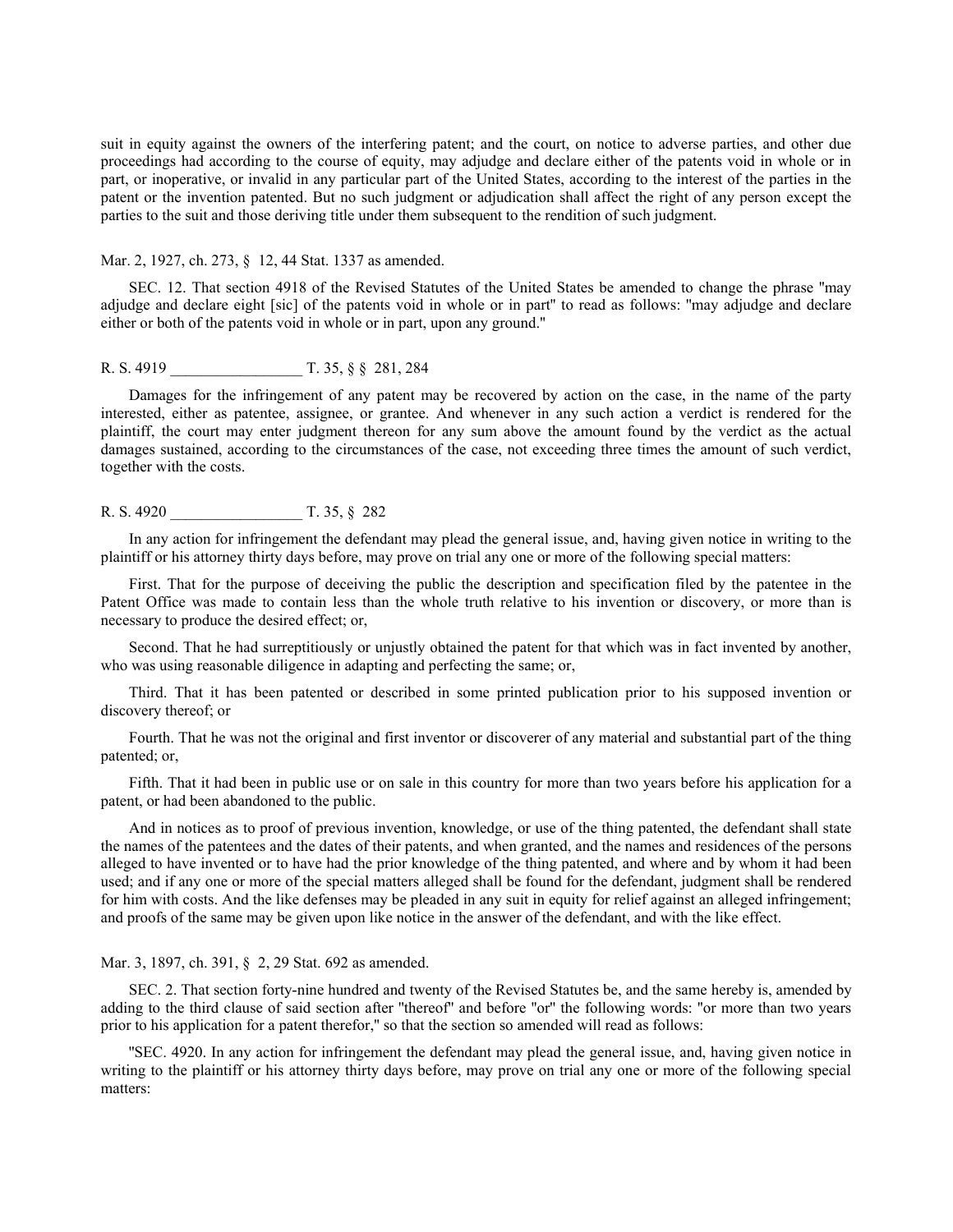suit in equity against the owners of the interfering patent; and the court, on notice to adverse parties, and other due proceedings had according to the course of equity, may adjudge and declare either of the patents void in whole or in part, or inoperative, or invalid in any particular part of the United States, according to the interest of the parties in the patent or the invention patented. But no such judgment or adjudication shall affect the right of any person except the parties to the suit and those deriving title under them subsequent to the rendition of such judgment.

Mar. 2, 1927, ch. 273, § 12, 44 Stat. 1337 as amended.

SEC. 12. That section 4918 of the Revised Statutes of the United States be amended to change the phrase "may adjudge and declare eight [sic] of the patents void in whole or in part" to read as follows: "may adjudge and declare either or both of the patents void in whole or in part, upon any ground."

R. S. 4919 _________________ T. 35, § § 281, 284

Damages for the infringement of any patent may be recovered by action on the case, in the name of the party interested, either as patentee, assignee, or grantee. And whenever in any such action a verdict is rendered for the plaintiff, the court may enter judgment thereon for any sum above the amount found by the verdict as the actual damages sustained, according to the circumstances of the case, not exceeding three times the amount of such verdict, together with the costs.

R. S. 4920 _________________ T. 35, § 282

In any action for infringement the defendant may plead the general issue, and, having given notice in writing to the plaintiff or his attorney thirty days before, may prove on trial any one or more of the following special matters:

First. That for the purpose of deceiving the public the description and specification filed by the patentee in the Patent Office was made to contain less than the whole truth relative to his invention or discovery, or more than is necessary to produce the desired effect; or,

Second. That he had surreptitiously or unjustly obtained the patent for that which was in fact invented by another, who was using reasonable diligence in adapting and perfecting the same; or,

Third. That it has been patented or described in some printed publication prior to his supposed invention or discovery thereof; or

Fourth. That he was not the original and first inventor or discoverer of any material and substantial part of the thing patented; or,

Fifth. That it had been in public use or on sale in this country for more than two years before his application for a patent, or had been abandoned to the public.

And in notices as to proof of previous invention, knowledge, or use of the thing patented, the defendant shall state the names of the patentees and the dates of their patents, and when granted, and the names and residences of the persons alleged to have invented or to have had the prior knowledge of the thing patented, and where and by whom it had been used; and if any one or more of the special matters alleged shall be found for the defendant, judgment shall be rendered for him with costs. And the like defenses may be pleaded in any suit in equity for relief against an alleged infringement; and proofs of the same may be given upon like notice in the answer of the defendant, and with the like effect.

Mar. 3, 1897, ch. 391, § 2, 29 Stat. 692 as amended.

SEC. 2. That section forty-nine hundred and twenty of the Revised Statutes be, and the same hereby is, amended by adding to the third clause of said section after "thereof" and before "or" the following words: "or more than two years prior to his application for a patent therefor," so that the section so amended will read as follows:

"SEC. 4920. In any action for infringement the defendant may plead the general issue, and, having given notice in writing to the plaintiff or his attorney thirty days before, may prove on trial any one or more of the following special matters: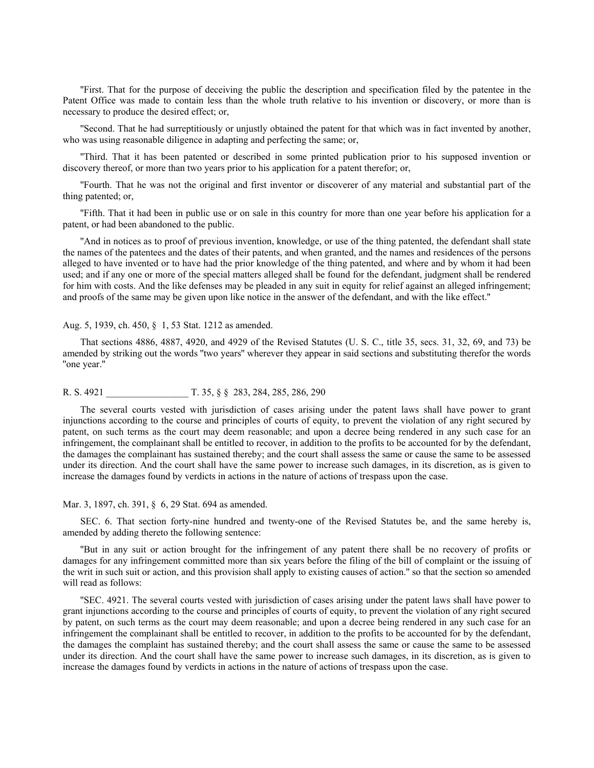"First. That for the purpose of deceiving the public the description and specification filed by the patentee in the Patent Office was made to contain less than the whole truth relative to his invention or discovery, or more than is necessary to produce the desired effect; or,

"Second. That he had surreptitiously or unjustly obtained the patent for that which was in fact invented by another, who was using reasonable diligence in adapting and perfecting the same; or,

"Third. That it has been patented or described in some printed publication prior to his supposed invention or discovery thereof, or more than two years prior to his application for a patent therefor; or,

"Fourth. That he was not the original and first inventor or discoverer of any material and substantial part of the thing patented; or,

"Fifth. That it had been in public use or on sale in this country for more than one year before his application for a patent, or had been abandoned to the public.

"And in notices as to proof of previous invention, knowledge, or use of the thing patented, the defendant shall state the names of the patentees and the dates of their patents, and when granted, and the names and residences of the persons alleged to have invented or to have had the prior knowledge of the thing patented, and where and by whom it had been used; and if any one or more of the special matters alleged shall be found for the defendant, judgment shall be rendered for him with costs. And the like defenses may be pleaded in any suit in equity for relief against an alleged infringement; and proofs of the same may be given upon like notice in the answer of the defendant, and with the like effect."

Aug. 5, 1939, ch. 450, § 1, 53 Stat. 1212 as amended.

That sections 4886, 4887, 4920, and 4929 of the Revised Statutes (U. S. C., title 35, secs. 31, 32, 69, and 73) be amended by striking out the words "two years" wherever they appear in said sections and substituting therefor the words "one year."

R. S. 4921 _________________ T. 35, § § 283, 284, 285, 286, 290

The several courts vested with jurisdiction of cases arising under the patent laws shall have power to grant injunctions according to the course and principles of courts of equity, to prevent the violation of any right secured by patent, on such terms as the court may deem reasonable; and upon a decree being rendered in any such case for an infringement, the complainant shall be entitled to recover, in addition to the profits to be accounted for by the defendant, the damages the complainant has sustained thereby; and the court shall assess the same or cause the same to be assessed under its direction. And the court shall have the same power to increase such damages, in its discretion, as is given to increase the damages found by verdicts in actions in the nature of actions of trespass upon the case.

Mar. 3, 1897, ch. 391, § 6, 29 Stat. 694 as amended.

SEC. 6. That section forty-nine hundred and twenty-one of the Revised Statutes be, and the same hereby is, amended by adding thereto the following sentence:

"But in any suit or action brought for the infringement of any patent there shall be no recovery of profits or damages for any infringement committed more than six years before the filing of the bill of complaint or the issuing of the writ in such suit or action, and this provision shall apply to existing causes of action." so that the section so amended will read as follows:

"SEC. 4921. The several courts vested with jurisdiction of cases arising under the patent laws shall have power to grant injunctions according to the course and principles of courts of equity, to prevent the violation of any right secured by patent, on such terms as the court may deem reasonable; and upon a decree being rendered in any such case for an infringement the complainant shall be entitled to recover, in addition to the profits to be accounted for by the defendant, the damages the complaint has sustained thereby; and the court shall assess the same or cause the same to be assessed under its direction. And the court shall have the same power to increase such damages, in its discretion, as is given to increase the damages found by verdicts in actions in the nature of actions of trespass upon the case.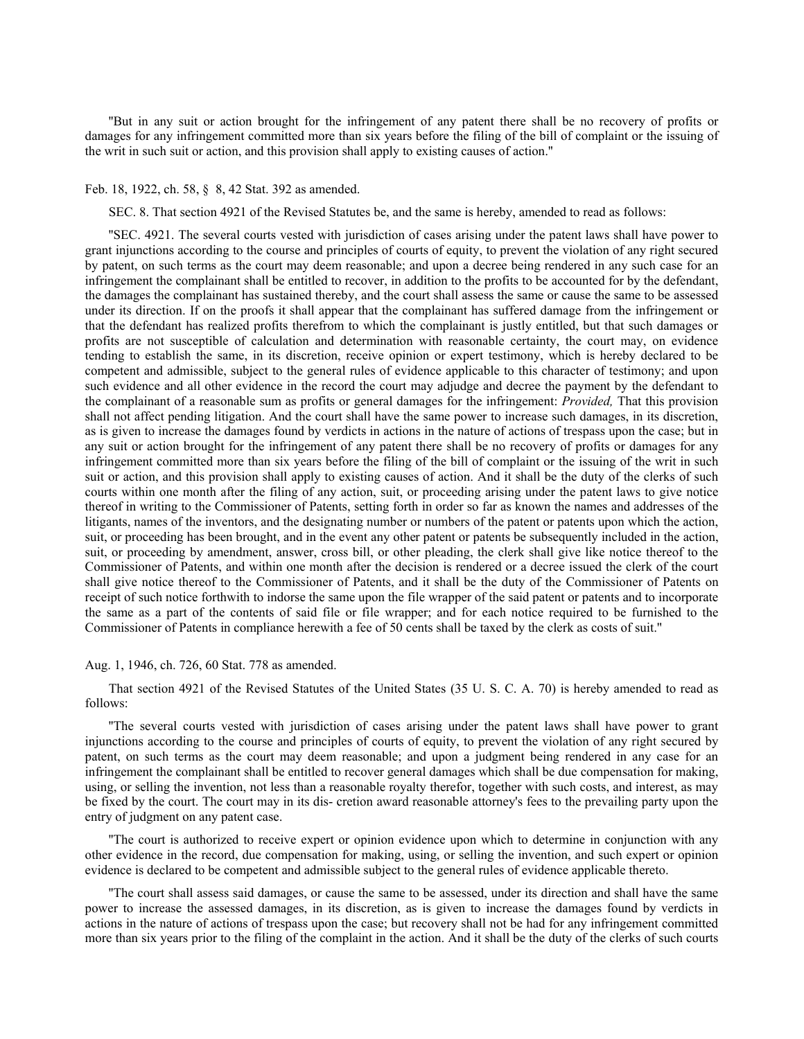"But in any suit or action brought for the infringement of any patent there shall be no recovery of profits or damages for any infringement committed more than six years before the filing of the bill of complaint or the issuing of the writ in such suit or action, and this provision shall apply to existing causes of action."

Feb. 18, 1922, ch. 58, § 8, 42 Stat. 392 as amended.

SEC. 8. That section 4921 of the Revised Statutes be, and the same is hereby, amended to read as follows:

"SEC. 4921. The several courts vested with jurisdiction of cases arising under the patent laws shall have power to grant injunctions according to the course and principles of courts of equity, to prevent the violation of any right secured by patent, on such terms as the court may deem reasonable; and upon a decree being rendered in any such case for an infringement the complainant shall be entitled to recover, in addition to the profits to be accounted for by the defendant, the damages the complainant has sustained thereby, and the court shall assess the same or cause the same to be assessed under its direction. If on the proofs it shall appear that the complainant has suffered damage from the infringement or that the defendant has realized profits therefrom to which the complainant is justly entitled, but that such damages or profits are not susceptible of calculation and determination with reasonable certainty, the court may, on evidence tending to establish the same, in its discretion, receive opinion or expert testimony, which is hereby declared to be competent and admissible, subject to the general rules of evidence applicable to this character of testimony; and upon such evidence and all other evidence in the record the court may adjudge and decree the payment by the defendant to the complainant of a reasonable sum as profits or general damages for the infringement: *Provided,* That this provision shall not affect pending litigation. And the court shall have the same power to increase such damages, in its discretion, as is given to increase the damages found by verdicts in actions in the nature of actions of trespass upon the case; but in any suit or action brought for the infringement of any patent there shall be no recovery of profits or damages for any infringement committed more than six years before the filing of the bill of complaint or the issuing of the writ in such suit or action, and this provision shall apply to existing causes of action. And it shall be the duty of the clerks of such courts within one month after the filing of any action, suit, or proceeding arising under the patent laws to give notice thereof in writing to the Commissioner of Patents, setting forth in order so far as known the names and addresses of the litigants, names of the inventors, and the designating number or numbers of the patent or patents upon which the action, suit, or proceeding has been brought, and in the event any other patent or patents be subsequently included in the action, suit, or proceeding by amendment, answer, cross bill, or other pleading, the clerk shall give like notice thereof to the Commissioner of Patents, and within one month after the decision is rendered or a decree issued the clerk of the court shall give notice thereof to the Commissioner of Patents, and it shall be the duty of the Commissioner of Patents on receipt of such notice forthwith to indorse the same upon the file wrapper of the said patent or patents and to incorporate the same as a part of the contents of said file or file wrapper; and for each notice required to be furnished to the Commissioner of Patents in compliance herewith a fee of 50 cents shall be taxed by the clerk as costs of suit."

Aug. 1, 1946, ch. 726, 60 Stat. 778 as amended.

That section 4921 of the Revised Statutes of the United States (35 U. S. C. A. 70) is hereby amended to read as follows:

"The several courts vested with jurisdiction of cases arising under the patent laws shall have power to grant injunctions according to the course and principles of courts of equity, to prevent the violation of any right secured by patent, on such terms as the court may deem reasonable; and upon a judgment being rendered in any case for an infringement the complainant shall be entitled to recover general damages which shall be due compensation for making, using, or selling the invention, not less than a reasonable royalty therefor, together with such costs, and interest, as may be fixed by the court. The court may in its dis- cretion award reasonable attorney's fees to the prevailing party upon the entry of judgment on any patent case.

"The court is authorized to receive expert or opinion evidence upon which to determine in conjunction with any other evidence in the record, due compensation for making, using, or selling the invention, and such expert or opinion evidence is declared to be competent and admissible subject to the general rules of evidence applicable thereto.

"The court shall assess said damages, or cause the same to be assessed, under its direction and shall have the same power to increase the assessed damages, in its discretion, as is given to increase the damages found by verdicts in actions in the nature of actions of trespass upon the case; but recovery shall not be had for any infringement committed more than six years prior to the filing of the complaint in the action. And it shall be the duty of the clerks of such courts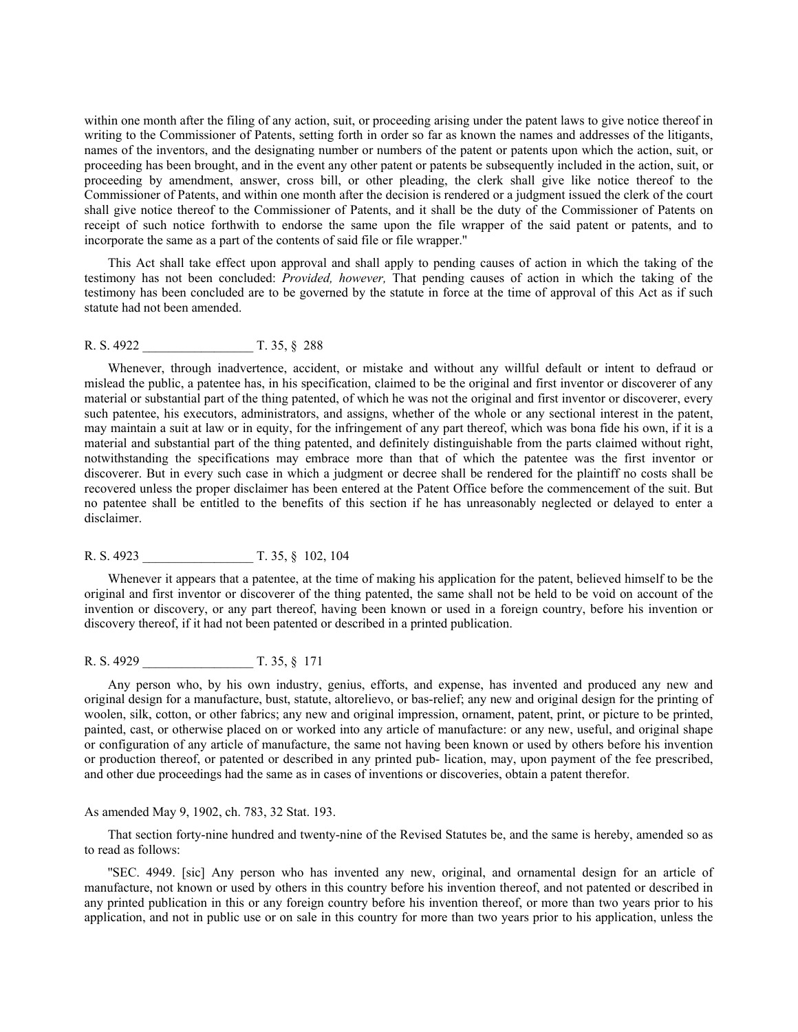within one month after the filing of any action, suit, or proceeding arising under the patent laws to give notice thereof in writing to the Commissioner of Patents, setting forth in order so far as known the names and addresses of the litigants, names of the inventors, and the designating number or numbers of the patent or patents upon which the action, suit, or proceeding has been brought, and in the event any other patent or patents be subsequently included in the action, suit, or proceeding by amendment, answer, cross bill, or other pleading, the clerk shall give like notice thereof to the Commissioner of Patents, and within one month after the decision is rendered or a judgment issued the clerk of the court shall give notice thereof to the Commissioner of Patents, and it shall be the duty of the Commissioner of Patents on receipt of such notice forthwith to endorse the same upon the file wrapper of the said patent or patents, and to incorporate the same as a part of the contents of said file or file wrapper."

This Act shall take effect upon approval and shall apply to pending causes of action in which the taking of the testimony has not been concluded: *Provided, however,* That pending causes of action in which the taking of the testimony has been concluded are to be governed by the statute in force at the time of approval of this Act as if such statute had not been amended.

R. S. 4922 _________________ T. 35, § 288

Whenever, through inadvertence, accident, or mistake and without any willful default or intent to defraud or mislead the public, a patentee has, in his specification, claimed to be the original and first inventor or discoverer of any material or substantial part of the thing patented, of which he was not the original and first inventor or discoverer, every such patentee, his executors, administrators, and assigns, whether of the whole or any sectional interest in the patent, may maintain a suit at law or in equity, for the infringement of any part thereof, which was bona fide his own, if it is a material and substantial part of the thing patented, and definitely distinguishable from the parts claimed without right, notwithstanding the specifications may embrace more than that of which the patentee was the first inventor or discoverer. But in every such case in which a judgment or decree shall be rendered for the plaintiff no costs shall be recovered unless the proper disclaimer has been entered at the Patent Office before the commencement of the suit. But no patentee shall be entitled to the benefits of this section if he has unreasonably neglected or delayed to enter a disclaimer.

R. S. 4923 _________________ T. 35, § 102, 104

Whenever it appears that a patentee, at the time of making his application for the patent, believed himself to be the original and first inventor or discoverer of the thing patented, the same shall not be held to be void on account of the invention or discovery, or any part thereof, having been known or used in a foreign country, before his invention or discovery thereof, if it had not been patented or described in a printed publication.

R. S. 4929 _________________ T. 35, § 171

Any person who, by his own industry, genius, efforts, and expense, has invented and produced any new and original design for a manufacture, bust, statute, altorelievo, or bas-relief; any new and original design for the printing of woolen, silk, cotton, or other fabrics; any new and original impression, ornament, patent, print, or picture to be printed, painted, cast, or otherwise placed on or worked into any article of manufacture: or any new, useful, and original shape or configuration of any article of manufacture, the same not having been known or used by others before his invention or production thereof, or patented or described in any printed pub- lication, may, upon payment of the fee prescribed, and other due proceedings had the same as in cases of inventions or discoveries, obtain a patent therefor.

As amended May 9, 1902, ch. 783, 32 Stat. 193.

That section forty-nine hundred and twenty-nine of the Revised Statutes be, and the same is hereby, amended so as to read as follows:

"SEC. 4949. [sic] Any person who has invented any new, original, and ornamental design for an article of manufacture, not known or used by others in this country before his invention thereof, and not patented or described in any printed publication in this or any foreign country before his invention thereof, or more than two years prior to his application, and not in public use or on sale in this country for more than two years prior to his application, unless the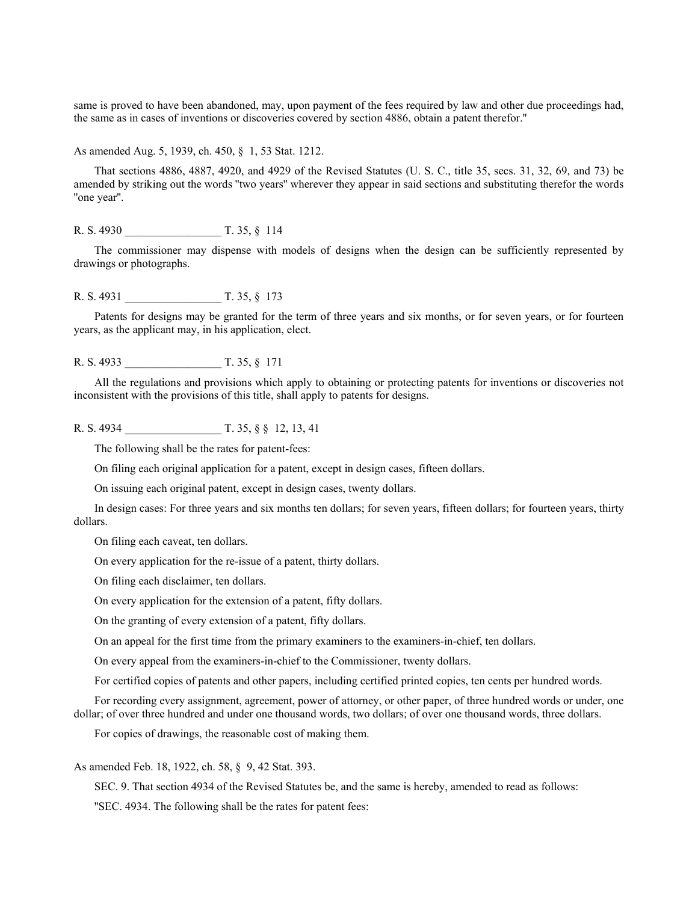same is proved to have been abandoned, may, upon payment of the fees required by law and other due proceedings had, the same as in cases of inventions or discoveries covered by section 4886, obtain a patent therefor."

As amended Aug. 5, 1939, ch. 450, § 1, 53 Stat. 1212.

That sections 4886, 4887, 4920, and 4929 of the Revised Statutes (U. S. C., title 35, secs. 31, 32, 69, and 73) be amended by striking out the words "two years" wherever they appear in said sections and substituting therefor the words "one year".

R. S. 4930 _________________ T. 35, § 114

The commissioner may dispense with models of designs when the design can be sufficiently represented by drawings or photographs.

R. S. 4931 _________________ T. 35, § 173

Patents for designs may be granted for the term of three years and six months, or for seven years, or for fourteen years, as the applicant may, in his application, elect.

R. S. 4933 _________________ T. 35, § 171

All the regulations and provisions which apply to obtaining or protecting patents for inventions or discoveries not inconsistent with the provisions of this title, shall apply to patents for designs.

R. S. 4934 _________________ T. 35, § § 12, 13, 41

The following shall be the rates for patent-fees:

On filing each original application for a patent, except in design cases, fifteen dollars.

On issuing each original patent, except in design cases, twenty dollars.

In design cases: For three years and six months ten dollars; for seven years, fifteen dollars; for fourteen years, thirty dollars.

On filing each caveat, ten dollars.

On every application for the re-issue of a patent, thirty dollars.

On filing each disclaimer, ten dollars.

On every application for the extension of a patent, fifty dollars.

On the granting of every extension of a patent, fifty dollars.

On an appeal for the first time from the primary examiners to the examiners-in-chief, ten dollars.

On every appeal from the examiners-in-chief to the Commissioner, twenty dollars.

For certified copies of patents and other papers, including certified printed copies, ten cents per hundred words.

For recording every assignment, agreement, power of attorney, or other paper, of three hundred words or under, one dollar; of over three hundred and under one thousand words, two dollars; of over one thousand words, three dollars.

For copies of drawings, the reasonable cost of making them.

As amended Feb. 18, 1922, ch. 58, § 9, 42 Stat. 393.

SEC. 9. That section 4934 of the Revised Statutes be, and the same is hereby, amended to read as follows:

"SEC. 4934. The following shall be the rates for patent fees: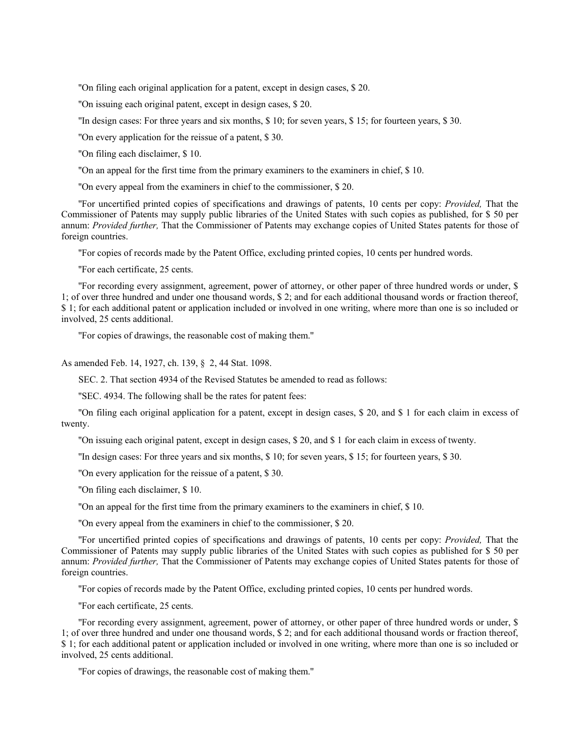"On filing each original application for a patent, except in design cases, $ 20.

"On issuing each original patent, except in design cases, $ 20.

"In design cases: For three years and six months, $ 10; for seven years, $ 15; for fourteen years, $ 30.

"On every application for the reissue of a patent, $ 30.

"On filing each disclaimer, $ 10.

"On an appeal for the first time from the primary examiners to the examiners in chief, $ 10.

"On every appeal from the examiners in chief to the commissioner, $ 20.

"For uncertified printed copies of specifications and drawings of patents, 10 cents per copy: *Provided,* That the Commissioner of Patents may supply public libraries of the United States with such copies as published, for $ 50 per annum: *Provided further,* That the Commissioner of Patents may exchange copies of United States patents for those of foreign countries.

"For copies of records made by the Patent Office, excluding printed copies, 10 cents per hundred words.

"For each certificate, 25 cents.

"For recording every assignment, agreement, power of attorney, or other paper of three hundred words or under, $ 1; of over three hundred and under one thousand words, $ 2; and for each additional thousand words or fraction thereof, $ 1; for each additional patent or application included or involved in one writing, where more than one is so included or involved, 25 cents additional.

"For copies of drawings, the reasonable cost of making them."

As amended Feb. 14, 1927, ch. 139, § 2, 44 Stat. 1098.

SEC. 2. That section 4934 of the Revised Statutes be amended to read as follows:

"SEC. 4934. The following shall be the rates for patent fees:

"On filing each original application for a patent, except in design cases, $ 20, and $ 1 for each claim in excess of twenty.

"On issuing each original patent, except in design cases, $ 20, and $ 1 for each claim in excess of twenty.

"In design cases: For three years and six months, $ 10; for seven years, $ 15; for fourteen years, $ 30.

"On every application for the reissue of a patent, $ 30.

"On filing each disclaimer, $ 10.

"On an appeal for the first time from the primary examiners to the examiners in chief, $ 10.

"On every appeal from the examiners in chief to the commissioner, $ 20.

"For uncertified printed copies of specifications and drawings of patents, 10 cents per copy: *Provided,* That the Commissioner of Patents may supply public libraries of the United States with such copies as published for $ 50 per annum: *Provided further,* That the Commissioner of Patents may exchange copies of United States patents for those of foreign countries.

"For copies of records made by the Patent Office, excluding printed copies, 10 cents per hundred words.

"For each certificate, 25 cents.

"For recording every assignment, agreement, power of attorney, or other paper of three hundred words or under, $ 1; of over three hundred and under one thousand words, $ 2; and for each additional thousand words or fraction thereof, $ 1; for each additional patent or application included or involved in one writing, where more than one is so included or involved, 25 cents additional.

"For copies of drawings, the reasonable cost of making them."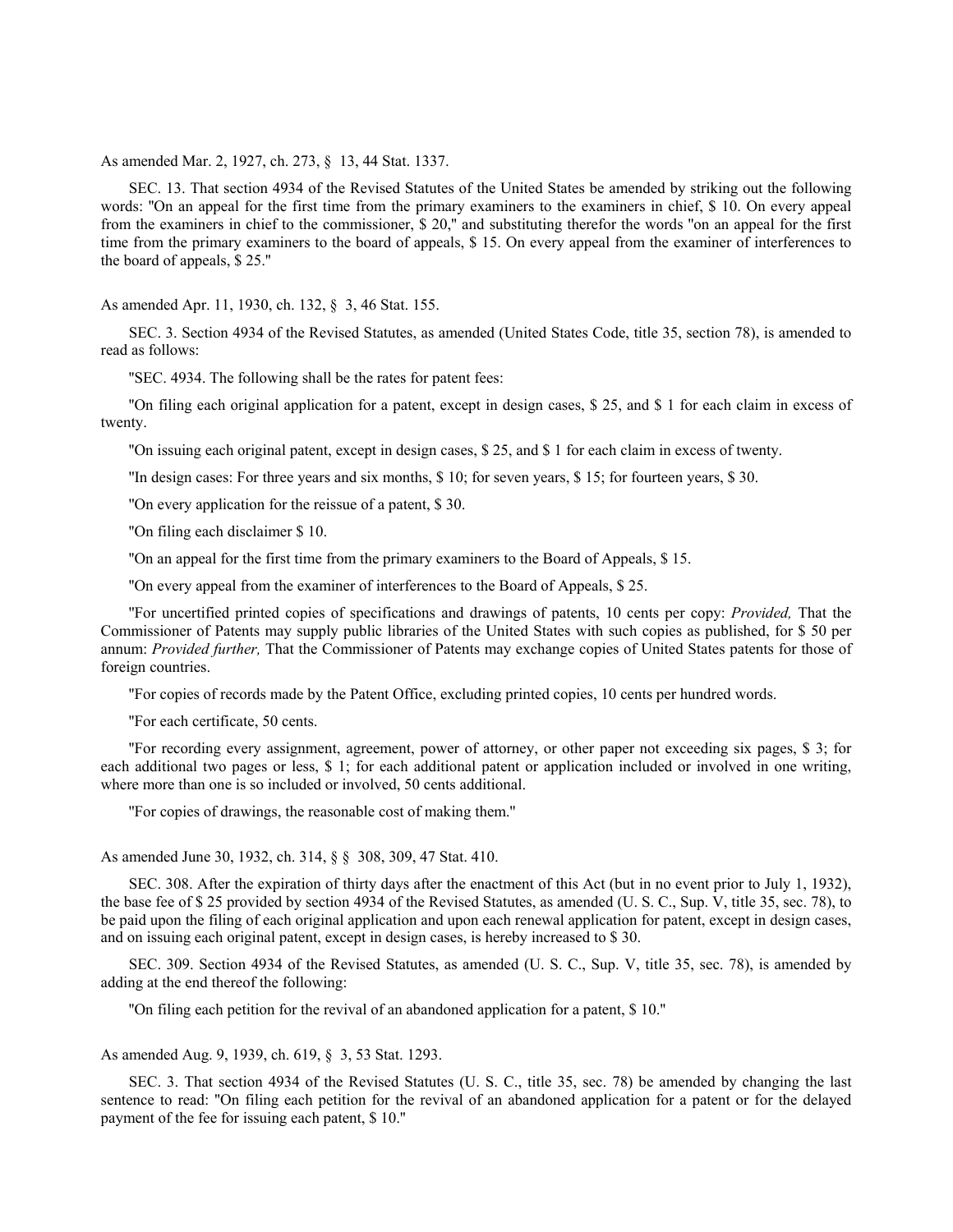As amended Mar. 2, 1927, ch. 273, § 13, 44 Stat. 1337.

SEC. 13. That section 4934 of the Revised Statutes of the United States be amended by striking out the following words: "On an appeal for the first time from the primary examiners to the examiners in chief, $ 10. On every appeal from the examiners in chief to the commissioner, $ 20," and substituting therefor the words "on an appeal for the first time from the primary examiners to the board of appeals, $ 15. On every appeal from the examiner of interferences to the board of appeals, $ 25."

As amended Apr. 11, 1930, ch. 132, § 3, 46 Stat. 155.

SEC. 3. Section 4934 of the Revised Statutes, as amended (United States Code, title 35, section 78), is amended to read as follows:

"SEC. 4934. The following shall be the rates for patent fees:

"On filing each original application for a patent, except in design cases, $ 25, and $ 1 for each claim in excess of twenty.

"On issuing each original patent, except in design cases, $ 25, and $ 1 for each claim in excess of twenty.

"In design cases: For three years and six months, $ 10; for seven years, $ 15; for fourteen years, $ 30.

"On every application for the reissue of a patent, $ 30.

"On filing each disclaimer $ 10.

"On an appeal for the first time from the primary examiners to the Board of Appeals, $ 15.

"On every appeal from the examiner of interferences to the Board of Appeals, $ 25.

"For uncertified printed copies of specifications and drawings of patents, 10 cents per copy: *Provided,* That the Commissioner of Patents may supply public libraries of the United States with such copies as published, for $ 50 per annum: *Provided further,* That the Commissioner of Patents may exchange copies of United States patents for those of foreign countries.

"For copies of records made by the Patent Office, excluding printed copies, 10 cents per hundred words.

"For each certificate, 50 cents.

"For recording every assignment, agreement, power of attorney, or other paper not exceeding six pages, $ 3; for each additional two pages or less, $ 1; for each additional patent or application included or involved in one writing, where more than one is so included or involved, 50 cents additional.

"For copies of drawings, the reasonable cost of making them."

As amended June 30, 1932, ch. 314, § § 308, 309, 47 Stat. 410.

SEC. 308. After the expiration of thirty days after the enactment of this Act (but in no event prior to July 1, 1932), the base fee of $ 25 provided by section 4934 of the Revised Statutes, as amended (U. S. C., Sup. V, title 35, sec. 78), to be paid upon the filing of each original application and upon each renewal application for patent, except in design cases, and on issuing each original patent, except in design cases, is hereby increased to $ 30.

SEC. 309. Section 4934 of the Revised Statutes, as amended (U. S. C., Sup. V, title 35, sec. 78), is amended by adding at the end thereof the following:

"On filing each petition for the revival of an abandoned application for a patent, $ 10."

As amended Aug. 9, 1939, ch. 619, § 3, 53 Stat. 1293.

SEC. 3. That section 4934 of the Revised Statutes (U. S. C., title 35, sec. 78) be amended by changing the last sentence to read: "On filing each petition for the revival of an abandoned application for a patent or for the delayed payment of the fee for issuing each patent, $ 10."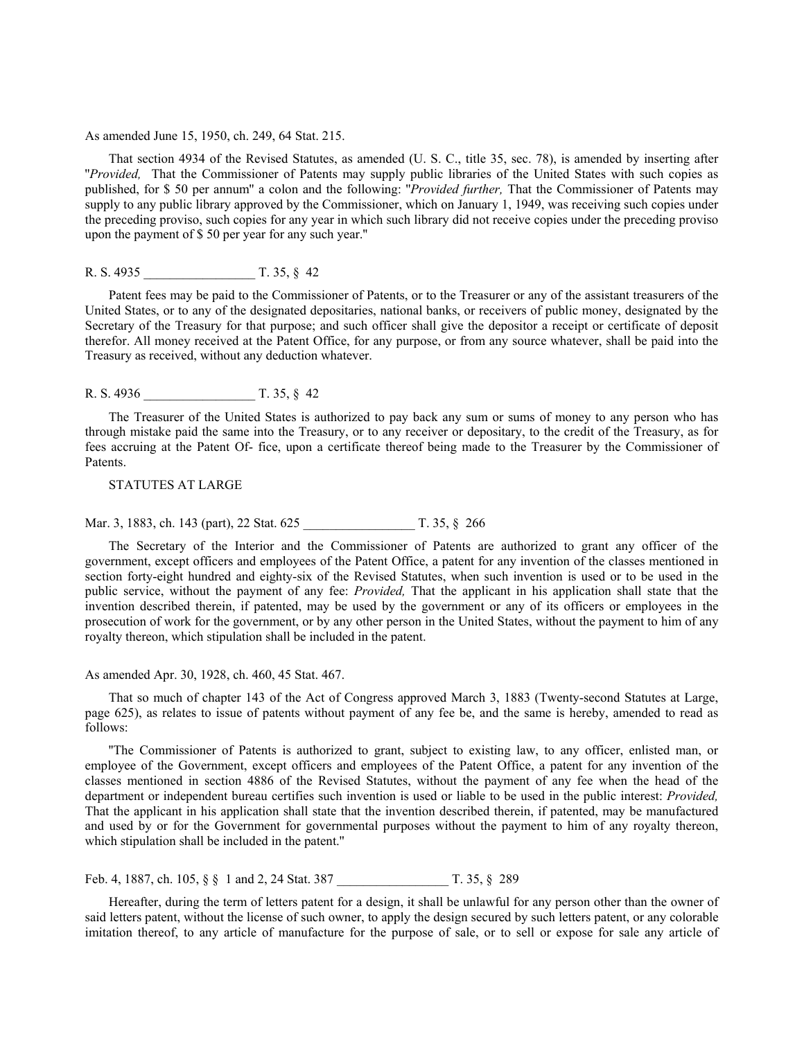As amended June 15, 1950, ch. 249, 64 Stat. 215.

That section 4934 of the Revised Statutes, as amended (U. S. C., title 35, sec. 78), is amended by inserting after "*Provided,* That the Commissioner of Patents may supply public libraries of the United States with such copies as published, for $ 50 per annum" a colon and the following: "*Provided further,* That the Commissioner of Patents may supply to any public library approved by the Commissioner, which on January 1, 1949, was receiving such copies under the preceding proviso, such copies for any year in which such library did not receive copies under the preceding proviso upon the payment of $ 50 per year for any such year."

R. S. 4935 _________________ T. 35, § 42

Patent fees may be paid to the Commissioner of Patents, or to the Treasurer or any of the assistant treasurers of the United States, or to any of the designated depositaries, national banks, or receivers of public money, designated by the Secretary of the Treasury for that purpose; and such officer shall give the depositor a receipt or certificate of deposit therefor. All money received at the Patent Office, for any purpose, or from any source whatever, shall be paid into the Treasury as received, without any deduction whatever.

R. S. 4936 _________________ T. 35, § 42

The Treasurer of the United States is authorized to pay back any sum or sums of money to any person who has through mistake paid the same into the Treasury, or to any receiver or depositary, to the credit of the Treasury, as for fees accruing at the Patent Of- fice, upon a certificate thereof being made to the Treasurer by the Commissioner of Patents.

STATUTES AT LARGE

Mar. 3, 1883, ch. 143 (part), 22 Stat. 625 _________________ T. 35, § 266

The Secretary of the Interior and the Commissioner of Patents are authorized to grant any officer of the government, except officers and employees of the Patent Office, a patent for any invention of the classes mentioned in section forty-eight hundred and eighty-six of the Revised Statutes, when such invention is used or to be used in the public service, without the payment of any fee: *Provided,* That the applicant in his application shall state that the invention described therein, if patented, may be used by the government or any of its officers or employees in the prosecution of work for the government, or by any other person in the United States, without the payment to him of any royalty thereon, which stipulation shall be included in the patent.

As amended Apr. 30, 1928, ch. 460, 45 Stat. 467.

That so much of chapter 143 of the Act of Congress approved March 3, 1883 (Twenty-second Statutes at Large, page 625), as relates to issue of patents without payment of any fee be, and the same is hereby, amended to read as follows:

"The Commissioner of Patents is authorized to grant, subject to existing law, to any officer, enlisted man, or employee of the Government, except officers and employees of the Patent Office, a patent for any invention of the classes mentioned in section 4886 of the Revised Statutes, without the payment of any fee when the head of the department or independent bureau certifies such invention is used or liable to be used in the public interest: *Provided,* That the applicant in his application shall state that the invention described therein, if patented, may be manufactured and used by or for the Government for governmental purposes without the payment to him of any royalty thereon, which stipulation shall be included in the patent."

Feb. 4, 1887, ch. 105, § § 1 and 2, 24 Stat. 387 _________________ T. 35, § 289

Hereafter, during the term of letters patent for a design, it shall be unlawful for any person other than the owner of said letters patent, without the license of such owner, to apply the design secured by such letters patent, or any colorable imitation thereof, to any article of manufacture for the purpose of sale, or to sell or expose for sale any article of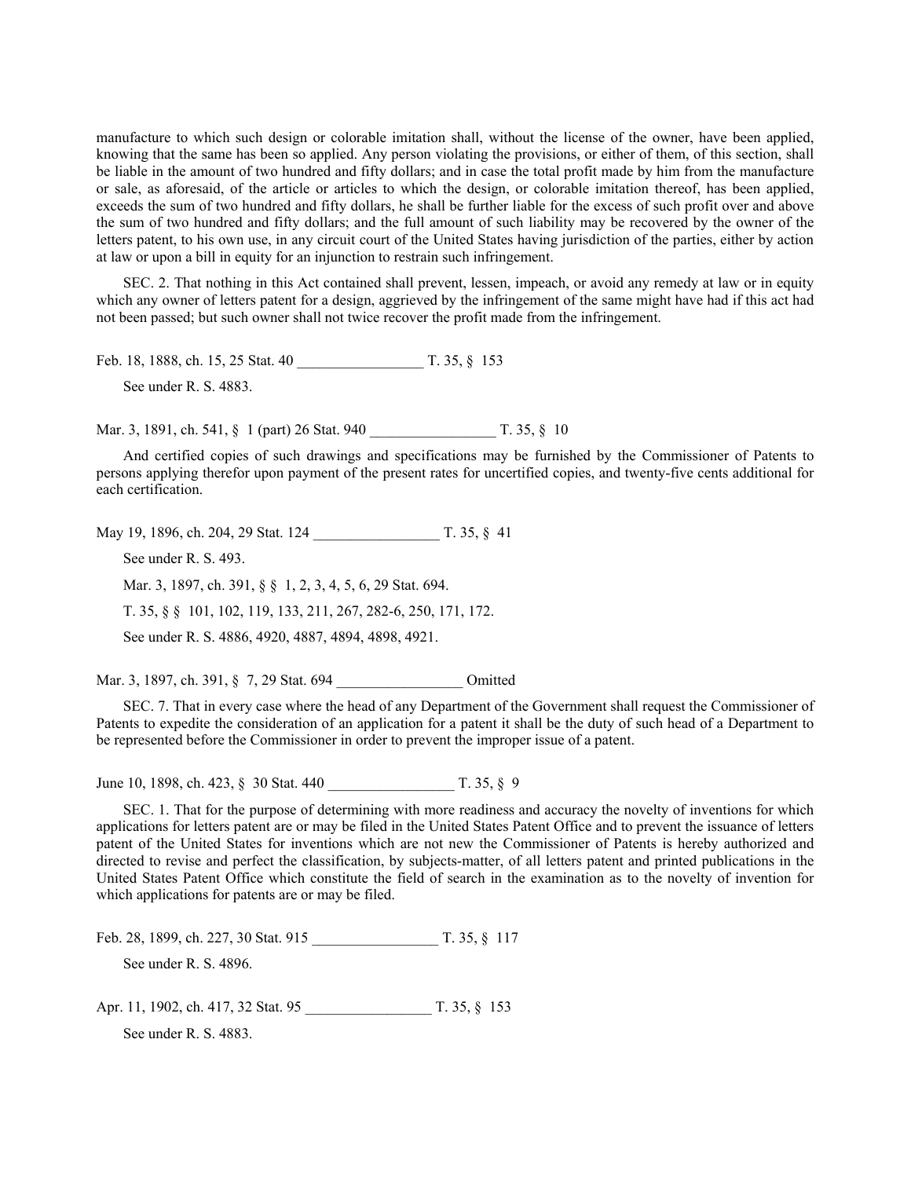manufacture to which such design or colorable imitation shall, without the license of the owner, have been applied, knowing that the same has been so applied. Any person violating the provisions, or either of them, of this section, shall be liable in the amount of two hundred and fifty dollars; and in case the total profit made by him from the manufacture or sale, as aforesaid, of the article or articles to which the design, or colorable imitation thereof, has been applied, exceeds the sum of two hundred and fifty dollars, he shall be further liable for the excess of such profit over and above the sum of two hundred and fifty dollars; and the full amount of such liability may be recovered by the owner of the letters patent, to his own use, in any circuit court of the United States having jurisdiction of the parties, either by action at law or upon a bill in equity for an injunction to restrain such infringement.

SEC. 2. That nothing in this Act contained shall prevent, lessen, impeach, or avoid any remedy at law or in equity which any owner of letters patent for a design, aggrieved by the infringement of the same might have had if this act had not been passed; but such owner shall not twice recover the profit made from the infringement.

Feb. 18, 1888, ch. 15, 25 Stat. 40 _________________ T. 35, § 153

See under R. S. 4883.

Mar. 3, 1891, ch. 541, § 1 (part) 26 Stat. 940 _________________ T. 35, § 10

And certified copies of such drawings and specifications may be furnished by the Commissioner of Patents to persons applying therefor upon payment of the present rates for uncertified copies, and twenty-five cents additional for each certification.

May 19, 1896, ch. 204, 29 Stat. 124 _________________ T. 35, § 41

See under R. S. 493.

Mar. 3, 1897, ch. 391, § § 1, 2, 3, 4, 5, 6, 29 Stat. 694.

T. 35, § § 101, 102, 119, 133, 211, 267, 282-6, 250, 171, 172.

See under R. S. 4886, 4920, 4887, 4894, 4898, 4921.

Mar. 3, 1897, ch. 391, § 7, 29 Stat. 694 _________________ Omitted

SEC. 7. That in every case where the head of any Department of the Government shall request the Commissioner of Patents to expedite the consideration of an application for a patent it shall be the duty of such head of a Department to be represented before the Commissioner in order to prevent the improper issue of a patent.

June 10, 1898, ch. 423, § 30 Stat. 440 _________________ T. 35, § 9

SEC. 1. That for the purpose of determining with more readiness and accuracy the novelty of inventions for which applications for letters patent are or may be filed in the United States Patent Office and to prevent the issuance of letters patent of the United States for inventions which are not new the Commissioner of Patents is hereby authorized and directed to revise and perfect the classification, by subjects-matter, of all letters patent and printed publications in the United States Patent Office which constitute the field of search in the examination as to the novelty of invention for which applications for patents are or may be filed.

Feb. 28, 1899, ch. 227, 30 Stat. 915 _________________ T. 35, § 117

See under R. S. 4896.

Apr. 11, 1902, ch. 417, 32 Stat. 95 _________________ T. 35, § 153

See under R. S. 4883.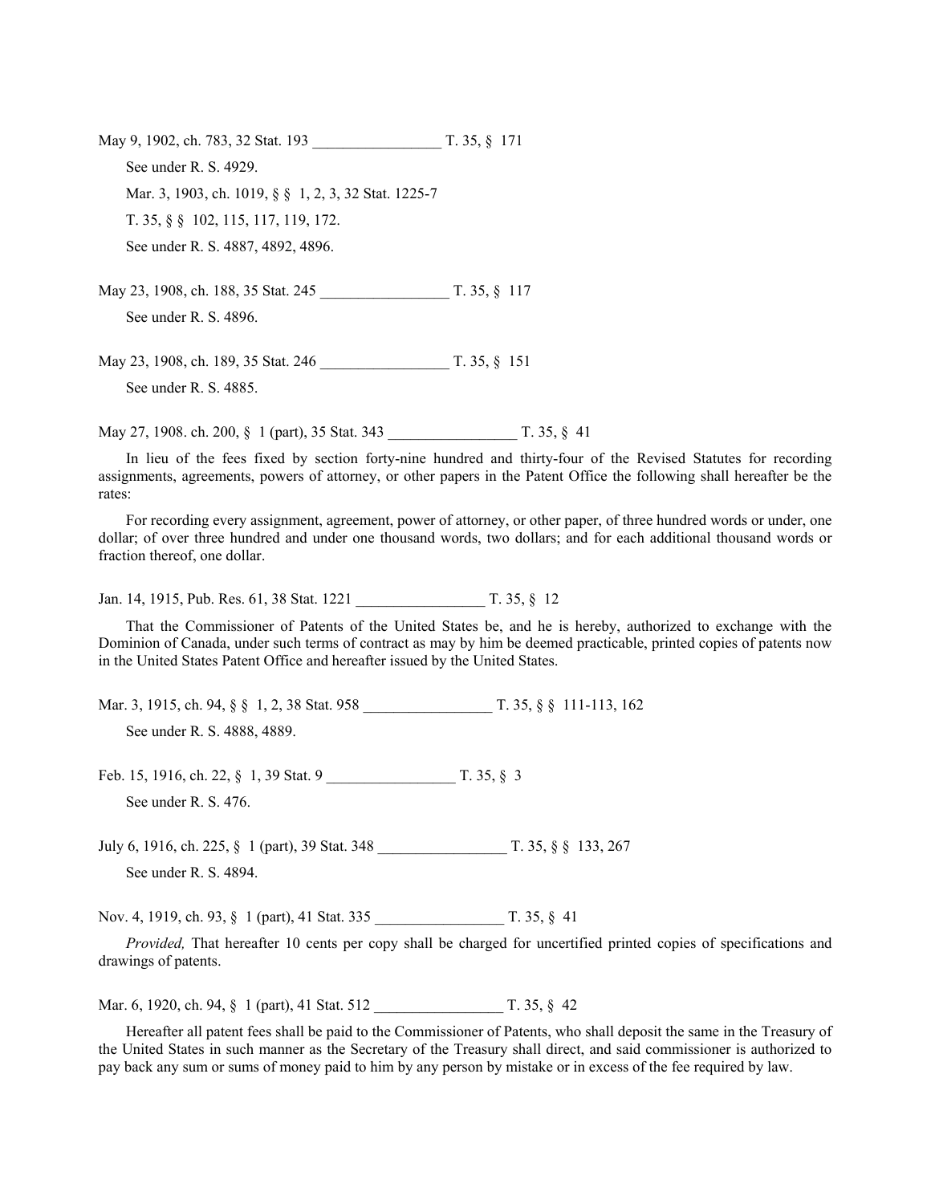May 9, 1902, ch. 783, 32 Stat. 193 _________________ T. 35, § 171

See under R. S. 4929.

Mar. 3, 1903, ch. 1019, § § 1, 2, 3, 32 Stat. 1225-7

T. 35, § § 102, 115, 117, 119, 172.

See under R. S. 4887, 4892, 4896.

May 23, 1908, ch. 188, 35 Stat. 245 _________________ T. 35, § 117

See under R. S. 4896.

May 23, 1908, ch. 189, 35 Stat. 246 _________________ T. 35, § 151

See under R. S. 4885.

May 27, 1908. ch. 200, § 1 (part), 35 Stat. 343 _________________ T. 35, § 41

In lieu of the fees fixed by section forty-nine hundred and thirty-four of the Revised Statutes for recording assignments, agreements, powers of attorney, or other papers in the Patent Office the following shall hereafter be the rates:

For recording every assignment, agreement, power of attorney, or other paper, of three hundred words or under, one dollar; of over three hundred and under one thousand words, two dollars; and for each additional thousand words or fraction thereof, one dollar.

Jan. 14, 1915, Pub. Res. 61, 38 Stat. 1221 _________________ T. 35, § 12

That the Commissioner of Patents of the United States be, and he is hereby, authorized to exchange with the Dominion of Canada, under such terms of contract as may by him be deemed practicable, printed copies of patents now in the United States Patent Office and hereafter issued by the United States.

Mar. 3, 1915, ch. 94, § § 1, 2, 38 Stat. 958 _________________ T. 35, § § 111-113, 162

See under R. S. 4888, 4889.

Feb. 15, 1916, ch. 22, § 1, 39 Stat. 9 _________________ T. 35, § 3

See under R. S. 476.

July 6, 1916, ch. 225, § 1 (part), 39 Stat. 348 _________________ T. 35, § § 133, 267

See under R. S. 4894.

Nov. 4, 1919, ch. 93, § 1 (part), 41 Stat. 335 _________________ T. 35, § 41

*Provided,* That hereafter 10 cents per copy shall be charged for uncertified printed copies of specifications and drawings of patents.

Mar. 6, 1920, ch. 94, § 1 (part), 41 Stat. 512 _________________ T. 35, § 42

Hereafter all patent fees shall be paid to the Commissioner of Patents, who shall deposit the same in the Treasury of the United States in such manner as the Secretary of the Treasury shall direct, and said commissioner is authorized to pay back any sum or sums of money paid to him by any person by mistake or in excess of the fee required by law.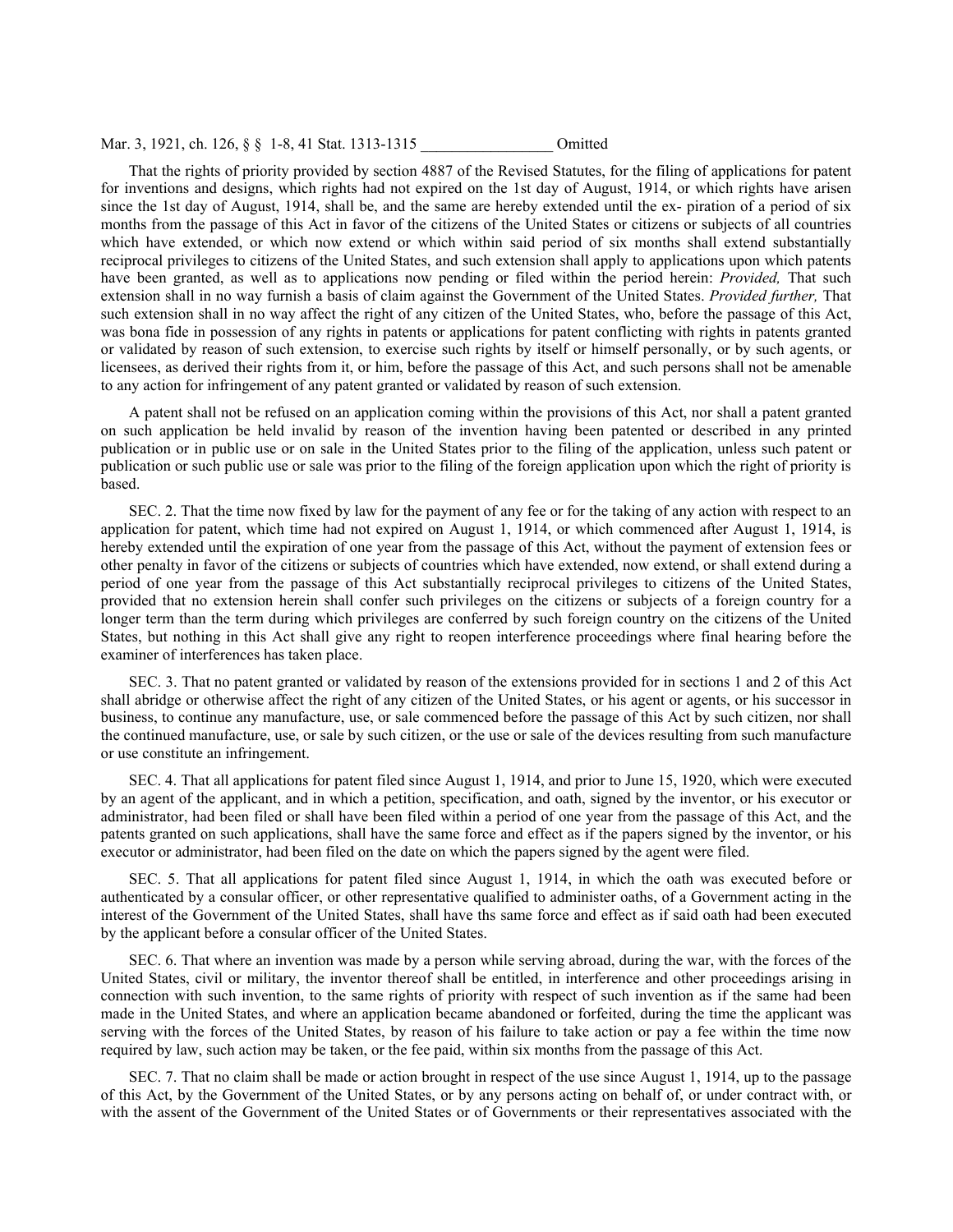Mar. 3, 1921, ch. 126, § § 1-8, 41 Stat. 1313-1315 _________________ Omitted

That the rights of priority provided by section 4887 of the Revised Statutes, for the filing of applications for patent for inventions and designs, which rights had not expired on the 1st day of August, 1914, or which rights have arisen since the 1st day of August, 1914, shall be, and the same are hereby extended until the ex- piration of a period of six months from the passage of this Act in favor of the citizens of the United States or citizens or subjects of all countries which have extended, or which now extend or which within said period of six months shall extend substantially reciprocal privileges to citizens of the United States, and such extension shall apply to applications upon which patents have been granted, as well as to applications now pending or filed within the period herein: *Provided,* That such extension shall in no way furnish a basis of claim against the Government of the United States. *Provided further,* That such extension shall in no way affect the right of any citizen of the United States, who, before the passage of this Act, was bona fide in possession of any rights in patents or applications for patent conflicting with rights in patents granted or validated by reason of such extension, to exercise such rights by itself or himself personally, or by such agents, or licensees, as derived their rights from it, or him, before the passage of this Act, and such persons shall not be amenable to any action for infringement of any patent granted or validated by reason of such extension.

A patent shall not be refused on an application coming within the provisions of this Act, nor shall a patent granted on such application be held invalid by reason of the invention having been patented or described in any printed publication or in public use or on sale in the United States prior to the filing of the application, unless such patent or publication or such public use or sale was prior to the filing of the foreign application upon which the right of priority is based.

SEC. 2. That the time now fixed by law for the payment of any fee or for the taking of any action with respect to an application for patent, which time had not expired on August 1, 1914, or which commenced after August 1, 1914, is hereby extended until the expiration of one year from the passage of this Act, without the payment of extension fees or other penalty in favor of the citizens or subjects of countries which have extended, now extend, or shall extend during a period of one year from the passage of this Act substantially reciprocal privileges to citizens of the United States, provided that no extension herein shall confer such privileges on the citizens or subjects of a foreign country for a longer term than the term during which privileges are conferred by such foreign country on the citizens of the United States, but nothing in this Act shall give any right to reopen interference proceedings where final hearing before the examiner of interferences has taken place.

SEC. 3. That no patent granted or validated by reason of the extensions provided for in sections 1 and 2 of this Act shall abridge or otherwise affect the right of any citizen of the United States, or his agent or agents, or his successor in business, to continue any manufacture, use, or sale commenced before the passage of this Act by such citizen, nor shall the continued manufacture, use, or sale by such citizen, or the use or sale of the devices resulting from such manufacture or use constitute an infringement.

SEC. 4. That all applications for patent filed since August 1, 1914, and prior to June 15, 1920, which were executed by an agent of the applicant, and in which a petition, specification, and oath, signed by the inventor, or his executor or administrator, had been filed or shall have been filed within a period of one year from the passage of this Act, and the patents granted on such applications, shall have the same force and effect as if the papers signed by the inventor, or his executor or administrator, had been filed on the date on which the papers signed by the agent were filed.

SEC. 5. That all applications for patent filed since August 1, 1914, in which the oath was executed before or authenticated by a consular officer, or other representative qualified to administer oaths, of a Government acting in the interest of the Government of the United States, shall have ths same force and effect as if said oath had been executed by the applicant before a consular officer of the United States.

SEC. 6. That where an invention was made by a person while serving abroad, during the war, with the forces of the United States, civil or military, the inventor thereof shall be entitled, in interference and other proceedings arising in connection with such invention, to the same rights of priority with respect of such invention as if the same had been made in the United States, and where an application became abandoned or forfeited, during the time the applicant was serving with the forces of the United States, by reason of his failure to take action or pay a fee within the time now required by law, such action may be taken, or the fee paid, within six months from the passage of this Act.

SEC. 7. That no claim shall be made or action brought in respect of the use since August 1, 1914, up to the passage of this Act, by the Government of the United States, or by any persons acting on behalf of, or under contract with, or with the assent of the Government of the United States or of Governments or their representatives associated with the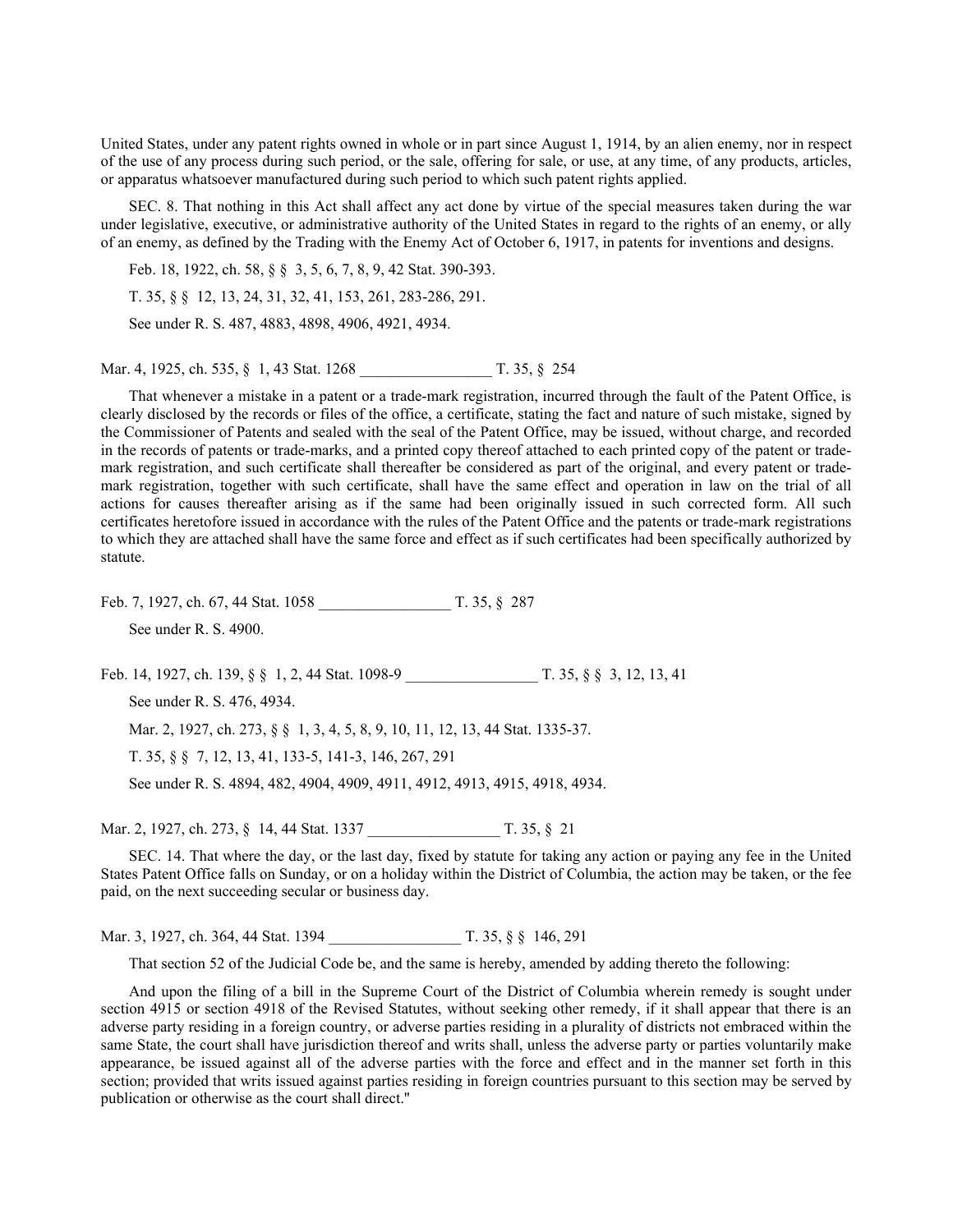United States, under any patent rights owned in whole or in part since August 1, 1914, by an alien enemy, nor in respect of the use of any process during such period, or the sale, offering for sale, or use, at any time, of any products, articles, or apparatus whatsoever manufactured during such period to which such patent rights applied.

SEC. 8. That nothing in this Act shall affect any act done by virtue of the special measures taken during the war under legislative, executive, or administrative authority of the United States in regard to the rights of an enemy, or ally of an enemy, as defined by the Trading with the Enemy Act of October 6, 1917, in patents for inventions and designs.

Feb. 18, 1922, ch. 58, § § 3, 5, 6, 7, 8, 9, 42 Stat. 390-393.

T. 35, § § 12, 13, 24, 31, 32, 41, 153, 261, 283-286, 291.

See under R. S. 487, 4883, 4898, 4906, 4921, 4934.

Mar. 4, 1925, ch. 535, § 1, 43 Stat. 1268 _________________ T. 35, § 254

That whenever a mistake in a patent or a trade-mark registration, incurred through the fault of the Patent Office, is clearly disclosed by the records or files of the office, a certificate, stating the fact and nature of such mistake, signed by the Commissioner of Patents and sealed with the seal of the Patent Office, may be issued, without charge, and recorded in the records of patents or trade-marks, and a printed copy thereof attached to each printed copy of the patent or trade-mark registration, and such certificate shall thereafter be considered as part of the original, and every patent or trade-mark registration, together with such certificate, shall have the same effect and operation in law on the trial of all actions for causes thereafter arising as if the same had been originally issued in such corrected form. All such certificates heretofore issued in accordance with the rules of the Patent Office and the patents or trade-mark registrations to which they are attached shall have the same force and effect as if such certificates had been specifically authorized by statute.

Feb. 7, 1927, ch. 67, 44 Stat. 1058 _________________ T. 35, § 287

See under R. S. 4900.

Feb. 14, 1927, ch. 139, § § 1, 2, 44 Stat. 1098-9 _________________ T. 35, § § 3, 12, 13, 41

See under R. S. 476, 4934.

Mar. 2, 1927, ch. 273, § § 1, 3, 4, 5, 8, 9, 10, 11, 12, 13, 44 Stat. 1335-37.

T. 35, § § 7, 12, 13, 41, 133-5, 141-3, 146, 267, 291

See under R. S. 4894, 482, 4904, 4909, 4911, 4912, 4913, 4915, 4918, 4934.

Mar. 2, 1927, ch. 273, § 14, 44 Stat. 1337 _________________ T. 35, § 21

SEC. 14. That where the day, or the last day, fixed by statute for taking any action or paying any fee in the United States Patent Office falls on Sunday, or on a holiday within the District of Columbia, the action may be taken, or the fee paid, on the next succeeding secular or business day.

Mar. 3, 1927, ch. 364, 44 Stat. 1394 _________________ T. 35, § § 146, 291

That section 52 of the Judicial Code be, and the same is hereby, amended by adding thereto the following:

And upon the filing of a bill in the Supreme Court of the District of Columbia wherein remedy is sought under section 4915 or section 4918 of the Revised Statutes, without seeking other remedy, if it shall appear that there is an adverse party residing in a foreign country, or adverse parties residing in a plurality of districts not embraced within the same State, the court shall have jurisdiction thereof and writs shall, unless the adverse party or parties voluntarily make appearance, be issued against all of the adverse parties with the force and effect and in the manner set forth in this section; provided that writs issued against parties residing in foreign countries pursuant to this section may be served by publication or otherwise as the court shall direct."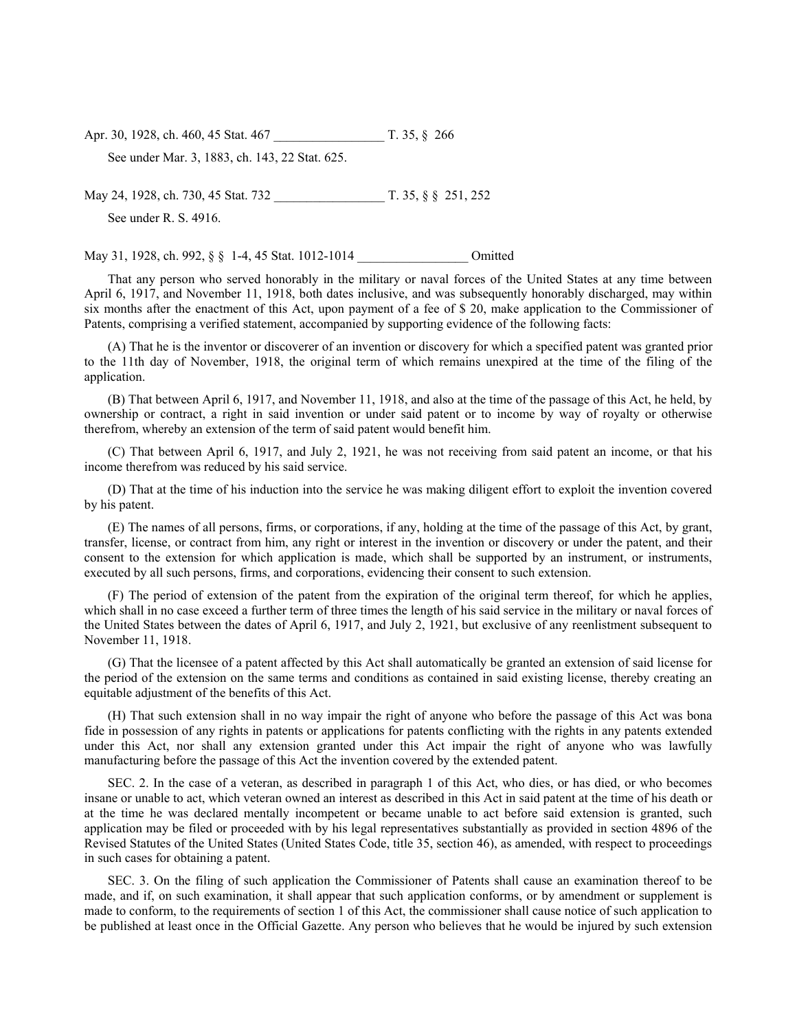Apr. 30, 1928, ch. 460, 45 Stat. 467 _________________ T. 35, § 266

See under Mar. 3, 1883, ch. 143, 22 Stat. 625.

May 24, 1928, ch. 730, 45 Stat. 732 _________________ T. 35, § § 251, 252

See under R. S. 4916.

May 31, 1928, ch. 992, § § 1-4, 45 Stat. 1012-1014 _________________ Omitted

That any person who served honorably in the military or naval forces of the United States at any time between April 6, 1917, and November 11, 1918, both dates inclusive, and was subsequently honorably discharged, may within six months after the enactment of this Act, upon payment of a fee of $ 20, make application to the Commissioner of Patents, comprising a verified statement, accompanied by supporting evidence of the following facts:

(A) That he is the inventor or discoverer of an invention or discovery for which a specified patent was granted prior to the 11th day of November, 1918, the original term of which remains unexpired at the time of the filing of the application.

(B) That between April 6, 1917, and November 11, 1918, and also at the time of the passage of this Act, he held, by ownership or contract, a right in said invention or under said patent or to income by way of royalty or otherwise therefrom, whereby an extension of the term of said patent would benefit him.

(C) That between April 6, 1917, and July 2, 1921, he was not receiving from said patent an income, or that his income therefrom was reduced by his said service.

(D) That at the time of his induction into the service he was making diligent effort to exploit the invention covered by his patent.

(E) The names of all persons, firms, or corporations, if any, holding at the time of the passage of this Act, by grant, transfer, license, or contract from him, any right or interest in the invention or discovery or under the patent, and their consent to the extension for which application is made, which shall be supported by an instrument, or instruments, executed by all such persons, firms, and corporations, evidencing their consent to such extension.

(F) The period of extension of the patent from the expiration of the original term thereof, for which he applies, which shall in no case exceed a further term of three times the length of his said service in the military or naval forces of the United States between the dates of April 6, 1917, and July 2, 1921, but exclusive of any reenlistment subsequent to November 11, 1918.

(G) That the licensee of a patent affected by this Act shall automatically be granted an extension of said license for the period of the extension on the same terms and conditions as contained in said existing license, thereby creating an equitable adjustment of the benefits of this Act.

(H) That such extension shall in no way impair the right of anyone who before the passage of this Act was bona fide in possession of any rights in patents or applications for patents conflicting with the rights in any patents extended under this Act, nor shall any extension granted under this Act impair the right of anyone who was lawfully manufacturing before the passage of this Act the invention covered by the extended patent.

SEC. 2. In the case of a veteran, as described in paragraph 1 of this Act, who dies, or has died, or who becomes insane or unable to act, which veteran owned an interest as described in this Act in said patent at the time of his death or at the time he was declared mentally incompetent or became unable to act before said extension is granted, such application may be filed or proceeded with by his legal representatives substantially as provided in section 4896 of the Revised Statutes of the United States (United States Code, title 35, section 46), as amended, with respect to proceedings in such cases for obtaining a patent.

SEC. 3. On the filing of such application the Commissioner of Patents shall cause an examination thereof to be made, and if, on such examination, it shall appear that such application conforms, or by amendment or supplement is made to conform, to the requirements of section 1 of this Act, the commissioner shall cause notice of such application to be published at least once in the Official Gazette. Any person who believes that he would be injured by such extension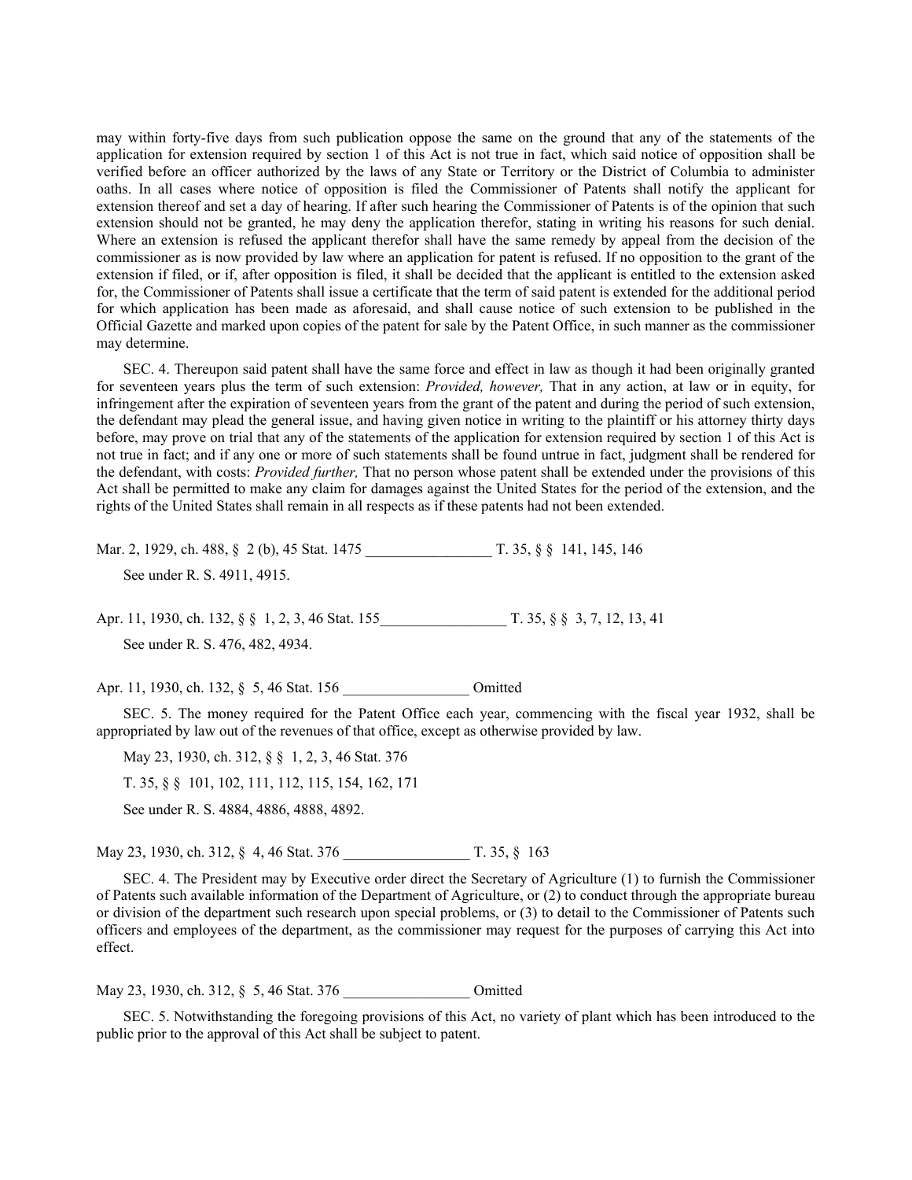may within forty-five days from such publication oppose the same on the ground that any of the statements of the application for extension required by section 1 of this Act is not true in fact, which said notice of opposition shall be verified before an officer authorized by the laws of any State or Territory or the District of Columbia to administer oaths. In all cases where notice of opposition is filed the Commissioner of Patents shall notify the applicant for extension thereof and set a day of hearing. If after such hearing the Commissioner of Patents is of the opinion that such extension should not be granted, he may deny the application therefor, stating in writing his reasons for such denial. Where an extension is refused the applicant therefor shall have the same remedy by appeal from the decision of the commissioner as is now provided by law where an application for patent is refused. If no opposition to the grant of the extension if filed, or if, after opposition is filed, it shall be decided that the applicant is entitled to the extension asked for, the Commissioner of Patents shall issue a certificate that the term of said patent is extended for the additional period for which application has been made as aforesaid, and shall cause notice of such extension to be published in the Official Gazette and marked upon copies of the patent for sale by the Patent Office, in such manner as the commissioner may determine.

SEC. 4. Thereupon said patent shall have the same force and effect in law as though it had been originally granted for seventeen years plus the term of such extension: *Provided, however,* That in any action, at law or in equity, for infringement after the expiration of seventeen years from the grant of the patent and during the period of such extension, the defendant may plead the general issue, and having given notice in writing to the plaintiff or his attorney thirty days before, may prove on trial that any of the statements of the application for extension required by section 1 of this Act is not true in fact; and if any one or more of such statements shall be found untrue in fact, judgment shall be rendered for the defendant, with costs: *Provided further,* That no person whose patent shall be extended under the provisions of this Act shall be permitted to make any claim for damages against the United States for the period of the extension, and the rights of the United States shall remain in all respects as if these patents had not been extended.

Mar. 2, 1929, ch. 488, § 2 (b), 45 Stat. 1475 _________________ T. 35, § § 141, 145, 146

See under R. S. 4911, 4915.

Apr. 11, 1930, ch. 132, § § 1, 2, 3, 46 Stat. 155_________________ T. 35, § § 3, 7, 12, 13, 41

See under R. S. 476, 482, 4934.

Apr. 11, 1930, ch. 132, § 5, 46 Stat. 156 _________________ Omitted

SEC. 5. The money required for the Patent Office each year, commencing with the fiscal year 1932, shall be appropriated by law out of the revenues of that office, except as otherwise provided by law.

May 23, 1930, ch. 312, § § 1, 2, 3, 46 Stat. 376

T. 35, § § 101, 102, 111, 112, 115, 154, 162, 171

See under R. S. 4884, 4886, 4888, 4892.

May 23, 1930, ch. 312, § 4, 46 Stat. 376 _________________ T. 35, § 163

SEC. 4. The President may by Executive order direct the Secretary of Agriculture (1) to furnish the Commissioner of Patents such available information of the Department of Agriculture, or (2) to conduct through the appropriate bureau or division of the department such research upon special problems, or (3) to detail to the Commissioner of Patents such officers and employees of the department, as the commissioner may request for the purposes of carrying this Act into effect.

May 23, 1930, ch. 312, § 5, 46 Stat. 376 _________________ Omitted

SEC. 5. Notwithstanding the foregoing provisions of this Act, no variety of plant which has been introduced to the public prior to the approval of this Act shall be subject to patent.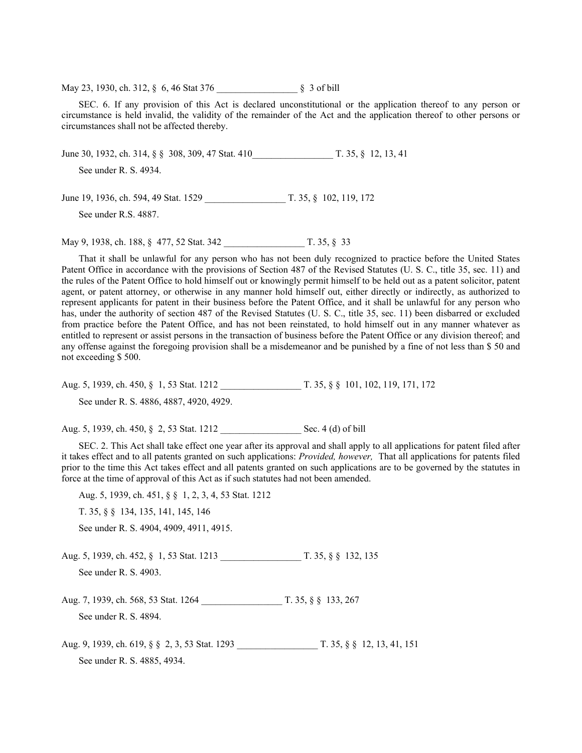May 23, 1930, ch. 312, § 6, 46 Stat 376 _________________ § 3 of bill

SEC. 6. If any provision of this Act is declared unconstitutional or the application thereof to any person or circumstance is held invalid, the validity of the remainder of the Act and the application thereof to other persons or circumstances shall not be affected thereby.

June 30, 1932, ch. 314, § § 308, 309, 47 Stat. 410_________________ T. 35, § 12, 13, 41

See under R. S. 4934.

June 19, 1936, ch. 594, 49 Stat. 1529 _________________ T. 35, § 102, 119, 172

See under R.S. 4887.

May 9, 1938, ch. 188, § 477, 52 Stat. 342 _________________ T. 35, § 33

That it shall be unlawful for any person who has not been duly recognized to practice before the United States Patent Office in accordance with the provisions of Section 487 of the Revised Statutes (U. S. C., title 35, sec. 11) and the rules of the Patent Office to hold himself out or knowingly permit himself to be held out as a patent solicitor, patent agent, or patent attorney, or otherwise in any manner hold himself out, either directly or indirectly, as authorized to represent applicants for patent in their business before the Patent Office, and it shall be unlawful for any person who has, under the authority of section 487 of the Revised Statutes (U. S. C., title 35, sec. 11) been disbarred or excluded from practice before the Patent Office, and has not been reinstated, to hold himself out in any manner whatever as entitled to represent or assist persons in the transaction of business before the Patent Office or any division thereof; and any offense against the foregoing provision shall be a misdemeanor and be punished by a fine of not less than $ 50 and not exceeding $ 500.

Aug. 5, 1939, ch. 450, § 1, 53 Stat. 1212 _________________ T. 35, § § 101, 102, 119, 171, 172

See under R. S. 4886, 4887, 4920, 4929.

Aug. 5, 1939, ch. 450, § 2, 53 Stat. 1212 _________________ Sec. 4 (d) of bill

SEC. 2. This Act shall take effect one year after its approval and shall apply to all applications for patent filed after it takes effect and to all patents granted on such applications: *Provided, however,* That all applications for patents filed prior to the time this Act takes effect and all patents granted on such applications are to be governed by the statutes in force at the time of approval of this Act as if such statutes had not been amended.

Aug. 5, 1939, ch. 451, § § 1, 2, 3, 4, 53 Stat. 1212

T. 35, § § 134, 135, 141, 145, 146

See under R. S. 4904, 4909, 4911, 4915.

Aug. 5, 1939, ch. 452, § 1, 53 Stat. 1213 _________________ T. 35, § § 132, 135

See under R. S. 4903.

Aug. 7, 1939, ch. 568, 53 Stat. 1264 _________________ T. 35, § § 133, 267

See under R. S. 4894.

Aug. 9, 1939, ch. 619, § § 2, 3, 53 Stat. 1293 _________________ T. 35, § § 12, 13, 41, 151

See under R. S. 4885, 4934.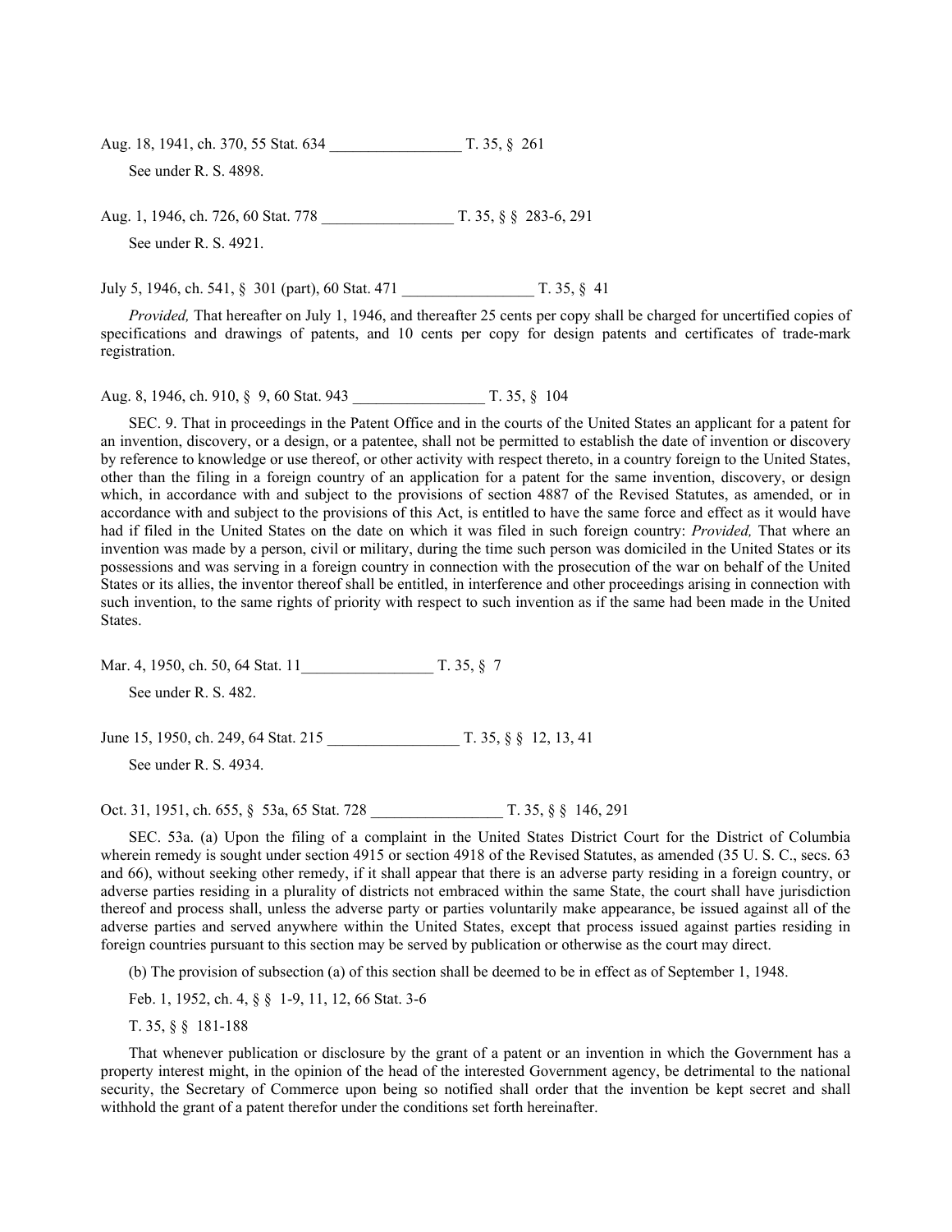Aug. 18, 1941, ch. 370, 55 Stat. 634 _________________ T. 35, § 261

See under R. S. 4898.

Aug. 1, 1946, ch. 726, 60 Stat. 778 _________________ T. 35, § § 283-6, 291

See under R. S. 4921.

July 5, 1946, ch. 541, § 301 (part), 60 Stat. 471 _________________ T. 35, § 41

*Provided,* That hereafter on July 1, 1946, and thereafter 25 cents per copy shall be charged for uncertified copies of specifications and drawings of patents, and 10 cents per copy for design patents and certificates of trade-mark registration.

Aug. 8, 1946, ch. 910, § 9, 60 Stat. 943 _________________ T. 35, § 104

SEC. 9. That in proceedings in the Patent Office and in the courts of the United States an applicant for a patent for an invention, discovery, or a design, or a patentee, shall not be permitted to establish the date of invention or discovery by reference to knowledge or use thereof, or other activity with respect thereto, in a country foreign to the United States, other than the filing in a foreign country of an application for a patent for the same invention, discovery, or design which, in accordance with and subject to the provisions of section 4887 of the Revised Statutes, as amended, or in accordance with and subject to the provisions of this Act, is entitled to have the same force and effect as it would have had if filed in the United States on the date on which it was filed in such foreign country: *Provided,* That where an invention was made by a person, civil or military, during the time such person was domiciled in the United States or its possessions and was serving in a foreign country in connection with the prosecution of the war on behalf of the United States or its allies, the inventor thereof shall be entitled, in interference and other proceedings arising in connection with such invention, to the same rights of priority with respect to such invention as if the same had been made in the United States.

Mar. 4, 1950, ch. 50, 64 Stat. 11_________________ T. 35, § 7

See under R. S. 482.

June 15, 1950, ch. 249, 64 Stat. 215 _________________ T. 35, § § 12, 13, 41

See under R. S. 4934.

Oct. 31, 1951, ch. 655, § 53a, 65 Stat. 728 _________________ T. 35, § § 146, 291

SEC. 53a. (a) Upon the filing of a complaint in the United States District Court for the District of Columbia wherein remedy is sought under section 4915 or section 4918 of the Revised Statutes, as amended (35 U. S. C., secs. 63 and 66), without seeking other remedy, if it shall appear that there is an adverse party residing in a foreign country, or adverse parties residing in a plurality of districts not embraced within the same State, the court shall have jurisdiction thereof and process shall, unless the adverse party or parties voluntarily make appearance, be issued against all of the adverse parties and served anywhere within the United States, except that process issued against parties residing in foreign countries pursuant to this section may be served by publication or otherwise as the court may direct.

(b) The provision of subsection (a) of this section shall be deemed to be in effect as of September 1, 1948.

Feb. 1, 1952, ch. 4, § § 1-9, 11, 12, 66 Stat. 3-6

T. 35, § § 181-188

That whenever publication or disclosure by the grant of a patent or an invention in which the Government has a property interest might, in the opinion of the head of the interested Government agency, be detrimental to the national security, the Secretary of Commerce upon being so notified shall order that the invention be kept secret and shall withhold the grant of a patent therefor under the conditions set forth hereinafter.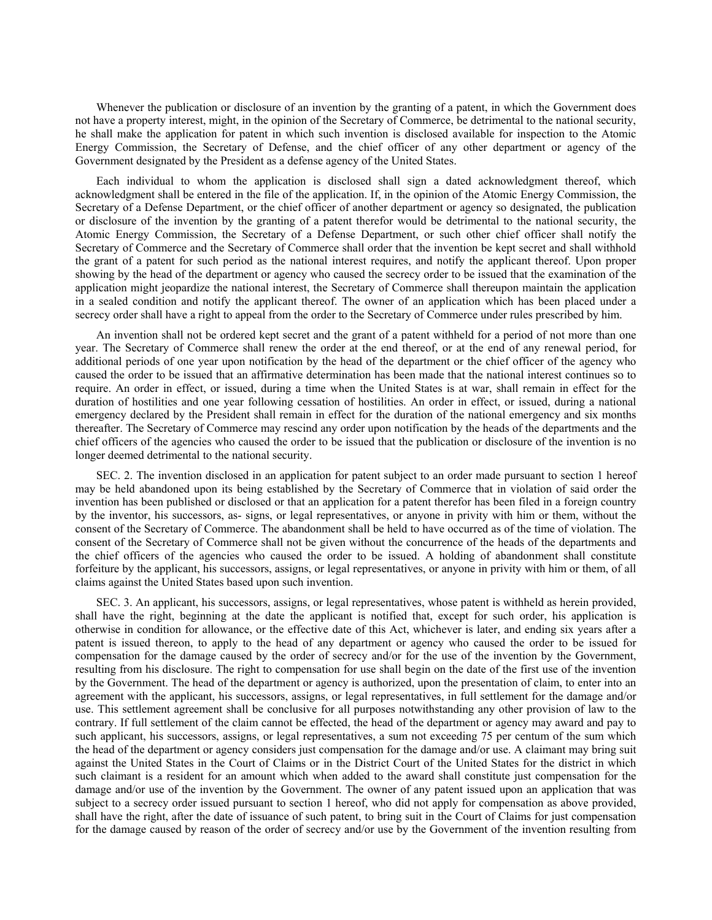Whenever the publication or disclosure of an invention by the granting of a patent, in which the Government does not have a property interest, might, in the opinion of the Secretary of Commerce, be detrimental to the national security, he shall make the application for patent in which such invention is disclosed available for inspection to the Atomic Energy Commission, the Secretary of Defense, and the chief officer of any other department or agency of the Government designated by the President as a defense agency of the United States.

Each individual to whom the application is disclosed shall sign a dated acknowledgment thereof, which acknowledgment shall be entered in the file of the application. If, in the opinion of the Atomic Energy Commission, the Secretary of a Defense Department, or the chief officer of another department or agency so designated, the publication or disclosure of the invention by the granting of a patent therefor would be detrimental to the national security, the Atomic Energy Commission, the Secretary of a Defense Department, or such other chief officer shall notify the Secretary of Commerce and the Secretary of Commerce shall order that the invention be kept secret and shall withhold the grant of a patent for such period as the national interest requires, and notify the applicant thereof. Upon proper showing by the head of the department or agency who caused the secrecy order to be issued that the examination of the application might jeopardize the national interest, the Secretary of Commerce shall thereupon maintain the application in a sealed condition and notify the applicant thereof. The owner of an application which has been placed under a secrecy order shall have a right to appeal from the order to the Secretary of Commerce under rules prescribed by him.

An invention shall not be ordered kept secret and the grant of a patent withheld for a period of not more than one year. The Secretary of Commerce shall renew the order at the end thereof, or at the end of any renewal period, for additional periods of one year upon notification by the head of the department or the chief officer of the agency who caused the order to be issued that an affirmative determination has been made that the national interest continues so to require. An order in effect, or issued, during a time when the United States is at war, shall remain in effect for the duration of hostilities and one year following cessation of hostilities. An order in effect, or issued, during a national emergency declared by the President shall remain in effect for the duration of the national emergency and six months thereafter. The Secretary of Commerce may rescind any order upon notification by the heads of the departments and the chief officers of the agencies who caused the order to be issued that the publication or disclosure of the invention is no longer deemed detrimental to the national security.

SEC. 2. The invention disclosed in an application for patent subject to an order made pursuant to section 1 hereof may be held abandoned upon its being established by the Secretary of Commerce that in violation of said order the invention has been published or disclosed or that an application for a patent therefor has been filed in a foreign country by the inventor, his successors, as- signs, or legal representatives, or anyone in privity with him or them, without the consent of the Secretary of Commerce. The abandonment shall be held to have occurred as of the time of violation. The consent of the Secretary of Commerce shall not be given without the concurrence of the heads of the departments and the chief officers of the agencies who caused the order to be issued. A holding of abandonment shall constitute forfeiture by the applicant, his successors, assigns, or legal representatives, or anyone in privity with him or them, of all claims against the United States based upon such invention.

SEC. 3. An applicant, his successors, assigns, or legal representatives, whose patent is withheld as herein provided, shall have the right, beginning at the date the applicant is notified that, except for such order, his application is otherwise in condition for allowance, or the effective date of this Act, whichever is later, and ending six years after a patent is issued thereon, to apply to the head of any department or agency who caused the order to be issued for compensation for the damage caused by the order of secrecy and/or for the use of the invention by the Government, resulting from his disclosure. The right to compensation for use shall begin on the date of the first use of the invention by the Government. The head of the department or agency is authorized, upon the presentation of claim, to enter into an agreement with the applicant, his successors, assigns, or legal representatives, in full settlement for the damage and/or use. This settlement agreement shall be conclusive for all purposes notwithstanding any other provision of law to the contrary. If full settlement of the claim cannot be effected, the head of the department or agency may award and pay to such applicant, his successors, assigns, or legal representatives, a sum not exceeding 75 per centum of the sum which the head of the department or agency considers just compensation for the damage and/or use. A claimant may bring suit against the United States in the Court of Claims or in the District Court of the United States for the district in which such claimant is a resident for an amount which when added to the award shall constitute just compensation for the damage and/or use of the invention by the Government. The owner of any patent issued upon an application that was subject to a secrecy order issued pursuant to section 1 hereof, who did not apply for compensation as above provided, shall have the right, after the date of issuance of such patent, to bring suit in the Court of Claims for just compensation for the damage caused by reason of the order of secrecy and/or use by the Government of the invention resulting from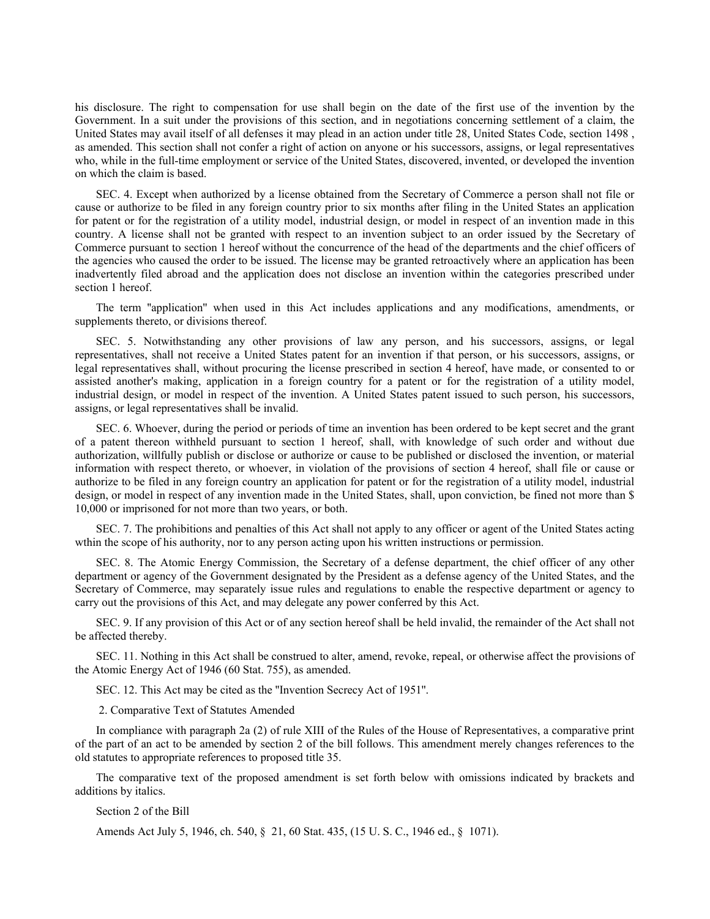his disclosure. The right to compensation for use shall begin on the date of the first use of the invention by the Government. In a suit under the provisions of this section, and in negotiations concerning settlement of a claim, the United States may avail itself of all defenses it may plead in an action under title 28, United States Code, section 1498 , as amended. This section shall not confer a right of action on anyone or his successors, assigns, or legal representatives who, while in the full-time employment or service of the United States, discovered, invented, or developed the invention on which the claim is based.

SEC. 4. Except when authorized by a license obtained from the Secretary of Commerce a person shall not file or cause or authorize to be filed in any foreign country prior to six months after filing in the United States an application for patent or for the registration of a utility model, industrial design, or model in respect of an invention made in this country. A license shall not be granted with respect to an invention subject to an order issued by the Secretary of Commerce pursuant to section 1 hereof without the concurrence of the head of the departments and the chief officers of the agencies who caused the order to be issued. The license may be granted retroactively where an application has been inadvertently filed abroad and the application does not disclose an invention within the categories prescribed under section 1 hereof.

The term "application" when used in this Act includes applications and any modifications, amendments, or supplements thereto, or divisions thereof.

SEC. 5. Notwithstanding any other provisions of law any person, and his successors, assigns, or legal representatives, shall not receive a United States patent for an invention if that person, or his successors, assigns, or legal representatives shall, without procuring the license prescribed in section 4 hereof, have made, or consented to or assisted another's making, application in a foreign country for a patent or for the registration of a utility model, industrial design, or model in respect of the invention. A United States patent issued to such person, his successors, assigns, or legal representatives shall be invalid.

SEC. 6. Whoever, during the period or periods of time an invention has been ordered to be kept secret and the grant of a patent thereon withheld pursuant to section 1 hereof, shall, with knowledge of such order and without due authorization, willfully publish or disclose or authorize or cause to be published or disclosed the invention, or material information with respect thereto, or whoever, in violation of the provisions of section 4 hereof, shall file or cause or authorize to be filed in any foreign country an application for patent or for the registration of a utility model, industrial design, or model in respect of any invention made in the United States, shall, upon conviction, be fined not more than $ 10,000 or imprisoned for not more than two years, or both.

SEC. 7. The prohibitions and penalties of this Act shall not apply to any officer or agent of the United States acting wthin the scope of his authority, nor to any person acting upon his written instructions or permission.

SEC. 8. The Atomic Energy Commission, the Secretary of a defense department, the chief officer of any other department or agency of the Government designated by the President as a defense agency of the United States, and the Secretary of Commerce, may separately issue rules and regulations to enable the respective department or agency to carry out the provisions of this Act, and may delegate any power conferred by this Act.

SEC. 9. If any provision of this Act or of any section hereof shall be held invalid, the remainder of the Act shall not be affected thereby.

SEC. 11. Nothing in this Act shall be construed to alter, amend, revoke, repeal, or otherwise affect the provisions of the Atomic Energy Act of 1946 (60 Stat. 755), as amended.

SEC. 12. This Act may be cited as the "Invention Secrecy Act of 1951".

2. Comparative Text of Statutes Amended

In compliance with paragraph 2a (2) of rule XIII of the Rules of the House of Representatives, a comparative print of the part of an act to be amended by section 2 of the bill follows. This amendment merely changes references to the old statutes to appropriate references to proposed title 35.

The comparative text of the proposed amendment is set forth below with omissions indicated by brackets and additions by italics.

Section 2 of the Bill

Amends Act July 5, 1946, ch. 540, § 21, 60 Stat. 435, (15 U. S. C., 1946 ed., § 1071).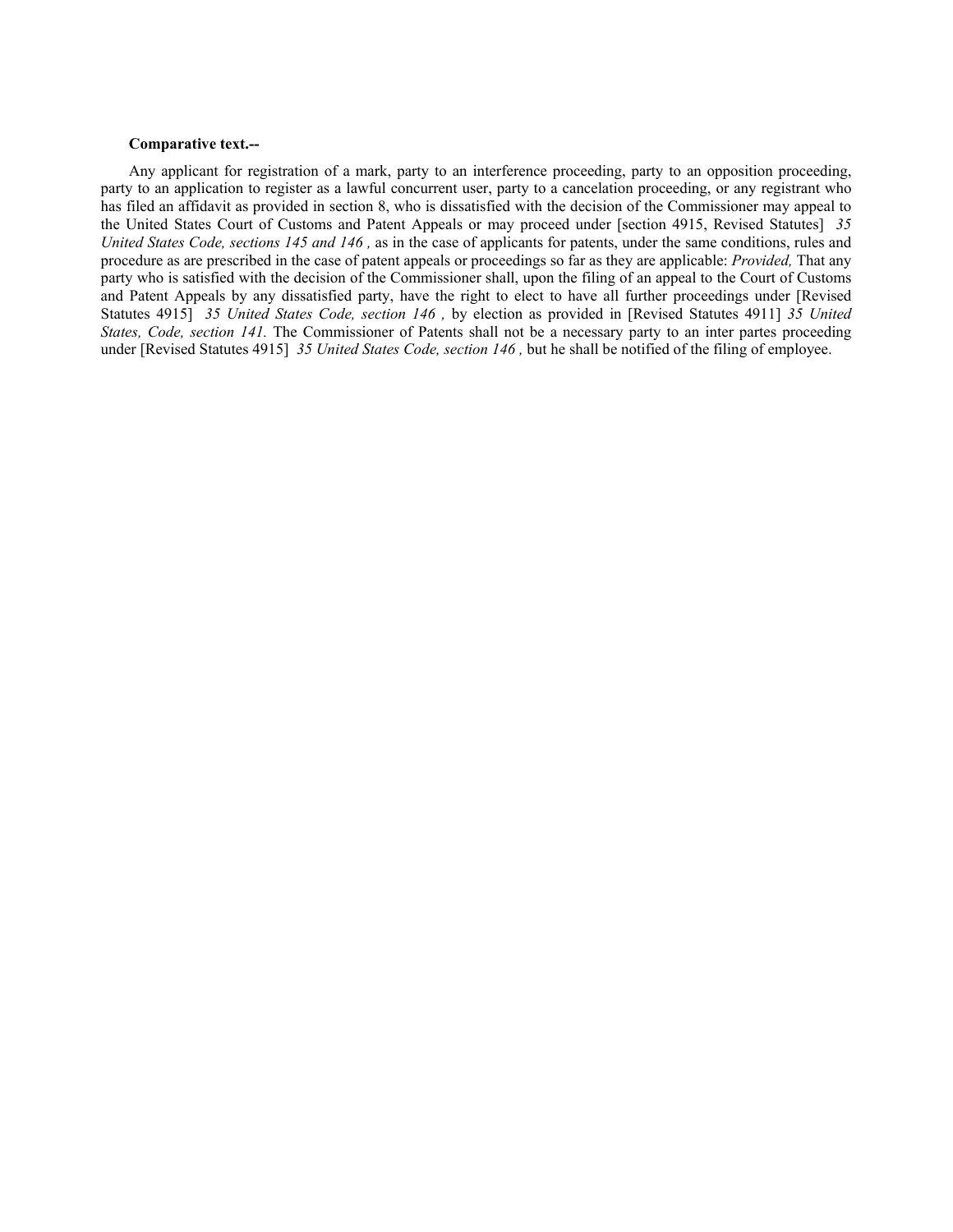**Comparative text.--**

Any applicant for registration of a mark, party to an interference proceeding, party to an opposition proceeding, party to an application to register as a lawful concurrent user, party to a cancelation proceeding, or any registrant who has filed an affidavit as provided in section 8, who is dissatisfied with the decision of the Commissioner may appeal to the United States Court of Customs and Patent Appeals or may proceed under [section 4915, Revised Statutes] *35 United States Code, sections 145 and 146 ,* as in the case of applicants for patents, under the same conditions, rules and procedure as are prescribed in the case of patent appeals or proceedings so far as they are applicable: *Provided,* That any party who is satisfied with the decision of the Commissioner shall, upon the filing of an appeal to the Court of Customs and Patent Appeals by any dissatisfied party, have the right to elect to have all further proceedings under [Revised Statutes 4915] *35 United States Code, section 146 ,* by election as provided in [Revised Statutes 4911] *35 United States, Code, section 141.* The Commissioner of Patents shall not be a necessary party to an inter partes proceeding under [Revised Statutes 4915] *35 United States Code, section 146 ,* but he shall be notified of the filing of employee.